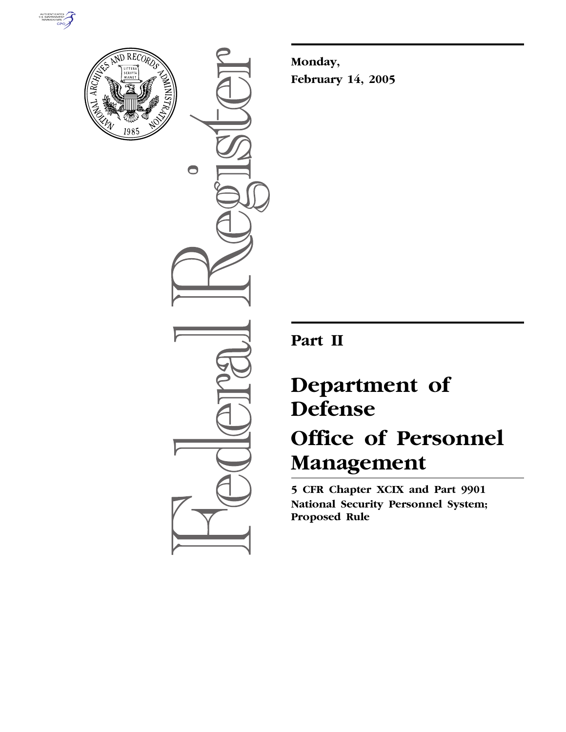Monday,

February 14, 2005

# Part II

# Department of Defense

# Office of Personnel Management

**5 CFR Chapter XCIX and Part 9901**
**National Security Personnel System; Proposed Rule**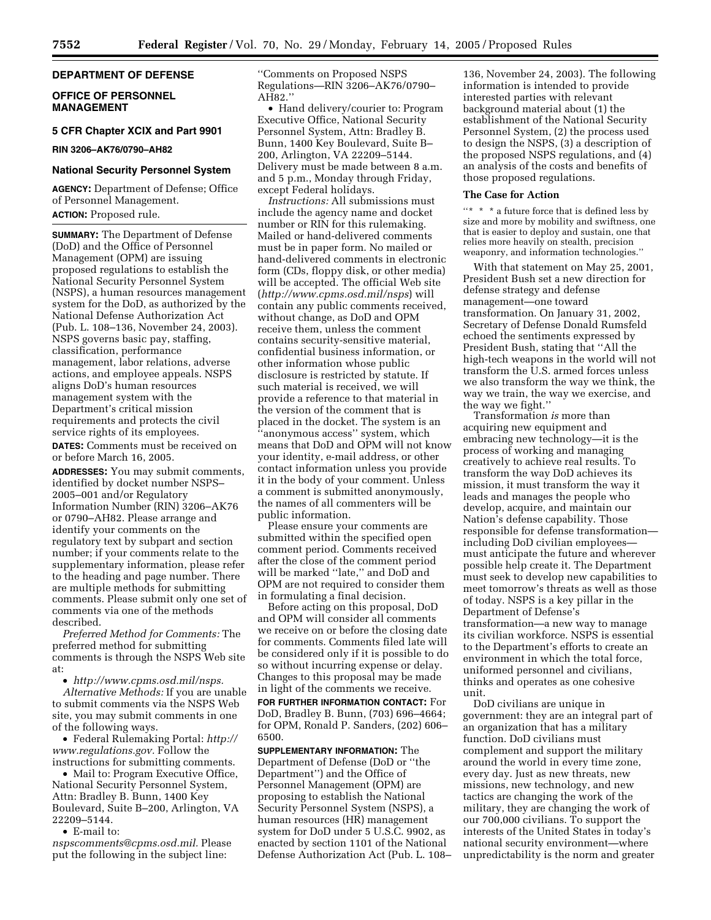## DEPARTMENT OF DEFENSE

## OFFICE OF PERSONNEL MANAGEMENT

### 5 CFR Chapter XCIX and Part 9901

**RIN 3206–AK76/0790–AH82**

### National Security Personnel System

**AGENCY:** Department of Defense; Office of Personnel Management.

**ACTION:** Proposed rule.

**SUMMARY:** The Department of Defense (DoD) and the Office of Personnel Management (OPM) are issuing proposed regulations to establish the National Security Personnel System (NSPS), a human resources management system for the DoD, as authorized by the National Defense Authorization Act (Pub. L. 108–136, November 24, 2003). NSPS governs basic pay, staffing, classification, performance management, labor relations, adverse actions, and employee appeals. NSPS aligns DoD's human resources management system with the Department's critical mission requirements and protects the civil service rights of its employees.

**DATES:** Comments must be received on or before March 16, 2005.

**ADDRESSES:** You may submit comments, identified by docket number NSPS–2005–001 and/or Regulatory Information Number (RIN) 3206–AK76 or 0790–AH82. Please arrange and identify your comments on the regulatory text by subpart and section number; if your comments relate to the supplementary information, please refer to the heading and page number. There are multiple methods for submitting comments. Please submit only one set of comments via one of the methods described.

*Preferred Method for Comments:* The preferred method for submitting comments is through the NSPS Web site at:

- *http://www.cpms.osd.mil/nsps.*

*Alternative Methods:* If you are unable to submit comments via the NSPS Web site, you may submit comments in one of the following ways.

- Federal Rulemaking Portal: *http://www.regulations.gov.* Follow the instructions for submitting comments.
- Mail to: Program Executive Office, National Security Personnel System, Attn: Bradley B. Bunn, 1400 Key Boulevard, Suite B–200, Arlington, VA 22209–5144.
- E-mail to: *nspscomments@cpms.osd.mil.* Please put the following in the subject line: ''Comments on Proposed NSPS Regulations—RIN 3206–AK76/0790–AH82.''
- Hand delivery/courier to: Program Executive Office, National Security Personnel System, Attn: Bradley B. Bunn, 1400 Key Boulevard, Suite B–200, Arlington, VA 22209–5144. Delivery must be made between 8 a.m. and 5 p.m., Monday through Friday, except Federal holidays.

*Instructions:* All submissions must include the agency name and docket number or RIN for this rulemaking. Mailed or hand-delivered comments must be in paper form. No mailed or hand-delivered comments in electronic form (CDs, floppy disk, or other media) will be accepted. The official Web site (*http://www.cpms.osd.mil/nsps*) will contain any public comments received, without change, as DoD and OPM receive them, unless the comment contains security-sensitive material, confidential business information, or other information whose public disclosure is restricted by statute. If such material is received, we will provide a reference to that material in the version of the comment that is placed in the docket. The system is an ''anonymous access'' system, which means that DoD and OPM will not know your identity, e-mail address, or other contact information unless you provide it in the body of your comment. Unless a comment is submitted anonymously, the names of all commenters will be public information.

Please ensure your comments are submitted within the specified open comment period. Comments received after the close of the comment period will be marked ''late,'' and DoD and OPM are not required to consider them in formulating a final decision.

Before acting on this proposal, DoD and OPM will consider all comments we receive on or before the closing date for comments. Comments filed late will be considered only if it is possible to do so without incurring expense or delay. Changes to this proposal may be made in light of the comments we receive.

**FOR FURTHER INFORMATION CONTACT:** For DoD, Bradley B. Bunn, (703) 696–4664; for OPM, Ronald P. Sanders, (202) 606–6500.

**SUPPLEMENTARY INFORMATION:** The Department of Defense (DoD or ''the Department'') and the Office of Personnel Management (OPM) are proposing to establish the National Security Personnel System (NSPS), a human resources (HR) management system for DoD under 5 U.S.C. 9902, as enacted by section 1101 of the National Defense Authorization Act (Pub. L. 108–136, November 24, 2003). The following information is intended to provide interested parties with relevant background material about (1) the establishment of the National Security Personnel System, (2) the process used to design the NSPS, (3) a description of the proposed NSPS regulations, and (4) an analysis of the costs and benefits of those proposed regulations.

### The Case for Action

''* * * a future force that is defined less by size and more by mobility and swiftness, one that is easier to deploy and sustain, one that relies more heavily on stealth, precision weaponry, and information technologies.''

With that statement on May 25, 2001, President Bush set a new direction for defense strategy and defense management—one toward transformation. On January 31, 2002, Secretary of Defense Donald Rumsfeld echoed the sentiments expressed by President Bush, stating that ''All the high-tech weapons in the world will not transform the U.S. armed forces unless we also transform the way we think, the way we train, the way we exercise, and the way we fight.''

Transformation *is* more than acquiring new equipment and embracing new technology—it is the process of working and managing creatively to achieve real results. To transform the way DoD achieves its mission, it must transform the way it leads and manages the people who develop, acquire, and maintain our Nation's defense capability. Those responsible for defense transformation—including DoD civilian employees—must anticipate the future and wherever possible help create it. The Department must seek to develop new capabilities to meet tomorrow's threats as well as those of today. NSPS is a key pillar in the Department of Defense's transformation—a new way to manage its civilian workforce. NSPS is essential to the Department's efforts to create an environment in which the total force, uniformed personnel and civilians, thinks and operates as one cohesive unit.

DoD civilians are unique in government: they are an integral part of an organization that has a military function. DoD civilians must complement and support the military around the world in every time zone, every day. Just as new threats, new missions, new technology, and new tactics are changing the work of the military, they are changing the work of our 700,000 civilians. To support the interests of the United States in today's national security environment—where unpredictability is the norm and greater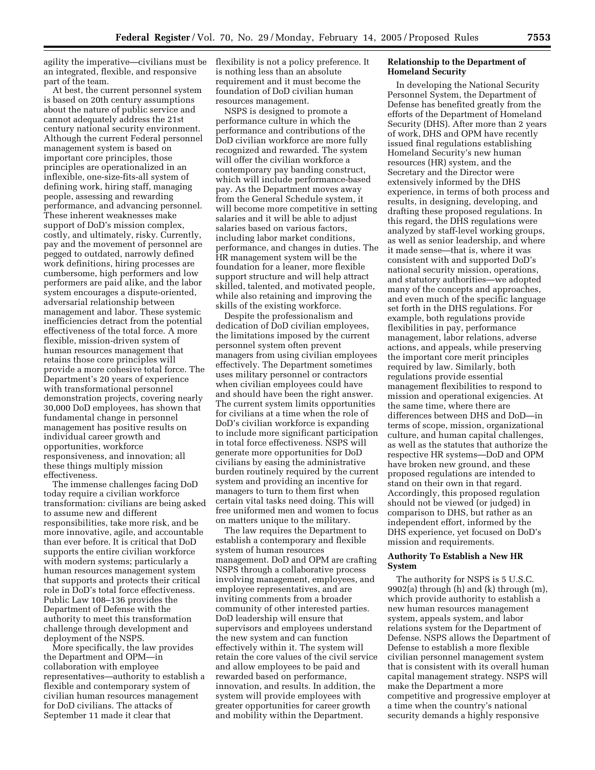agility the imperative—civilians must be an integrated, flexible, and responsive part of the team.

At best, the current personnel system is based on 20th century assumptions about the nature of public service and cannot adequately address the 21st century national security environment. Although the current Federal personnel management system is based on important core principles, those principles are operationalized in an inflexible, one-size-fits-all system of defining work, hiring staff, managing people, assessing and rewarding performance, and advancing personnel. These inherent weaknesses make support of DoD's mission complex, costly, and ultimately, risky. Currently, pay and the movement of personnel are pegged to outdated, narrowly defined work definitions, hiring processes are cumbersome, high performers and low performers are paid alike, and the labor system encourages a dispute-oriented, adversarial relationship between management and labor. These systemic inefficiencies detract from the potential effectiveness of the total force. A more flexible, mission-driven system of human resources management that retains those core principles will provide a more cohesive total force. The Department's 20 years of experience with transformational personnel demonstration projects, covering nearly 30,000 DoD employees, has shown that fundamental change in personnel management has positive results on individual career growth and opportunities, workforce responsiveness, and innovation; all these things multiply mission effectiveness.

The immense challenges facing DoD today require a civilian workforce transformation: civilians are being asked to assume new and different responsibilities, take more risk, and be more innovative, agile, and accountable than ever before. It is critical that DoD supports the entire civilian workforce with modern systems; particularly a human resources management system that supports and protects their critical role in DoD's total force effectiveness. Public Law 108–136 provides the Department of Defense with the authority to meet this transformation challenge through development and deployment of the NSPS.

More specifically, the law provides the Department and OPM—in collaboration with employee representatives—authority to establish a flexible and contemporary system of civilian human resources management for DoD civilians. The attacks of September 11 made it clear that flexibility is not a policy preference. It is nothing less than an absolute requirement and it must become the foundation of DoD civilian human resources management.

NSPS is designed to promote a performance culture in which the performance and contributions of the DoD civilian workforce are more fully recognized and rewarded. The system will offer the civilian workforce a contemporary pay banding construct, which will include performance-based pay. As the Department moves away from the General Schedule system, it will become more competitive in setting salaries and it will be able to adjust salaries based on various factors, including labor market conditions, performance, and changes in duties. The HR management system will be the foundation for a leaner, more flexible support structure and will help attract skilled, talented, and motivated people, while also retaining and improving the skills of the existing workforce.

Despite the professionalism and dedication of DoD civilian employees, the limitations imposed by the current personnel system often prevent managers from using civilian employees effectively. The Department sometimes uses military personnel or contractors when civilian employees could have and should have been the right answer. The current system limits opportunities for civilians at a time when the role of DoD's civilian workforce is expanding to include more significant participation in total force effectiveness. NSPS will generate more opportunities for DoD civilians by easing the administrative burden routinely required by the current system and providing an incentive for managers to turn to them first when certain vital tasks need doing. This will free uniformed men and women to focus on matters unique to the military.

The law requires the Department to establish a contemporary and flexible system of human resources management. DoD and OPM are crafting NSPS through a collaborative process involving management, employees, and employee representatives, and are inviting comments from a broader community of other interested parties. DoD leadership will ensure that supervisors and employees understand the new system and can function effectively within it. The system will retain the core values of the civil service and allow employees to be paid and rewarded based on performance, innovation, and results. In addition, the system will provide employees with greater opportunities for career growth and mobility within the Department.

**Relationship to the Department of Homeland Security**

In developing the National Security Personnel System, the Department of Defense has benefited greatly from the efforts of the Department of Homeland Security (DHS). After more than 2 years of work, DHS and OPM have recently issued final regulations establishing Homeland Security's new human resources (HR) system, and the Secretary and the Director were extensively informed by the DHS experience, in terms of both process and results, in designing, developing, and drafting these proposed regulations. In this regard, the DHS regulations were analyzed by staff-level working groups, as well as senior leadership, and where it made sense—that is, where it was consistent with and supported DoD's national security mission, operations, and statutory authorities—we adopted many of the concepts and approaches, and even much of the specific language set forth in the DHS regulations. For example, both regulations provide flexibilities in pay, performance management, labor relations, adverse actions, and appeals, while preserving the important core merit principles required by law. Similarly, both regulations provide essential management flexibilities to respond to mission and operational exigencies. At the same time, where there are differences between DHS and DoD—in terms of scope, mission, organizational culture, and human capital challenges, as well as the statutes that authorize the respective HR systems—DoD and OPM have broken new ground, and these proposed regulations are intended to stand on their own in that regard. Accordingly, this proposed regulation should not be viewed (or judged) in comparison to DHS, but rather as an independent effort, informed by the DHS experience, yet focused on DoD's mission and requirements.

**Authority To Establish a New HR System**

The authority for NSPS is 5 U.S.C. 9902(a) through (h) and (k) through (m), which provide authority to establish a new human resources management system, appeals system, and labor relations system for the Department of Defense. NSPS allows the Department of Defense to establish a more flexible civilian personnel management system that is consistent with its overall human capital management strategy. NSPS will make the Department a more competitive and progressive employer at a time when the country's national security demands a highly responsive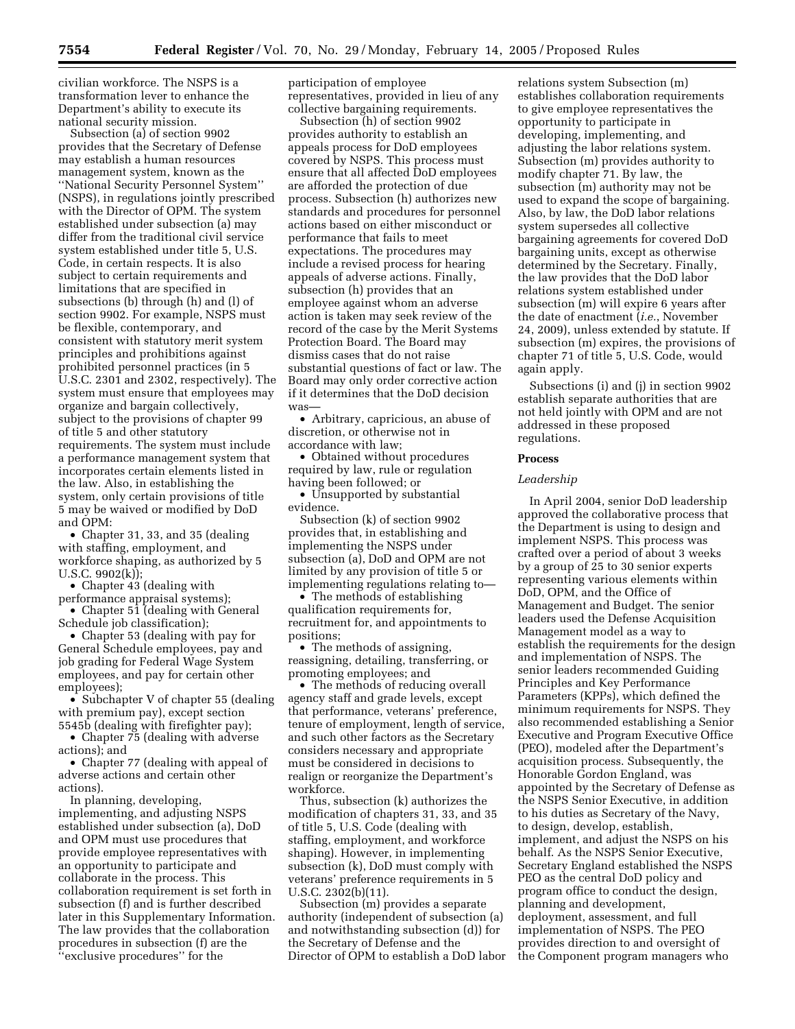civilian workforce. The NSPS is a transformation lever to enhance the Department's ability to execute its national security mission.

Subsection (a) of section 9902 provides that the Secretary of Defense may establish a human resources management system, known as the ''National Security Personnel System'' (NSPS), in regulations jointly prescribed with the Director of OPM. The system established under subsection (a) may differ from the traditional civil service system established under title 5, U.S. Code, in certain respects. It is also subject to certain requirements and limitations that are specified in subsections (b) through (h) and (l) of section 9902. For example, NSPS must be flexible, contemporary, and consistent with statutory merit system principles and prohibitions against prohibited personnel practices (in 5 U.S.C. 2301 and 2302, respectively). The system must ensure that employees may organize and bargain collectively, subject to the provisions of chapter 99 of title 5 and other statutory requirements. The system must include a performance management system that incorporates certain elements listed in the law. Also, in establishing the system, only certain provisions of title 5 may be waived or modified by DoD and OPM:

- Chapter 31, 33, and 35 (dealing with staffing, employment, and workforce shaping, as authorized by 5 U.S.C. 9902(k));
- Chapter 43 (dealing with performance appraisal systems);
- Chapter 51 (dealing with General Schedule job classification);
- Chapter 53 (dealing with pay for General Schedule employees, pay and job grading for Federal Wage System employees, and pay for certain other employees);
- Subchapter V of chapter 55 (dealing with premium pay), except section 5545b (dealing with firefighter pay);
- Chapter 75 (dealing with adverse actions); and
- Chapter 77 (dealing with appeal of adverse actions and certain other actions).

In planning, developing, implementing, and adjusting NSPS established under subsection (a), DoD and OPM must use procedures that provide employee representatives with an opportunity to participate and collaborate in the process. This collaboration requirement is set forth in subsection (f) and is further described later in this Supplementary Information. The law provides that the collaboration procedures in subsection (f) are the ''exclusive procedures'' for the participation of employee representatives, provided in lieu of any collective bargaining requirements.

Subsection (h) of section 9902 provides authority to establish an appeals process for DoD employees covered by NSPS. This process must ensure that all affected DoD employees are afforded the protection of due process. Subsection (h) authorizes new standards and procedures for personnel actions based on either misconduct or performance that fails to meet expectations. The procedures may include a revised process for hearing appeals of adverse actions. Finally, subsection (h) provides that an employee against whom an adverse action is taken may seek review of the record of the case by the Merit Systems Protection Board. The Board may dismiss cases that do not raise substantial questions of fact or law. The Board may only order corrective action if it determines that the DoD decision was—

- Arbitrary, capricious, an abuse of discretion, or otherwise not in accordance with law;
- Obtained without procedures required by law, rule or regulation having been followed; or
- Unsupported by substantial evidence.

Subsection (k) of section 9902 provides that, in establishing and implementing the NSPS under subsection (a), DoD and OPM are not limited by any provision of title 5 or implementing regulations relating to—

- The methods of establishing qualification requirements for, recruitment for, and appointments to positions;
- The methods of assigning, reassigning, detailing, transferring, or promoting employees; and
- The methods of reducing overall agency staff and grade levels, except that performance, veterans' preference, tenure of employment, length of service, and such other factors as the Secretary considers necessary and appropriate must be considered in decisions to realign or reorganize the Department's workforce.

Thus, subsection (k) authorizes the modification of chapters 31, 33, and 35 of title 5, U.S. Code (dealing with staffing, employment, and workforce shaping). However, in implementing subsection (k), DoD must comply with veterans' preference requirements in 5 U.S.C. 2302(b)(11).

Subsection (m) provides a separate authority (independent of subsection (a) and notwithstanding subsection (d)) for the Secretary of Defense and the Director of OPM to establish a DoD labor relations system Subsection (m) establishes collaboration requirements to give employee representatives the opportunity to participate in developing, implementing, and adjusting the labor relations system. Subsection (m) provides authority to modify chapter 71. By law, the subsection (m) authority may not be used to expand the scope of bargaining. Also, by law, the DoD labor relations system supersedes all collective bargaining agreements for covered DoD bargaining units, except as otherwise determined by the Secretary. Finally, the law provides that the DoD labor relations system established under subsection (m) will expire 6 years after the date of enactment (*i.e.*, November 24, 2009), unless extended by statute. If subsection (m) expires, the provisions of chapter 71 of title 5, U.S. Code, would again apply.

Subsections (i) and (j) in section 9902 establish separate authorities that are not held jointly with OPM and are not addressed in these proposed regulations.

**Process**

*Leadership*

In April 2004, senior DoD leadership approved the collaborative process that the Department is using to design and implement NSPS. This process was crafted over a period of about 3 weeks by a group of 25 to 30 senior experts representing various elements within DoD, OPM, and the Office of Management and Budget. The senior leaders used the Defense Acquisition Management model as a way to establish the requirements for the design and implementation of NSPS. The senior leaders recommended Guiding Principles and Key Performance Parameters (KPPs), which defined the minimum requirements for NSPS. They also recommended establishing a Senior Executive and Program Executive Office (PEO), modeled after the Department's acquisition process. Subsequently, the Honorable Gordon England, was appointed by the Secretary of Defense as the NSPS Senior Executive, in addition to his duties as Secretary of the Navy, to design, develop, establish, implement, and adjust the NSPS on his behalf. As the NSPS Senior Executive, Secretary England established the NSPS PEO as the central DoD policy and program office to conduct the design, planning and development, deployment, assessment, and full implementation of NSPS. The PEO provides direction to and oversight of the Component program managers who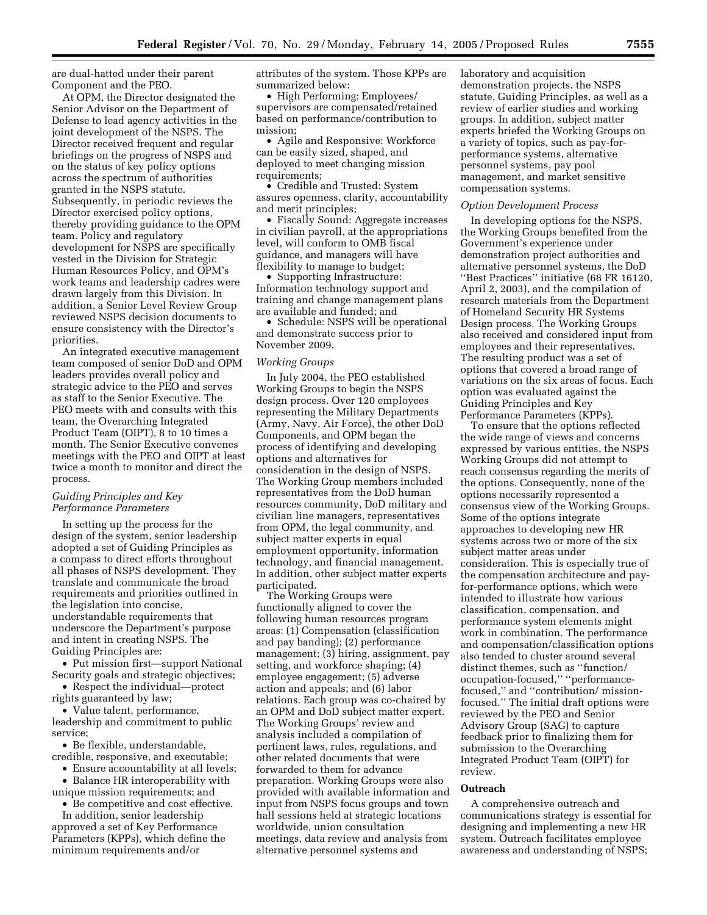are dual-hatted under their parent Component and the PEO.

At OPM, the Director designated the Senior Advisor on the Department of Defense to lead agency activities in the joint development of the NSPS. The Director received frequent and regular briefings on the progress of NSPS and on the status of key policy options across the spectrum of authorities granted in the NSPS statute. Subsequently, in periodic reviews the Director exercised policy options, thereby providing guidance to the OPM team. Policy and regulatory development for NSPS are specifically vested in the Division for Strategic Human Resources Policy, and OPM's work teams and leadership cadres were drawn largely from this Division. In addition, a Senior Level Review Group reviewed NSPS decision documents to ensure consistency with the Director's priorities.

An integrated executive management team composed of senior DoD and OPM leaders provides overall policy and strategic advice to the PEO and serves as staff to the Senior Executive. The PEO meets with and consults with this team, the Overarching Integrated Product Team (OIPT), 8 to 10 times a month. The Senior Executive convenes meetings with the PEO and OIPT at least twice a month to monitor and direct the process.

*Guiding Principles and Key Performance Parameters*

In setting up the process for the design of the system, senior leadership adopted a set of Guiding Principles as a compass to direct efforts throughout all phases of NSPS development. They translate and communicate the broad requirements and priorities outlined in the legislation into concise, understandable requirements that underscore the Department's purpose and intent in creating NSPS. The Guiding Principles are:

- Put mission first—support National Security goals and strategic objectives;
- Respect the individual—protect rights guaranteed by law;
- Value talent, performance, leadership and commitment to public service;
- Be flexible, understandable, credible, responsive, and executable;
- Ensure accountability at all levels;
- Balance HR interoperability with unique mission requirements; and
- Be competitive and cost effective.

In addition, senior leadership approved a set of Key Performance Parameters (KPPs), which define the minimum requirements and/or attributes of the system. Those KPPs are summarized below:

- High Performing: Employees/supervisors are compensated/retained based on performance/contribution to mission;
- Agile and Responsive: Workforce can be easily sized, shaped, and deployed to meet changing mission requirements;
- Credible and Trusted: System assures openness, clarity, accountability and merit principles;
- Fiscally Sound: Aggregate increases in civilian payroll, at the appropriations level, will conform to OMB fiscal guidance, and managers will have flexibility to manage to budget;
- Supporting Infrastructure: Information technology support and training and change management plans are available and funded; and
- Schedule: NSPS will be operational and demonstrate success prior to November 2009.

*Working Groups*

In July 2004, the PEO established Working Groups to begin the NSPS design process. Over 120 employees representing the Military Departments (Army, Navy, Air Force), the other DoD Components, and OPM began the process of identifying and developing options and alternatives for consideration in the design of NSPS. The Working Group members included representatives from the DoD human resources community, DoD military and civilian line managers, representatives from OPM, the legal community, and subject matter experts in equal employment opportunity, information technology, and financial management. In addition, other subject matter experts participated.

The Working Groups were functionally aligned to cover the following human resources program areas: (1) Compensation (classification and pay banding); (2) performance management; (3) hiring, assignment, pay setting, and workforce shaping; (4) employee engagement; (5) adverse action and appeals; and (6) labor relations. Each group was co-chaired by an OPM and DoD subject matter expert. The Working Groups' review and analysis included a compilation of pertinent laws, rules, regulations, and other related documents that were forwarded to them for advance preparation. Working Groups were also provided with available information and input from NSPS focus groups and town hall sessions held at strategic locations worldwide, union consultation meetings, data review and analysis from alternative personnel systems and laboratory and acquisition demonstration projects, the NSPS statute, Guiding Principles, as well as a review of earlier studies and working groups. In addition, subject matter experts briefed the Working Groups on a variety of topics, such as pay-for-performance systems, alternative personnel systems, pay pool management, and market sensitive compensation systems.

*Option Development Process*

In developing options for the NSPS, the Working Groups benefited from the Government's experience under demonstration project authorities and alternative personnel systems, the DoD "Best Practices" initiative (68 FR 16120, April 2, 2003), and the compilation of research materials from the Department of Homeland Security HR Systems Design process. The Working Groups also received and considered input from employees and their representatives. The resulting product was a set of options that covered a broad range of variations on the six areas of focus. Each option was evaluated against the Guiding Principles and Key Performance Parameters (KPPs).

To ensure that the options reflected the wide range of views and concerns expressed by various entities, the NSPS Working Groups did not attempt to reach consensus regarding the merits of the options. Consequently, none of the options necessarily represented a consensus view of the Working Groups. Some of the options integrate approaches to developing new HR systems across two or more of the six subject matter areas under consideration. This is especially true of the compensation architecture and pay-for-performance options, which were intended to illustrate how various classification, compensation, and performance system elements might work in combination. The performance and compensation/classification options also tended to cluster around several distinct themes, such as "function/occupation-focused," "performance-focused," and "contribution/mission-focused." The initial draft options were reviewed by the PEO and Senior Advisory Group (SAG) to capture feedback prior to finalizing them for submission to the Overarching Integrated Product Team (OIPT) for review.

**Outreach**

A comprehensive outreach and communications strategy is essential for designing and implementing a new HR system. Outreach facilitates employee awareness and understanding of NSPS;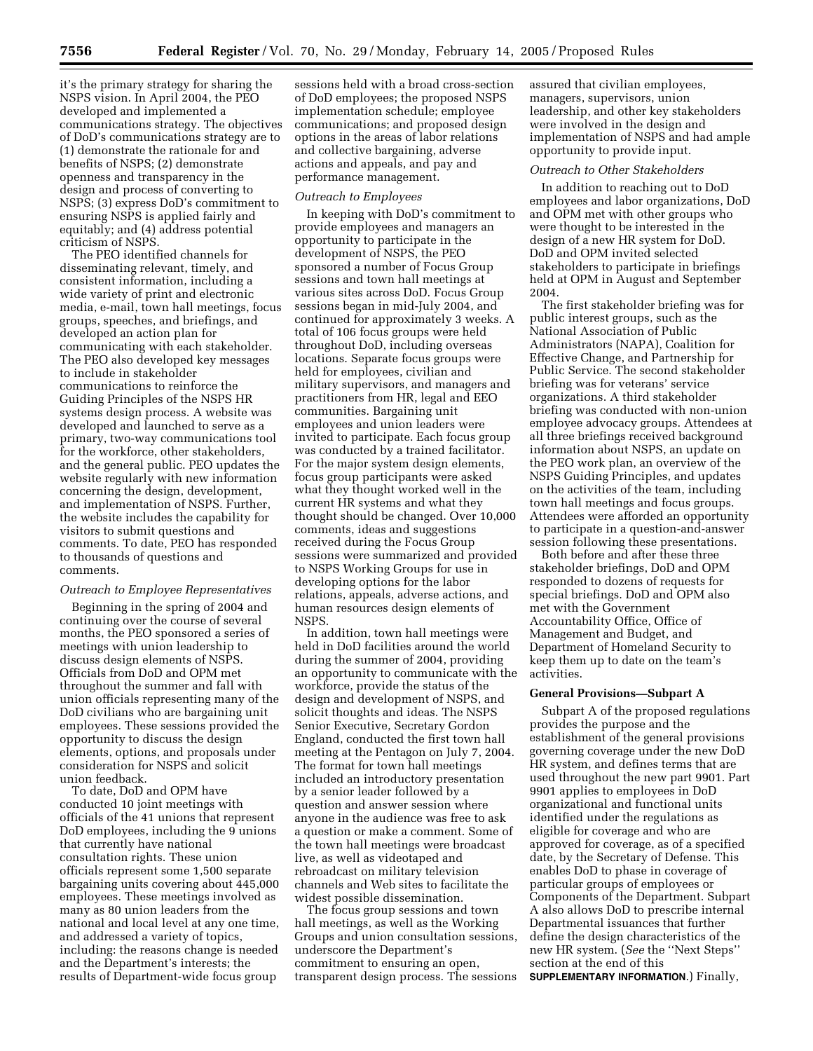it's the primary strategy for sharing the NSPS vision. In April 2004, the PEO developed and implemented a communications strategy. The objectives of DoD's communications strategy are to (1) demonstrate the rationale for and benefits of NSPS; (2) demonstrate openness and transparency in the design and process of converting to NSPS; (3) express DoD's commitment to ensuring NSPS is applied fairly and equitably; and (4) address potential criticism of NSPS.

The PEO identified channels for disseminating relevant, timely, and consistent information, including a wide variety of print and electronic media, e-mail, town hall meetings, focus groups, speeches, and briefings, and developed an action plan for communicating with each stakeholder. The PEO also developed key messages to include in stakeholder communications to reinforce the Guiding Principles of the NSPS HR systems design process. A website was developed and launched to serve as a primary, two-way communications tool for the workforce, other stakeholders, and the general public. PEO updates the website regularly with new information concerning the design, development, and implementation of NSPS. Further, the website includes the capability for visitors to submit questions and comments. To date, PEO has responded to thousands of questions and comments.

*Outreach to Employee Representatives*

Beginning in the spring of 2004 and continuing over the course of several months, the PEO sponsored a series of meetings with union leadership to discuss design elements of NSPS. Officials from DoD and OPM met throughout the summer and fall with union officials representing many of the DoD civilians who are bargaining unit employees. These sessions provided the opportunity to discuss the design elements, options, and proposals under consideration for NSPS and solicit union feedback.

To date, DoD and OPM have conducted 10 joint meetings with officials of the 41 unions that represent DoD employees, including the 9 unions that currently have national consultation rights. These union officials represent some 1,500 separate bargaining units covering about 445,000 employees. These meetings involved as many as 80 union leaders from the national and local level at any one time, and addressed a variety of topics, including: the reasons change is needed and the Department's interests; the results of Department-wide focus group sessions held with a broad cross-section of DoD employees; the proposed NSPS implementation schedule; employee communications; and proposed design options in the areas of labor relations and collective bargaining, adverse actions and appeals, and pay and performance management.

*Outreach to Employees*

In keeping with DoD's commitment to provide employees and managers an opportunity to participate in the development of NSPS, the PEO sponsored a number of Focus Group sessions and town hall meetings at various sites across DoD. Focus Group sessions began in mid-July 2004, and continued for approximately 3 weeks. A total of 106 focus groups were held throughout DoD, including overseas locations. Separate focus groups were held for employees, civilian and military supervisors, and managers and practitioners from HR, legal and EEO communities. Bargaining unit employees and union leaders were invited to participate. Each focus group was conducted by a trained facilitator. For the major system design elements, focus group participants were asked what they thought worked well in the current HR systems and what they thought should be changed. Over 10,000 comments, ideas and suggestions received during the Focus Group sessions were summarized and provided to NSPS Working Groups for use in developing options for the labor relations, appeals, adverse actions, and human resources design elements of NSPS.

In addition, town hall meetings were held in DoD facilities around the world during the summer of 2004, providing an opportunity to communicate with the workforce, provide the status of the design and development of NSPS, and solicit thoughts and ideas. The NSPS Senior Executive, Secretary Gordon England, conducted the first town hall meeting at the Pentagon on July 7, 2004. The format for town hall meetings included an introductory presentation by a senior leader followed by a question and answer session where anyone in the audience was free to ask a question or make a comment. Some of the town hall meetings were broadcast live, as well as videotaped and rebroadcast on military television channels and Web sites to facilitate the widest possible dissemination.

The focus group sessions and town hall meetings, as well as the Working Groups and union consultation sessions, underscore the Department's commitment to ensuring an open, transparent design process. The sessions assured that civilian employees, managers, supervisors, union leadership, and other key stakeholders were involved in the design and implementation of NSPS and had ample opportunity to provide input.

*Outreach to Other Stakeholders*

In addition to reaching out to DoD employees and labor organizations, DoD and OPM met with other groups who were thought to be interested in the design of a new HR system for DoD. DoD and OPM invited selected stakeholders to participate in briefings held at OPM in August and September 2004.

The first stakeholder briefing was for public interest groups, such as the National Association of Public Administrators (NAPA), Coalition for Effective Change, and Partnership for Public Service. The second stakeholder briefing was for veterans' service organizations. A third stakeholder briefing was conducted with non-union employee advocacy groups. Attendees at all three briefings received background information about NSPS, an update on the PEO work plan, an overview of the NSPS Guiding Principles, and updates on the activities of the team, including town hall meetings and focus groups. Attendees were afforded an opportunity to participate in a question-and-answer session following these presentations.

Both before and after these three stakeholder briefings, DoD and OPM responded to dozens of requests for special briefings. DoD and OPM also met with the Government Accountability Office, Office of Management and Budget, and Department of Homeland Security to keep them up to date on the team's activities.

**General Provisions—Subpart A**

Subpart A of the proposed regulations provides the purpose and the establishment of the general provisions governing coverage under the new DoD HR system, and defines terms that are used throughout the new part 9901. Part 9901 applies to employees in DoD organizational and functional units identified under the regulations as eligible for coverage and who are approved for coverage, as of a specified date, by the Secretary of Defense. This enables DoD to phase in coverage of particular groups of employees or Components of the Department. Subpart A also allows DoD to prescribe internal Departmental issuances that further define the design characteristics of the new HR system. (*See* the ''Next Steps'' section at the end of this **SUPPLEMENTARY INFORMATION**.) Finally,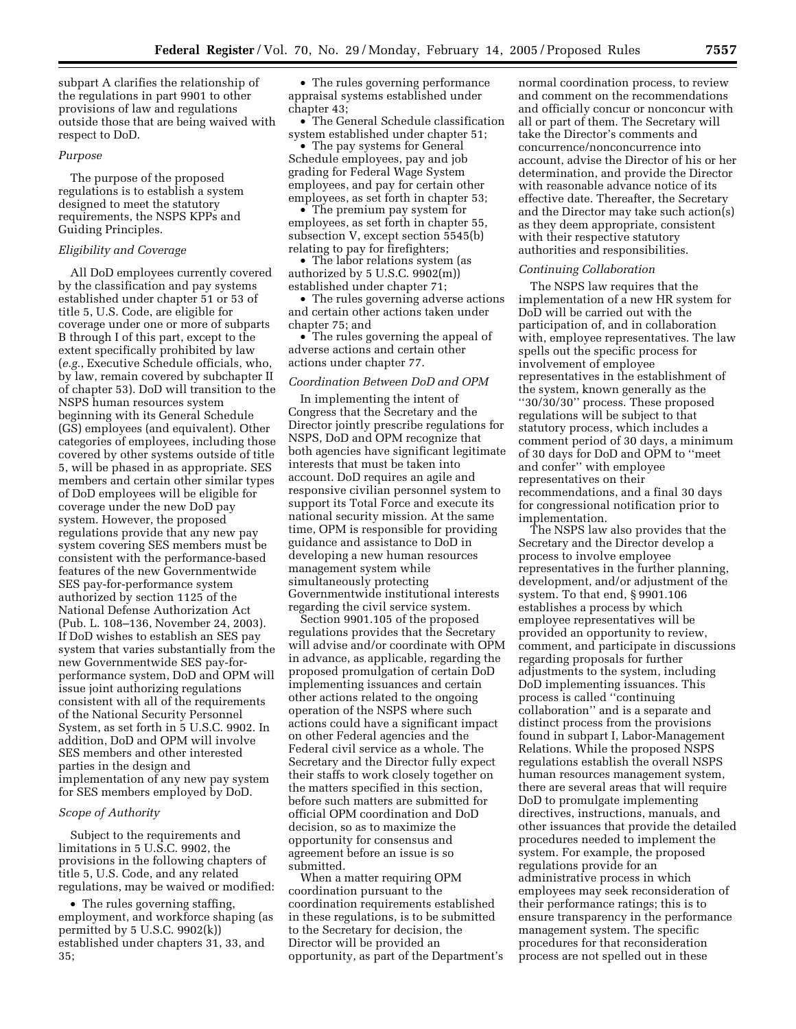subpart A clarifies the relationship of the regulations in part 9901 to other provisions of law and regulations outside those that are being waived with respect to DoD.

*Purpose*

The purpose of the proposed regulations is to establish a system designed to meet the statutory requirements, the NSPS KPPs and Guiding Principles.

*Eligibility and Coverage*

All DoD employees currently covered by the classification and pay systems established under chapter 51 or 53 of title 5, U.S. Code, are eligible for coverage under one or more of subparts B through I of this part, except to the extent specifically prohibited by law (*e.g.*, Executive Schedule officials, who, by law, remain covered by subchapter II of chapter 53). DoD will transition to the NSPS human resources system beginning with its General Schedule (GS) employees (and equivalent). Other categories of employees, including those covered by other systems outside of title 5, will be phased in as appropriate. SES members and certain other similar types of DoD employees will be eligible for coverage under the new DoD pay system. However, the proposed regulations provide that any new pay system covering SES members must be consistent with the performance-based features of the new Governmentwide SES pay-for-performance system authorized by section 1125 of the National Defense Authorization Act (Pub. L. 108–136, November 24, 2003). If DoD wishes to establish an SES pay system that varies substantially from the new Governmentwide SES pay-for-performance system, DoD and OPM will issue joint authorizing regulations consistent with all of the requirements of the National Security Personnel System, as set forth in 5 U.S.C. 9902. In addition, DoD and OPM will involve SES members and other interested parties in the design and implementation of any new pay system for SES members employed by DoD.

*Scope of Authority*

Subject to the requirements and limitations in 5 U.S.C. 9902, the provisions in the following chapters of title 5, U.S. Code, and any related regulations, may be waived or modified:

- The rules governing staffing, employment, and workforce shaping (as permitted by 5 U.S.C. 9902(k)) established under chapters 31, 33, and 35;
- The rules governing performance appraisal systems established under chapter 43;
- The General Schedule classification system established under chapter 51;
- The pay systems for General Schedule employees, pay and job grading for Federal Wage System employees, and pay for certain other employees, as set forth in chapter 53;
- The premium pay system for employees, as set forth in chapter 55, subsection V, except section 5545(b) relating to pay for firefighters;
- The labor relations system (as authorized by 5 U.S.C. 9902(m)) established under chapter 71;
- The rules governing adverse actions and certain other actions taken under chapter 75; and
- The rules governing the appeal of adverse actions and certain other actions under chapter 77.

*Coordination Between DoD and OPM*

In implementing the intent of Congress that the Secretary and the Director jointly prescribe regulations for NSPS, DoD and OPM recognize that both agencies have significant legitimate interests that must be taken into account. DoD requires an agile and responsive civilian personnel system to support its Total Force and execute its national security mission. At the same time, OPM is responsible for providing guidance and assistance to DoD in developing a new human resources management system while simultaneously protecting Governmentwide institutional interests regarding the civil service system.

Section 9901.105 of the proposed regulations provides that the Secretary will advise and/or coordinate with OPM in advance, as applicable, regarding the proposed promulgation of certain DoD implementing issuances and certain other actions related to the ongoing operation of the NSPS where such actions could have a significant impact on other Federal agencies and the Federal civil service as a whole. The Secretary and the Director fully expect their staffs to work closely together on the matters specified in this section, before such matters are submitted for official OPM coordination and DoD decision, so as to maximize the opportunity for consensus and agreement before an issue is so submitted.

When a matter requiring OPM coordination pursuant to the coordination requirements established in these regulations, is to be submitted to the Secretary for decision, the Director will be provided an opportunity, as part of the Department's normal coordination process, to review and comment on the recommendations and officially concur or nonconcur with all or part of them. The Secretary will take the Director's comments and concurrence/nonconcurrence into account, advise the Director of his or her determination, and provide the Director with reasonable advance notice of its effective date. Thereafter, the Secretary and the Director may take such action(s) as they deem appropriate, consistent with their respective statutory authorities and responsibilities.

*Continuing Collaboration*

The NSPS law requires that the implementation of a new HR system for DoD will be carried out with the participation of, and in collaboration with, employee representatives. The law spells out the specific process for involvement of employee representatives in the establishment of the system, known generally as the ''30/30/30'' process. These proposed regulations will be subject to that statutory process, which includes a comment period of 30 days, a minimum of 30 days for DoD and OPM to ''meet and confer'' with employee representatives on their recommendations, and a final 30 days for congressional notification prior to implementation.

The NSPS law also provides that the Secretary and the Director develop a process to involve employee representatives in the further planning, development, and/or adjustment of the system. To that end, § 9901.106 establishes a process by which employee representatives will be provided an opportunity to review, comment, and participate in discussions regarding proposals for further adjustments to the system, including DoD implementing issuances. This process is called ''continuing collaboration'' and is a separate and distinct process from the provisions found in subpart I, Labor-Management Relations. While the proposed NSPS regulations establish the overall NSPS human resources management system, there are several areas that will require DoD to promulgate implementing directives, instructions, manuals, and other issuances that provide the detailed procedures needed to implement the system. For example, the proposed regulations provide for an administrative process in which employees may seek reconsideration of their performance ratings; this is to ensure transparency in the performance management system. The specific procedures for that reconsideration process are not spelled out in these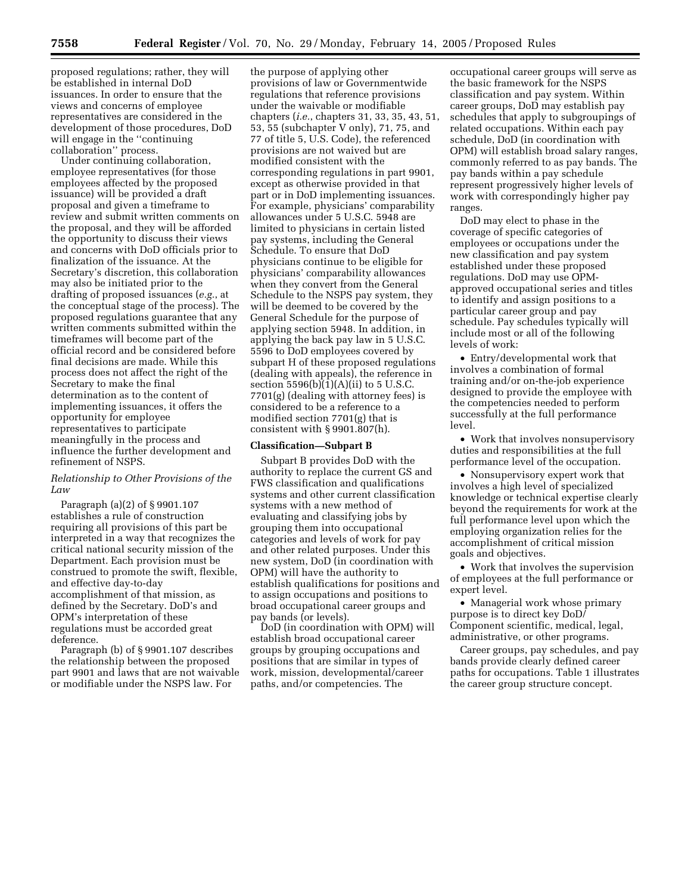proposed regulations; rather, they will be established in internal DoD issuances. In order to ensure that the views and concerns of employee representatives are considered in the development of those procedures, DoD will engage in the ''continuing collaboration'' process.

Under continuing collaboration, employee representatives (for those employees affected by the proposed issuance) will be provided a draft proposal and given a timeframe to review and submit written comments on the proposal, and they will be afforded the opportunity to discuss their views and concerns with DoD officials prior to finalization of the issuance. At the Secretary's discretion, this collaboration may also be initiated prior to the drafting of proposed issuances (*e.g.*, at the conceptual stage of the process). The proposed regulations guarantee that any written comments submitted within the timeframes will become part of the official record and be considered before final decisions are made. While this process does not affect the right of the Secretary to make the final determination as to the content of implementing issuances, it offers the opportunity for employee representatives to participate meaningfully in the process and influence the further development and refinement of NSPS.

### *Relationship to Other Provisions of the Law*

Paragraph (a)(2) of § 9901.107 establishes a rule of construction requiring all provisions of this part be interpreted in a way that recognizes the critical national security mission of the Department. Each provision must be construed to promote the swift, flexible, and effective day-to-day accomplishment of that mission, as defined by the Secretary. DoD's and OPM's interpretation of these regulations must be accorded great deference.

Paragraph (b) of § 9901.107 describes the relationship between the proposed part 9901 and laws that are not waivable or modifiable under the NSPS law. For the purpose of applying other provisions of law or Governmentwide regulations that reference provisions under the waivable or modifiable chapters (*i.e.*, chapters 31, 33, 35, 43, 51, 53, 55 (subchapter V only), 71, 75, and 77 of title 5, U.S. Code), the referenced provisions are not waived but are modified consistent with the corresponding regulations in part 9901, except as otherwise provided in that part or in DoD implementing issuances. For example, physicians' comparability allowances under 5 U.S.C. 5948 are limited to physicians in certain listed pay systems, including the General Schedule. To ensure that DoD physicians continue to be eligible for physicians' comparability allowances when they convert from the General Schedule to the NSPS pay system, they will be deemed to be covered by the General Schedule for the purpose of applying section 5948. In addition, in applying the back pay law in 5 U.S.C. 5596 to DoD employees covered by subpart H of these proposed regulations (dealing with appeals), the reference in section 5596(b)(1)(A)(ii) to 5 U.S.C. 7701(g) (dealing with attorney fees) is considered to be a reference to a modified section 7701(g) that is consistent with § 9901.807(h).

### **Classification—Subpart B**

Subpart B provides DoD with the authority to replace the current GS and FWS classification and qualifications systems and other current classification systems with a new method of evaluating and classifying jobs by grouping them into occupational categories and levels of work for pay and other related purposes. Under this new system, DoD (in coordination with OPM) will have the authority to establish qualifications for positions and to assign occupations and positions to broad occupational career groups and pay bands (or levels).

DoD (in coordination with OPM) will establish broad occupational career groups by grouping occupations and positions that are similar in types of work, mission, developmental/career paths, and/or competencies. The occupational career groups will serve as the basic framework for the NSPS classification and pay system. Within career groups, DoD may establish pay schedules that apply to subgroupings of related occupations. Within each pay schedule, DoD (in coordination with OPM) will establish broad salary ranges, commonly referred to as pay bands. The pay bands within a pay schedule represent progressively higher levels of work with correspondingly higher pay ranges.

DoD may elect to phase in the coverage of specific categories of employees or occupations under the new classification and pay system established under these proposed regulations. DoD may use OPM-approved occupational series and titles to identify and assign positions to a particular career group and pay schedule. Pay schedules typically will include most or all of the following levels of work:

- Entry/developmental work that involves a combination of formal training and/or on-the-job experience designed to provide the employee with the competencies needed to perform successfully at the full performance level.
- Work that involves nonsupervisory duties and responsibilities at the full performance level of the occupation.
- Nonsupervisory expert work that involves a high level of specialized knowledge or technical expertise clearly beyond the requirements for work at the full performance level upon which the employing organization relies for the accomplishment of critical mission goals and objectives.
- Work that involves the supervision of employees at the full performance or expert level.
- Managerial work whose primary purpose is to direct key DoD/Component scientific, medical, legal, administrative, or other programs.

Career groups, pay schedules, and pay bands provide clearly defined career paths for occupations. Table 1 illustrates the career group structure concept.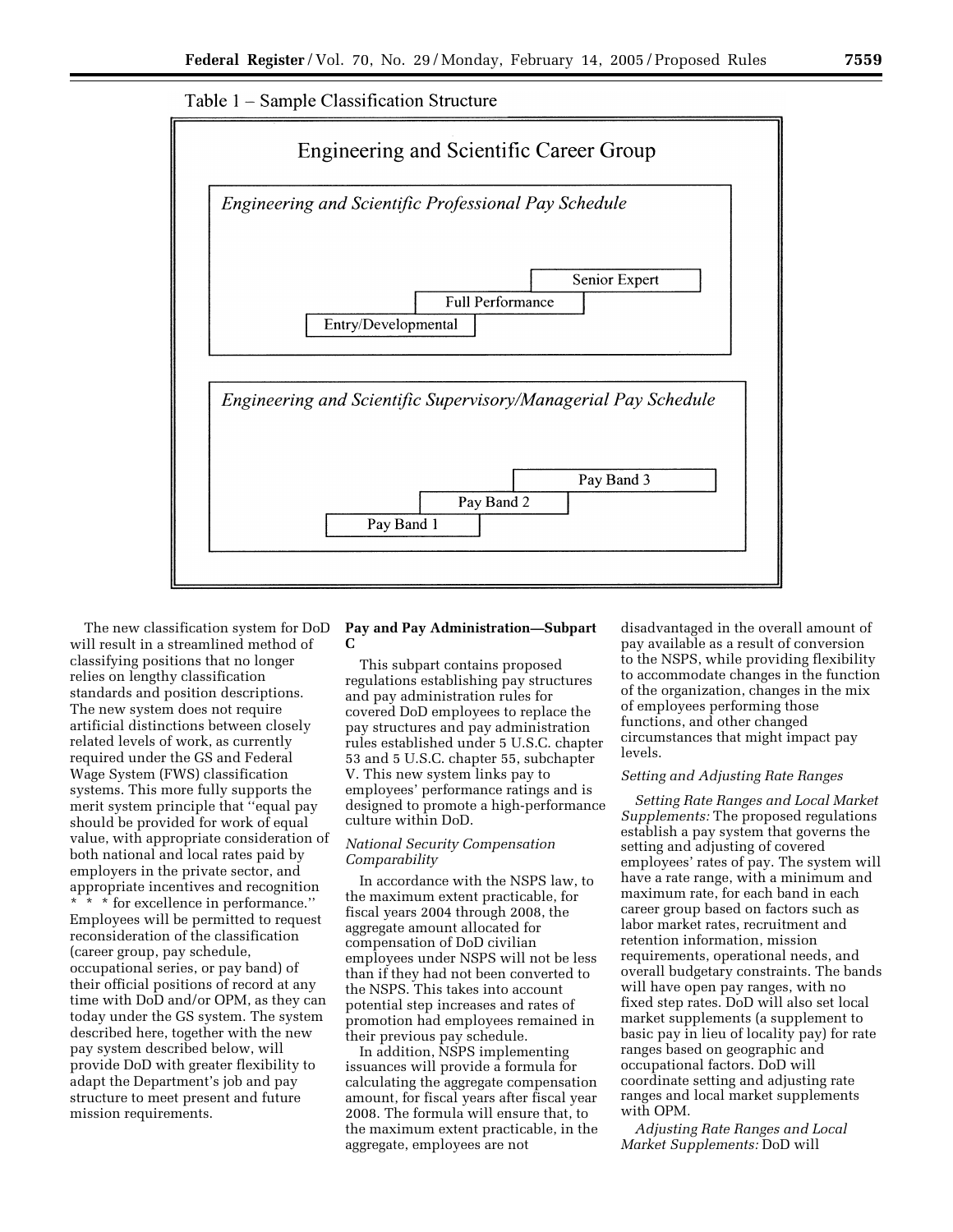Table 1 – Sample Classification Structure

Engineering and Scientific Career Group

*Engineering and Scientific Professional Pay Schedule*

- Entry/Developmental
- Full Performance
- Senior Expert

*Engineering and Scientific Supervisory/Managerial Pay Schedule*

- Pay Band 1
- Pay Band 2
- Pay Band 3

The new classification system for DoD will result in a streamlined method of classifying positions that no longer relies on lengthy classification standards and position descriptions. The new system does not require artificial distinctions between closely related levels of work, as currently required under the GS and Federal Wage System (FWS) classification systems. This more fully supports the merit system principle that ''equal pay should be provided for work of equal value, with appropriate consideration of both national and local rates paid by employers in the private sector, and appropriate incentives and recognition * * * for excellence in performance.'' Employees will be permitted to request reconsideration of the classification (career group, pay schedule, occupational series, or pay band) of their official positions of record at any time with DoD and/or OPM, as they can today under the GS system. The system described here, together with the new pay system described below, will provide DoD with greater flexibility to adapt the Department's job and pay structure to meet present and future mission requirements.

**Pay and Pay Administration—Subpart C**

This subpart contains proposed regulations establishing pay structures and pay administration rules for covered DoD employees to replace the pay structures and pay administration rules established under 5 U.S.C. chapter 53 and 5 U.S.C. chapter 55, subchapter V. This new system links pay to employees' performance ratings and is designed to promote a high-performance culture within DoD.

*National Security Compensation Comparability*

In accordance with the NSPS law, to the maximum extent practicable, for fiscal years 2004 through 2008, the aggregate amount allocated for compensation of DoD civilian employees under NSPS will not be less than if they had not been converted to the NSPS. This takes into account potential step increases and rates of promotion had employees remained in their previous pay schedule.

In addition, NSPS implementing issuances will provide a formula for calculating the aggregate compensation amount, for fiscal years after fiscal year 2008. The formula will ensure that, to the maximum extent practicable, in the aggregate, employees are not disadvantaged in the overall amount of pay available as a result of conversion to the NSPS, while providing flexibility to accommodate changes in the function of the organization, changes in the mix of employees performing those functions, and other changed circumstances that might impact pay levels.

*Setting and Adjusting Rate Ranges*

*Setting Rate Ranges and Local Market Supplements:* The proposed regulations establish a pay system that governs the setting and adjusting of covered employees' rates of pay. The system will have a rate range, with a minimum and maximum rate, for each band in each career group based on factors such as labor market rates, recruitment and retention information, mission requirements, operational needs, and overall budgetary constraints. The bands will have open pay ranges, with no fixed step rates. DoD will also set local market supplements (a supplement to basic pay in lieu of locality pay) for rate ranges based on geographic and occupational factors. DoD will coordinate setting and adjusting rate ranges and local market supplements with OPM.

*Adjusting Rate Ranges and Local Market Supplements:* DoD will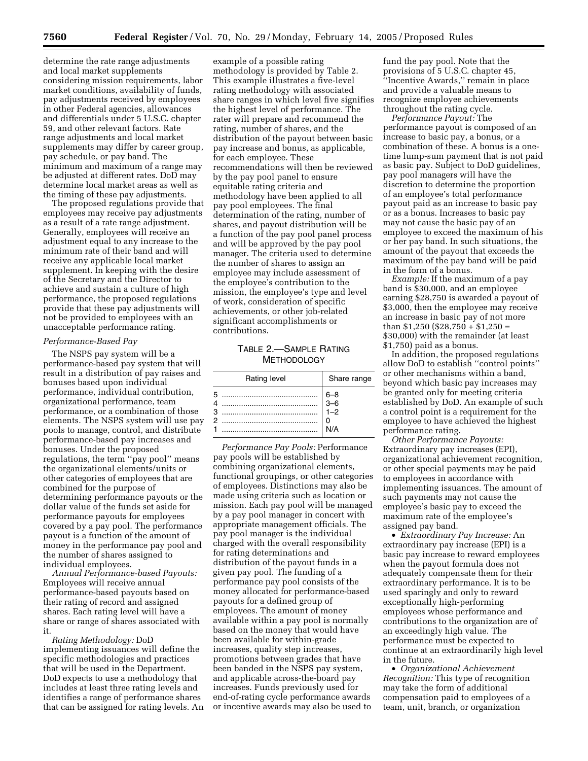determine the rate range adjustments and local market supplements considering mission requirements, labor market conditions, availability of funds, pay adjustments received by employees in other Federal agencies, allowances and differentials under 5 U.S.C. chapter 59, and other relevant factors. Rate range adjustments and local market supplements may differ by career group, pay schedule, or pay band. The minimum and maximum of a range may be adjusted at different rates. DoD may determine local market areas as well as the timing of these pay adjustments.

The proposed regulations provide that employees may receive pay adjustments as a result of a rate range adjustment. Generally, employees will receive an adjustment equal to any increase to the minimum rate of their band and will receive any applicable local market supplement. In keeping with the desire of the Secretary and the Director to achieve and sustain a culture of high performance, the proposed regulations provide that these pay adjustments will not be provided to employees with an unacceptable performance rating.

*Performance-Based Pay*

The NSPS pay system will be a performance-based pay system that will result in a distribution of pay raises and bonuses based upon individual performance, individual contribution, organizational performance, team performance, or a combination of those elements. The NSPS system will use pay pools to manage, control, and distribute performance-based pay increases and bonuses. Under the proposed regulations, the term ''pay pool'' means the organizational elements/units or other categories of employees that are combined for the purpose of determining performance payouts or the dollar value of the funds set aside for performance payouts for employees covered by a pay pool. The performance payout is a function of the amount of money in the performance pay pool and the number of shares assigned to individual employees.

*Annual Performance-based Payouts:* Employees will receive annual performance-based payouts based on their rating of record and assigned shares. Each rating level will have a share or range of shares associated with it.

*Rating Methodology:* DoD implementing issuances will define the specific methodologies and practices that will be used in the Department. DoD expects to use a methodology that includes at least three rating levels and identifies a range of performance shares that can be assigned for rating levels. An example of a possible rating methodology is provided by Table 2. This example illustrates a five-level rating methodology with associated share ranges in which level five signifies the highest level of performance. The rater will prepare and recommend the rating, number of shares, and the distribution of the payout between basic pay increase and bonus, as applicable, for each employee. These recommendations will then be reviewed by the pay pool panel to ensure equitable rating criteria and methodology have been applied to all pay pool employees. The final determination of the rating, number of shares, and payout distribution will be a function of the pay pool panel process and will be approved by the pay pool manager. The criteria used to determine the number of shares to assign an employee may include assessment of the employee's contribution to the mission, the employee's type and level of work, consideration of specific achievements, or other job-related significant accomplishments or contributions.

TABLE 2.—SAMPLE RATING METHODOLOGY

| Rating level | Share range |
|---|---|
| 5 | 6–8 |
| 4 | 3–6 |
| 3 | 1–2 |
| 2 | 0 |
| 1 | N/A |

*Performance Pay Pools:* Performance pay pools will be established by combining organizational elements, functional groupings, or other categories of employees. Distinctions may also be made using criteria such as location or mission. Each pay pool will be managed by a pay pool manager in concert with appropriate management officials. The pay pool manager is the individual charged with the overall responsibility for rating determinations and distribution of the payout funds in a given pay pool. The funding of a performance pay pool consists of the money allocated for performance-based payouts for a defined group of employees. The amount of money available within a pay pool is normally based on the money that would have been available for within-grade increases, quality step increases, promotions between grades that have been banded in the NSPS pay system, and applicable across-the-board pay increases. Funds previously used for end-of-rating cycle performance awards or incentive awards may also be used to fund the pay pool. Note that the provisions of 5 U.S.C. chapter 45, ''Incentive Awards,'' remain in place and provide a valuable means to recognize employee achievements throughout the rating cycle.

*Performance Payout:* The performance payout is composed of an increase to basic pay, a bonus, or a combination of these. A bonus is a one-time lump-sum payment that is not paid as basic pay. Subject to DoD guidelines, pay pool managers will have the discretion to determine the proportion of an employee's total performance payout paid as an increase to basic pay or as a bonus. Increases to basic pay may not cause the basic pay of an employee to exceed the maximum of his or her pay band. In such situations, the amount of the payout that exceeds the maximum of the pay band will be paid in the form of a bonus.

*Example:* If the maximum of a pay band is $30,000, and an employee earning $28,750 is awarded a payout of $3,000, then the employee may receive an increase in basic pay of not more than $1,250 ($28,750 + $1,250 = $30,000) with the remainder (at least $1,750) paid as a bonus.

In addition, the proposed regulations allow DoD to establish ''control points'' or other mechanisms within a band, beyond which basic pay increases may be granted only for meeting criteria established by DoD. An example of such a control point is a requirement for the employee to have achieved the highest performance rating.

*Other Performance Payouts:* Extraordinary pay increases (EPI), organizational achievement recognition, or other special payments may be paid to employees in accordance with implementing issuances. The amount of such payments may not cause the employee's basic pay to exceed the maximum rate of the employee's assigned pay band.

- *Extraordinary Pay Increase:* An extraordinary pay increase (EPI) is a basic pay increase to reward employees when the payout formula does not adequately compensate them for their extraordinary performance. It is to be used sparingly and only to reward exceptionally high-performing employees whose performance and contributions to the organization are of an exceedingly high value. The performance must be expected to continue at an extraordinarily high level in the future.
- *Organizational Achievement Recognition:* This type of recognition may take the form of additional compensation paid to employees of a team, unit, branch, or organization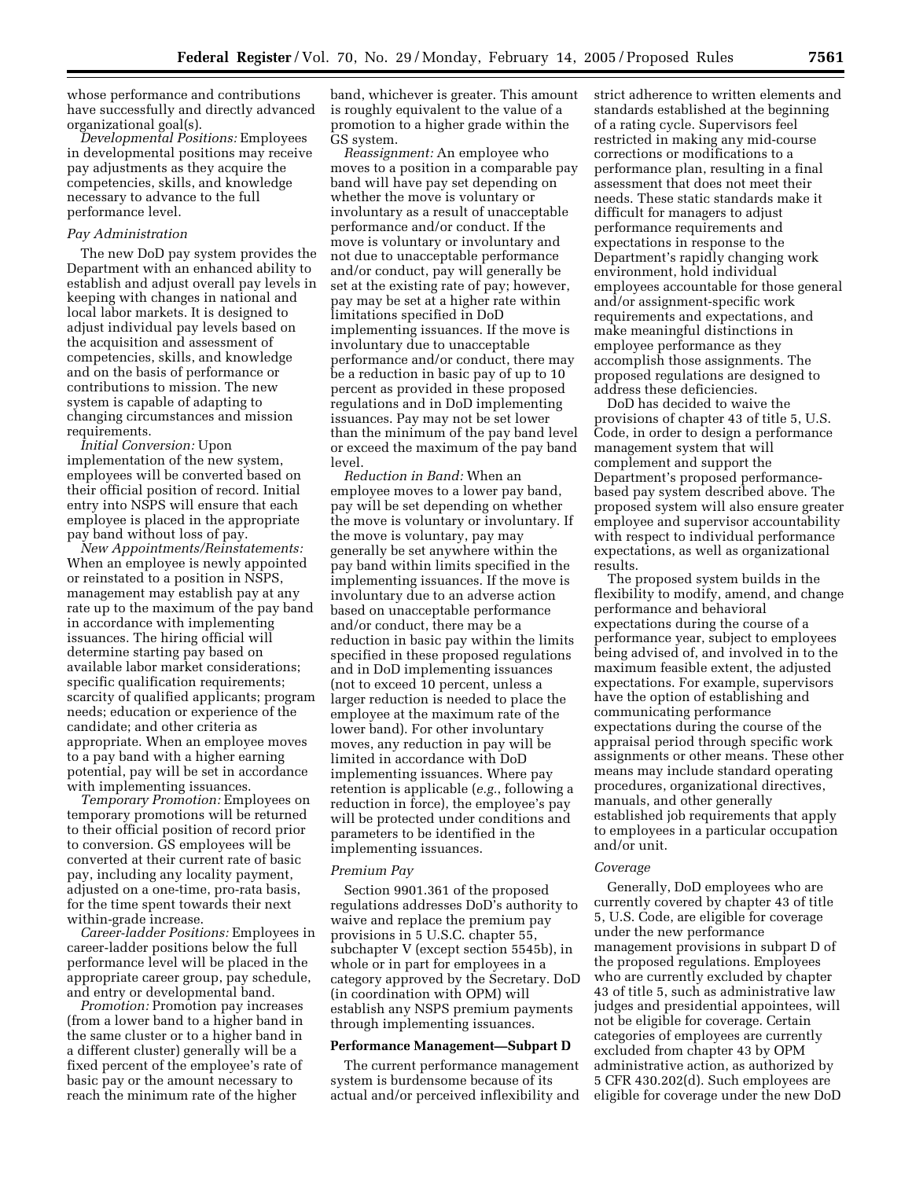whose performance and contributions have successfully and directly advanced organizational goal(s).

*Developmental Positions:* Employees in developmental positions may receive pay adjustments as they acquire the competencies, skills, and knowledge necessary to advance to the full performance level.

### Pay Administration

The new DoD pay system provides the Department with an enhanced ability to establish and adjust overall pay levels in keeping with changes in national and local labor markets. It is designed to adjust individual pay levels based on the acquisition and assessment of competencies, skills, and knowledge and on the basis of performance or contributions to mission. The new system is capable of adapting to changing circumstances and mission requirements.

*Initial Conversion:* Upon implementation of the new system, employees will be converted based on their official position of record. Initial entry into NSPS will ensure that each employee is placed in the appropriate pay band without loss of pay.

*New Appointments/Reinstatements:* When an employee is newly appointed or reinstated to a position in NSPS, management may establish pay at any rate up to the maximum of the pay band in accordance with implementing issuances. The hiring official will determine starting pay based on available labor market considerations; specific qualification requirements; scarcity of qualified applicants; program needs; education or experience of the candidate; and other criteria as appropriate. When an employee moves to a pay band with a higher earning potential, pay will be set in accordance with implementing issuances.

*Temporary Promotion:* Employees on temporary promotions will be returned to their official position of record prior to conversion. GS employees will be converted at their current rate of basic pay, including any locality payment, adjusted on a one-time, pro-rata basis, for the time spent towards their next within-grade increase.

*Career-ladder Positions:* Employees in career-ladder positions below the full performance level will be placed in the appropriate career group, pay schedule, and entry or developmental band.

*Promotion:* Promotion pay increases (from a lower band to a higher band in the same cluster or to a higher band in a different cluster) generally will be a fixed percent of the employee's rate of basic pay or the amount necessary to reach the minimum rate of the higher band, whichever is greater. This amount is roughly equivalent to the value of a promotion to a higher grade within the GS system.

*Reassignment:* An employee who moves to a position in a comparable pay band will have pay set depending on whether the move is voluntary or involuntary as a result of unacceptable performance and/or conduct. If the move is voluntary or involuntary and not due to unacceptable performance and/or conduct, pay will generally be set at the existing rate of pay; however, pay may be set at a higher rate within limitations specified in DoD implementing issuances. If the move is involuntary due to unacceptable performance and/or conduct, there may be a reduction in basic pay of up to 10 percent as provided in these proposed regulations and in DoD implementing issuances. Pay may not be set lower than the minimum of the pay band level or exceed the maximum of the pay band level.

*Reduction in Band:* When an employee moves to a lower pay band, pay will be set depending on whether the move is voluntary or involuntary. If the move is voluntary, pay may generally be set anywhere within the pay band within limits specified in the implementing issuances. If the move is involuntary due to an adverse action based on unacceptable performance and/or conduct, there may be a reduction in basic pay within the limits specified in these proposed regulations and in DoD implementing issuances (not to exceed 10 percent, unless a larger reduction is needed to place the employee at the maximum rate of the lower band). For other involuntary moves, any reduction in pay will be limited in accordance with DoD implementing issuances. Where pay retention is applicable (*e.g.*, following a reduction in force), the employee's pay will be protected under conditions and parameters to be identified in the implementing issuances.

### Premium Pay

Section 9901.361 of the proposed regulations addresses DoD's authority to waive and replace the premium pay provisions in 5 U.S.C. chapter 55, subchapter V (except section 5545b), in whole or in part for employees in a category approved by the Secretary. DoD (in coordination with OPM) will establish any NSPS premium payments through implementing issuances.

## Performance Management—Subpart D

The current performance management system is burdensome because of its actual and/or perceived inflexibility and strict adherence to written elements and standards established at the beginning of a rating cycle. Supervisors feel restricted in making any mid-course corrections or modifications to a performance plan, resulting in a final assessment that does not meet their needs. These static standards make it difficult for managers to adjust performance requirements and expectations in response to the Department's rapidly changing work environment, hold individual employees accountable for those general and/or assignment-specific work requirements and expectations, and make meaningful distinctions in employee performance as they accomplish those assignments. The proposed regulations are designed to address these deficiencies.

DoD has decided to waive the provisions of chapter 43 of title 5, U.S. Code, in order to design a performance management system that will complement and support the Department's proposed performance-based pay system described above. The proposed system will also ensure greater employee and supervisor accountability with respect to individual performance expectations, as well as organizational results.

The proposed system builds in the flexibility to modify, amend, and change performance and behavioral expectations during the course of a performance year, subject to employees being advised of, and involved in to the maximum feasible extent, the adjusted expectations. For example, supervisors have the option of establishing and communicating performance expectations during the course of the appraisal period through specific work assignments or other means. These other means may include standard operating procedures, organizational directives, manuals, and other generally established job requirements that apply to employees in a particular occupation and/or unit.

### Coverage

Generally, DoD employees who are currently covered by chapter 43 of title 5, U.S. Code, are eligible for coverage under the new performance management provisions in subpart D of the proposed regulations. Employees who are currently excluded by chapter 43 of title 5, such as administrative law judges and presidential appointees, will not be eligible for coverage. Certain categories of employees are currently excluded from chapter 43 by OPM administrative action, as authorized by 5 CFR 430.202(d). Such employees are eligible for coverage under the new DoD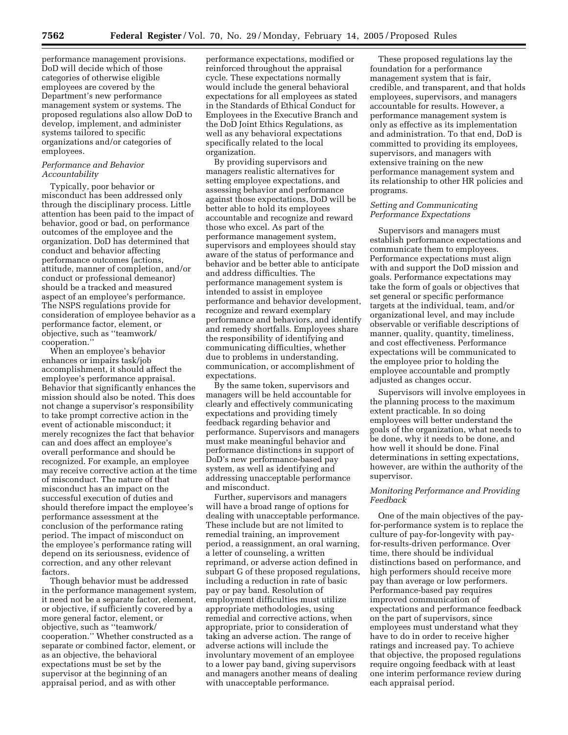performance management provisions. DoD will decide which of those categories of otherwise eligible employees are covered by the Department's new performance management system or systems. The proposed regulations also allow DoD to develop, implement, and administer systems tailored to specific organizations and/or categories of employees.

*Performance and Behavior Accountability*

Typically, poor behavior or misconduct has been addressed only through the disciplinary process. Little attention has been paid to the impact of behavior, good or bad, on performance outcomes of the employee and the organization. DoD has determined that conduct and behavior affecting performance outcomes (actions, attitude, manner of completion, and/or conduct or professional demeanor) should be a tracked and measured aspect of an employee's performance. The NSPS regulations provide for consideration of employee behavior as a performance factor, element, or objective, such as ''teamwork/cooperation.''

When an employee's behavior enhances or impairs task/job accomplishment, it should affect the employee's performance appraisal. Behavior that significantly enhances the mission should also be noted. This does not change a supervisor's responsibility to take prompt corrective action in the event of actionable misconduct; it merely recognizes the fact that behavior can and does affect an employee's overall performance and should be recognized. For example, an employee may receive corrective action at the time of misconduct. The nature of that misconduct has an impact on the successful execution of duties and should therefore impact the employee's performance assessment at the conclusion of the performance rating period. The impact of misconduct on the employee's performance rating will depend on its seriousness, evidence of correction, and any other relevant factors.

Though behavior must be addressed in the performance management system, it need not be a separate factor, element, or objective, if sufficiently covered by a more general factor, element, or objective, such as ''teamwork/cooperation.'' Whether constructed as a separate or combined factor, element, or as an objective, the behavioral expectations must be set by the supervisor at the beginning of an appraisal period, and as with other performance expectations, modified or reinforced throughout the appraisal cycle. These expectations normally would include the general behavioral expectations for all employees as stated in the Standards of Ethical Conduct for Employees in the Executive Branch and the DoD Joint Ethics Regulations, as well as any behavioral expectations specifically related to the local organization.

By providing supervisors and managers realistic alternatives for setting employee expectations, and assessing behavior and performance against those expectations, DoD will be better able to hold its employees accountable and recognize and reward those who excel. As part of the performance management system, supervisors and employees should stay aware of the status of performance and behavior and be better able to anticipate and address difficulties. The performance management system is intended to assist in employee performance and behavior development, recognize and reward exemplary performance and behaviors, and identify and remedy shortfalls. Employees share the responsibility of identifying and communicating difficulties, whether due to problems in understanding, communication, or accomplishment of expectations.

By the same token, supervisors and managers will be held accountable for clearly and effectively communicating expectations and providing timely feedback regarding behavior and performance. Supervisors and managers must make meaningful behavior and performance distinctions in support of DoD's new performance-based pay system, as well as identifying and addressing unacceptable performance and misconduct.

Further, supervisors and managers will have a broad range of options for dealing with unacceptable performance. These include but are not limited to remedial training, an improvement period, a reassignment, an oral warning, a letter of counseling, a written reprimand, or adverse action defined in subpart G of these proposed regulations, including a reduction in rate of basic pay or pay band. Resolution of employment difficulties must utilize appropriate methodologies, using remedial and corrective actions, when appropriate, prior to consideration of taking an adverse action. The range of adverse actions will include the involuntary movement of an employee to a lower pay band, giving supervisors and managers another means of dealing with unacceptable performance.

These proposed regulations lay the foundation for a performance management system that is fair, credible, and transparent, and that holds employees, supervisors, and managers accountable for results. However, a performance management system is only as effective as its implementation and administration. To that end, DoD is committed to providing its employees, supervisors, and managers with extensive training on the new performance management system and its relationship to other HR policies and programs.

*Setting and Communicating Performance Expectations*

Supervisors and managers must establish performance expectations and communicate them to employees. Performance expectations must align with and support the DoD mission and goals. Performance expectations may take the form of goals or objectives that set general or specific performance targets at the individual, team, and/or organizational level, and may include observable or verifiable descriptions of manner, quality, quantity, timeliness, and cost effectiveness. Performance expectations will be communicated to the employee prior to holding the employee accountable and promptly adjusted as changes occur.

Supervisors will involve employees in the planning process to the maximum extent practicable. In so doing employees will better understand the goals of the organization, what needs to be done, why it needs to be done, and how well it should be done. Final determinations in setting expectations, however, are within the authority of the supervisor.

*Monitoring Performance and Providing Feedback*

One of the main objectives of the pay-for-performance system is to replace the culture of pay-for-longevity with pay-for-results-driven performance. Over time, there should be individual distinctions based on performance, and high performers should receive more pay than average or low performers. Performance-based pay requires improved communication of expectations and performance feedback on the part of supervisors, since employees must understand what they have to do in order to receive higher ratings and increased pay. To achieve that objective, the proposed regulations require ongoing feedback with at least one interim performance review during each appraisal period.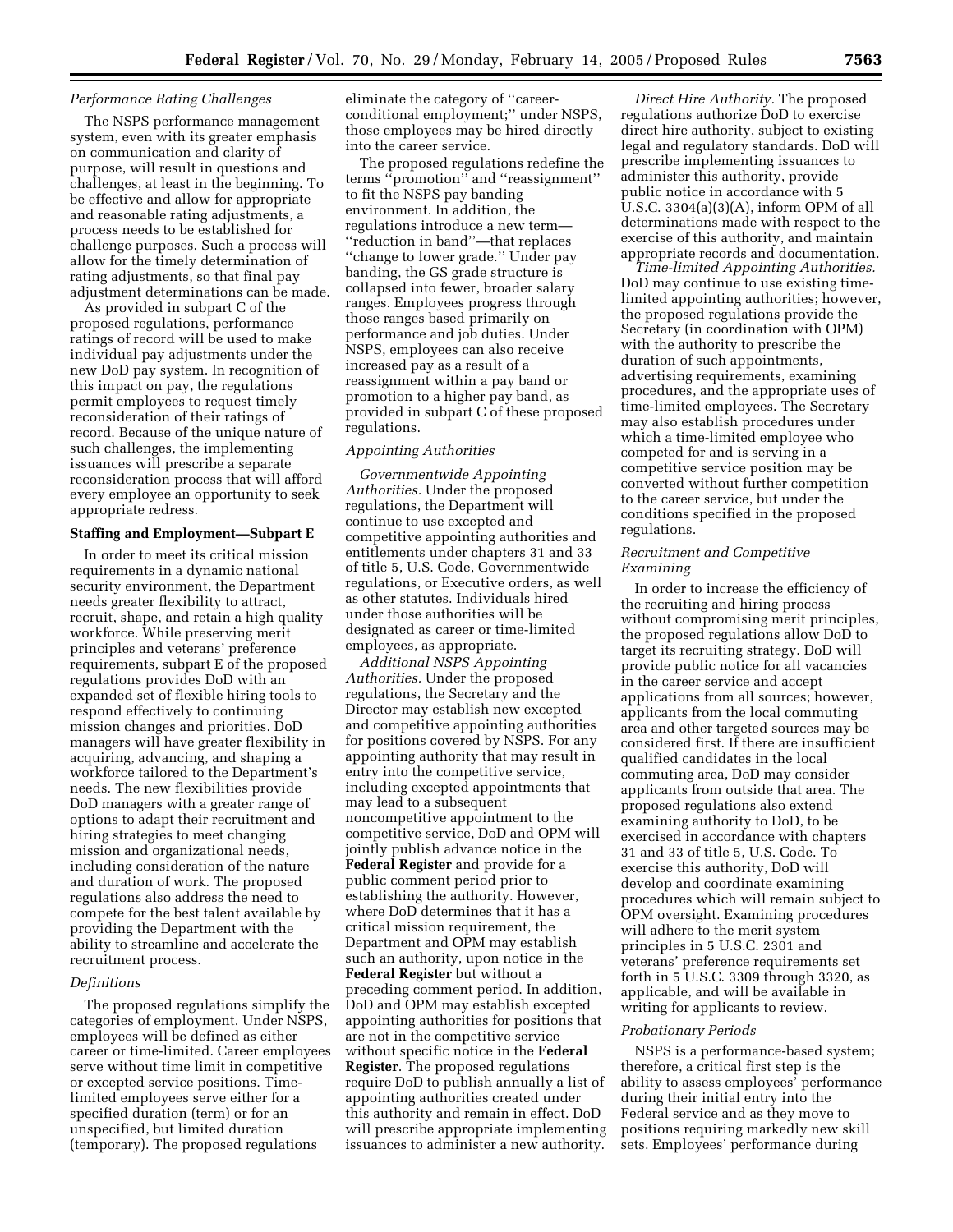*Performance Rating Challenges*

The NSPS performance management system, even with its greater emphasis on communication and clarity of purpose, will result in questions and challenges, at least in the beginning. To be effective and allow for appropriate and reasonable rating adjustments, a process needs to be established for challenge purposes. Such a process will allow for the timely determination of rating adjustments, so that final pay adjustment determinations can be made.

As provided in subpart C of the proposed regulations, performance ratings of record will be used to make individual pay adjustments under the new DoD pay system. In recognition of this impact on pay, the regulations permit employees to request timely reconsideration of their ratings of record. Because of the unique nature of such challenges, the implementing issuances will prescribe a separate reconsideration process that will afford every employee an opportunity to seek appropriate redress.

**Staffing and Employment—Subpart E**

In order to meet its critical mission requirements in a dynamic national security environment, the Department needs greater flexibility to attract, recruit, shape, and retain a high quality workforce. While preserving merit principles and veterans' preference requirements, subpart E of the proposed regulations provides DoD with an expanded set of flexible hiring tools to respond effectively to continuing mission changes and priorities. DoD managers will have greater flexibility in acquiring, advancing, and shaping a workforce tailored to the Department's needs. The new flexibilities provide DoD managers with a greater range of options to adapt their recruitment and hiring strategies to meet changing mission and organizational needs, including consideration of the nature and duration of work. The proposed regulations also address the need to compete for the best talent available by providing the Department with the ability to streamline and accelerate the recruitment process.

*Definitions*

The proposed regulations simplify the categories of employment. Under NSPS, employees will be defined as either career or time-limited. Career employees serve without time limit in competitive or excepted service positions. Time-limited employees serve either for a specified duration (term) or for an unspecified, but limited duration (temporary). The proposed regulations eliminate the category of "career-conditional employment;" under NSPS, those employees may be hired directly into the career service.

The proposed regulations redefine the terms "promotion" and "reassignment" to fit the NSPS pay banding environment. In addition, the regulations introduce a new term—"reduction in band"—that replaces "change to lower grade." Under pay banding, the GS grade structure is collapsed into fewer, broader salary ranges. Employees progress through those ranges based primarily on performance and job duties. Under NSPS, employees can also receive increased pay as a result of a reassignment within a pay band or promotion to a higher pay band, as provided in subpart C of these proposed regulations.

*Appointing Authorities*

*Governmentwide Appointing Authorities.* Under the proposed regulations, the Department will continue to use excepted and competitive appointing authorities and entitlements under chapters 31 and 33 of title 5, U.S. Code, Governmentwide regulations, or Executive orders, as well as other statutes. Individuals hired under those authorities will be designated as career or time-limited employees, as appropriate.

*Additional NSPS Appointing Authorities.* Under the proposed regulations, the Secretary and the Director may establish new excepted and competitive appointing authorities for positions covered by NSPS. For any appointing authority that may result in entry into the competitive service, including excepted appointments that may lead to a subsequent noncompetitive appointment to the competitive service, DoD and OPM will jointly publish advance notice in the **Federal Register** and provide for a public comment period prior to establishing the authority. However, where DoD determines that it has a critical mission requirement, the Department and OPM may establish such an authority, upon notice in the **Federal Register** but without a preceding comment period. In addition, DoD and OPM may establish excepted appointing authorities for positions that are not in the competitive service without specific notice in the **Federal Register**. The proposed regulations require DoD to publish annually a list of appointing authorities created under this authority and remain in effect. DoD will prescribe appropriate implementing issuances to administer a new authority.

*Direct Hire Authority.* The proposed regulations authorize DoD to exercise direct hire authority, subject to existing legal and regulatory standards. DoD will prescribe implementing issuances to administer this authority, provide public notice in accordance with 5 U.S.C. 3304(a)(3)(A), inform OPM of all determinations made with respect to the exercise of this authority, and maintain appropriate records and documentation.

*Time-limited Appointing Authorities.* DoD may continue to use existing time-limited appointing authorities; however, the proposed regulations provide the Secretary (in coordination with OPM) with the authority to prescribe the duration of such appointments, advertising requirements, examining procedures, and the appropriate uses of time-limited employees. The Secretary may also establish procedures under which a time-limited employee who competed for and is serving in a competitive service position may be converted without further competition to the career service, but under the conditions specified in the proposed regulations.

*Recruitment and Competitive Examining*

In order to increase the efficiency of the recruiting and hiring process without compromising merit principles, the proposed regulations allow DoD to target its recruiting strategy. DoD will provide public notice for all vacancies in the career service and accept applications from all sources; however, applicants from the local commuting area and other targeted sources may be considered first. If there are insufficient qualified candidates in the local commuting area, DoD may consider applicants from outside that area. The proposed regulations also extend examining authority to DoD, to be exercised in accordance with chapters 31 and 33 of title 5, U.S. Code. To exercise this authority, DoD will develop and coordinate examining procedures which will remain subject to OPM oversight. Examining procedures will adhere to the merit system principles in 5 U.S.C. 2301 and veterans' preference requirements set forth in 5 U.S.C. 3309 through 3320, as applicable, and will be available in writing for applicants to review.

*Probationary Periods*

NSPS is a performance-based system; therefore, a critical first step is the ability to assess employees' performance during their initial entry into the Federal service and as they move to positions requiring markedly new skill sets. Employees' performance during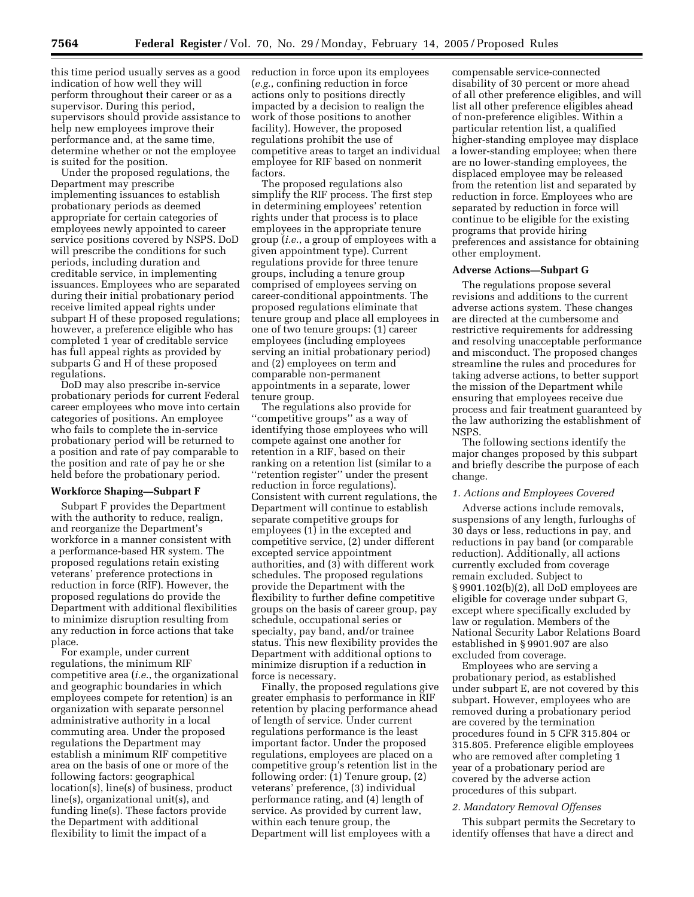this time period usually serves as a good indication of how well they will perform throughout their career or as a supervisor. During this period, supervisors should provide assistance to help new employees improve their performance and, at the same time, determine whether or not the employee is suited for the position.

Under the proposed regulations, the Department may prescribe implementing issuances to establish probationary periods as deemed appropriate for certain categories of employees newly appointed to career service positions covered by NSPS. DoD will prescribe the conditions for such periods, including duration and creditable service, in implementing issuances. Employees who are separated during their initial probationary period receive limited appeal rights under subpart H of these proposed regulations; however, a preference eligible who has completed 1 year of creditable service has full appeal rights as provided by subparts G and H of these proposed regulations.

DoD may also prescribe in-service probationary periods for current Federal career employees who move into certain categories of positions. An employee who fails to complete the in-service probationary period will be returned to a position and rate of pay comparable to the position and rate of pay he or she held before the probationary period.

**Workforce Shaping—Subpart F**

Subpart F provides the Department with the authority to reduce, realign, and reorganize the Department's workforce in a manner consistent with a performance-based HR system. The proposed regulations retain existing veterans' preference protections in reduction in force (RIF). However, the proposed regulations do provide the Department with additional flexibilities to minimize disruption resulting from any reduction in force actions that take place.

For example, under current regulations, the minimum RIF competitive area (*i.e.*, the organizational and geographic boundaries in which employees compete for retention) is an organization with separate personnel administrative authority in a local commuting area. Under the proposed regulations the Department may establish a minimum RIF competitive area on the basis of one or more of the following factors: geographical location(s), line(s) of business, product line(s), organizational unit(s), and funding line(s). These factors provide the Department with additional flexibility to limit the impact of a reduction in force upon its employees (*e.g.*, confining reduction in force actions only to positions directly impacted by a decision to realign the work of those positions to another facility). However, the proposed regulations prohibit the use of competitive areas to target an individual employee for RIF based on nonmerit factors.

The proposed regulations also simplify the RIF process. The first step in determining employees' retention rights under that process is to place employees in the appropriate tenure group (*i.e.*, a group of employees with a given appointment type). Current regulations provide for three tenure groups, including a tenure group comprised of employees serving on career-conditional appointments. The proposed regulations eliminate that tenure group and place all employees in one of two tenure groups: (1) career employees (including employees serving an initial probationary period) and (2) employees on term and comparable non-permanent appointments in a separate, lower tenure group.

The regulations also provide for "competitive groups" as a way of identifying those employees who will compete against one another for retention in a RIF, based on their ranking on a retention list (similar to a "retention register" under the present reduction in force regulations). Consistent with current regulations, the Department will continue to establish separate competitive groups for employees (1) in the excepted and competitive service, (2) under different excepted service appointment authorities, and (3) with different work schedules. The proposed regulations provide the Department with the flexibility to further define competitive groups on the basis of career group, pay schedule, occupational series or specialty, pay band, and/or trainee status. This new flexibility provides the Department with additional options to minimize disruption if a reduction in force is necessary.

Finally, the proposed regulations give greater emphasis to performance in RIF retention by placing performance ahead of length of service. Under current regulations performance is the least important factor. Under the proposed regulations, employees are placed on a competitive group's retention list in the following order: (1) Tenure group, (2) veterans' preference, (3) individual performance rating, and (4) length of service. As provided by current law, within each tenure group, the Department will list employees with a compensable service-connected disability of 30 percent or more ahead of all other preference eligibles, and will list all other preference eligibles ahead of non-preference eligibles. Within a particular retention list, a qualified higher-standing employee may displace a lower-standing employee; when there are no lower-standing employees, the displaced employee may be released from the retention list and separated by reduction in force. Employees who are separated by reduction in force will continue to be eligible for the existing programs that provide hiring preferences and assistance for obtaining other employment.

**Adverse Actions—Subpart G**

The regulations propose several revisions and additions to the current adverse actions system. These changes are directed at the cumbersome and restrictive requirements for addressing and resolving unacceptable performance and misconduct. The proposed changes streamline the rules and procedures for taking adverse actions, to better support the mission of the Department while ensuring that employees receive due process and fair treatment guaranteed by the law authorizing the establishment of NSPS.

The following sections identify the major changes proposed by this subpart and briefly describe the purpose of each change.

*1. Actions and Employees Covered*

Adverse actions include removals, suspensions of any length, furloughs of 30 days or less, reductions in pay, and reductions in pay band (or comparable reduction). Additionally, all actions currently excluded from coverage remain excluded. Subject to § 9901.102(b)(2), all DoD employees are eligible for coverage under subpart G, except where specifically excluded by law or regulation. Members of the National Security Labor Relations Board established in § 9901.907 are also excluded from coverage.

Employees who are serving a probationary period, as established under subpart E, are not covered by this subpart. However, employees who are removed during a probationary period are covered by the termination procedures found in 5 CFR 315.804 or 315.805. Preference eligible employees who are removed after completing 1 year of a probationary period are covered by the adverse action procedures of this subpart.

*2. Mandatory Removal Offenses*

This subpart permits the Secretary to identify offenses that have a direct and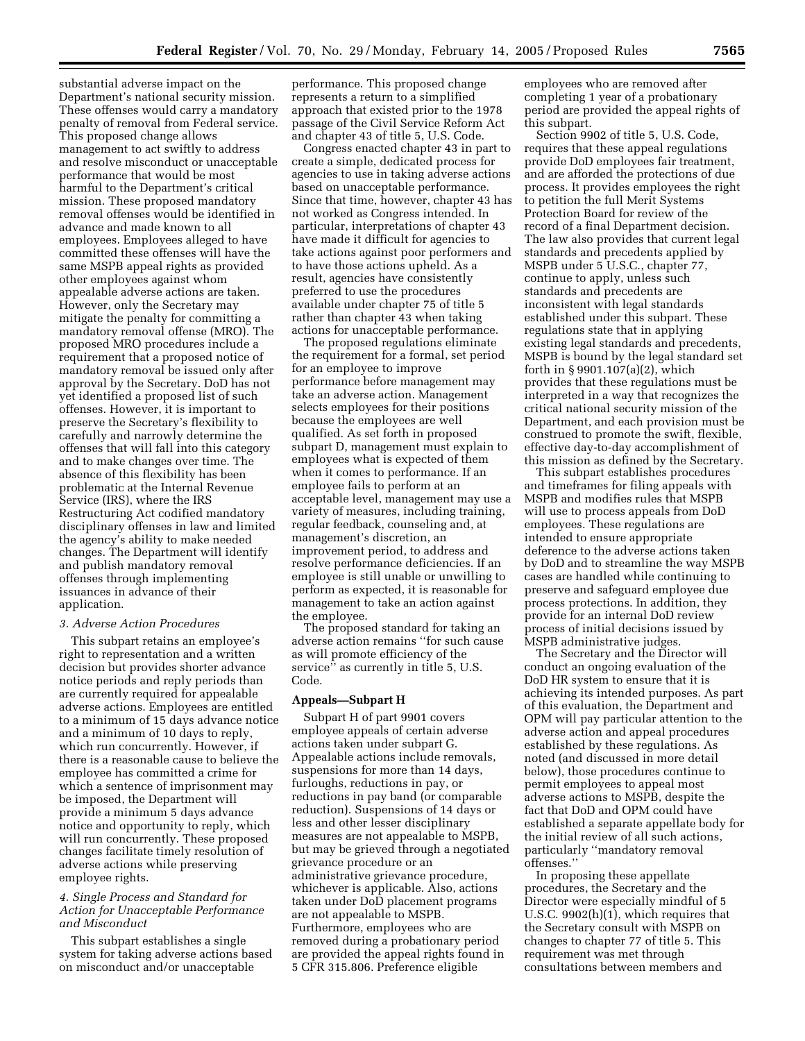substantial adverse impact on the Department's national security mission. These offenses would carry a mandatory penalty of removal from Federal service. This proposed change allows management to act swiftly to address and resolve misconduct or unacceptable performance that would be most harmful to the Department's critical mission. These proposed mandatory removal offenses would be identified in advance and made known to all employees. Employees alleged to have committed these offenses will have the same MSPB appeal rights as provided other employees against whom appealable adverse actions are taken. However, only the Secretary may mitigate the penalty for committing a mandatory removal offense (MRO). The proposed MRO procedures include a requirement that a proposed notice of mandatory removal be issued only after approval by the Secretary. DoD has not yet identified a proposed list of such offenses. However, it is important to preserve the Secretary's flexibility to carefully and narrowly determine the offenses that will fall into this category and to make changes over time. The absence of this flexibility has been problematic at the Internal Revenue Service (IRS), where the IRS Restructuring Act codified mandatory disciplinary offenses in law and limited the agency's ability to make needed changes. The Department will identify and publish mandatory removal offenses through implementing issuances in advance of their application.

*3. Adverse Action Procedures*

This subpart retains an employee's right to representation and a written decision but provides shorter advance notice periods and reply periods than are currently required for appealable adverse actions. Employees are entitled to a minimum of 15 days advance notice and a minimum of 10 days to reply, which run concurrently. However, if there is a reasonable cause to believe the employee has committed a crime for which a sentence of imprisonment may be imposed, the Department will provide a minimum 5 days advance notice and opportunity to reply, which will run concurrently. These proposed changes facilitate timely resolution of adverse actions while preserving employee rights.

*4. Single Process and Standard for Action for Unacceptable Performance and Misconduct*

This subpart establishes a single system for taking adverse actions based on misconduct and/or unacceptable performance. This proposed change represents a return to a simplified approach that existed prior to the 1978 passage of the Civil Service Reform Act and chapter 43 of title 5, U.S. Code.

Congress enacted chapter 43 in part to create a simple, dedicated process for agencies to use in taking adverse actions based on unacceptable performance. Since that time, however, chapter 43 has not worked as Congress intended. In particular, interpretations of chapter 43 have made it difficult for agencies to take actions against poor performers and to have those actions upheld. As a result, agencies have consistently preferred to use the procedures available under chapter 75 of title 5 rather than chapter 43 when taking actions for unacceptable performance.

The proposed regulations eliminate the requirement for a formal, set period for an employee to improve performance before management may take an adverse action. Management selects employees for their positions because the employees are well qualified. As set forth in proposed subpart D, management must explain to employees what is expected of them when it comes to performance. If an employee fails to perform at an acceptable level, management may use a variety of measures, including training, regular feedback, counseling and, at management's discretion, an improvement period, to address and resolve performance deficiencies. If an employee is still unable or unwilling to perform as expected, it is reasonable for management to take an action against the employee.

The proposed standard for taking an adverse action remains ''for such cause as will promote efficiency of the service'' as currently in title 5, U.S. Code.

**Appeals—Subpart H**

Subpart H of part 9901 covers employee appeals of certain adverse actions taken under subpart G. Appealable actions include removals, suspensions for more than 14 days, furloughs, reductions in pay, or reductions in pay band (or comparable reduction). Suspensions of 14 days or less and other lesser disciplinary measures are not appealable to MSPB, but may be grieved through a negotiated grievance procedure or an administrative grievance procedure, whichever is applicable. Also, actions taken under DoD placement programs are not appealable to MSPB. Furthermore, employees who are removed during a probationary period are provided the appeal rights found in 5 CFR 315.806. Preference eligible employees who are removed after completing 1 year of a probationary period are provided the appeal rights of this subpart.

Section 9902 of title 5, U.S. Code, requires that these appeal regulations provide DoD employees fair treatment, and are afforded the protections of due process. It provides employees the right to petition the full Merit Systems Protection Board for review of the record of a final Department decision. The law also provides that current legal standards and precedents applied by MSPB under 5 U.S.C., chapter 77, continue to apply, unless such standards and precedents are inconsistent with legal standards established under this subpart. These regulations state that in applying existing legal standards and precedents, MSPB is bound by the legal standard set forth in § 9901.107(a)(2), which provides that these regulations must be interpreted in a way that recognizes the critical national security mission of the Department, and each provision must be construed to promote the swift, flexible, effective day-to-day accomplishment of this mission as defined by the Secretary.

This subpart establishes procedures and timeframes for filing appeals with MSPB and modifies rules that MSPB will use to process appeals from DoD employees. These regulations are intended to ensure appropriate deference to the adverse actions taken by DoD and to streamline the way MSPB cases are handled while continuing to preserve and safeguard employee due process protections. In addition, they provide for an internal DoD review process of initial decisions issued by MSPB administrative judges.

The Secretary and the Director will conduct an ongoing evaluation of the DoD HR system to ensure that it is achieving its intended purposes. As part of this evaluation, the Department and OPM will pay particular attention to the adverse action and appeal procedures established by these regulations. As noted (and discussed in more detail below), those procedures continue to permit employees to appeal most adverse actions to MSPB, despite the fact that DoD and OPM could have established a separate appellate body for the initial review of all such actions, particularly ''mandatory removal offenses.''

In proposing these appellate procedures, the Secretary and the Director were especially mindful of 5 U.S.C. 9902(h)(1), which requires that the Secretary consult with MSPB on changes to chapter 77 of title 5. This requirement was met through consultations between members and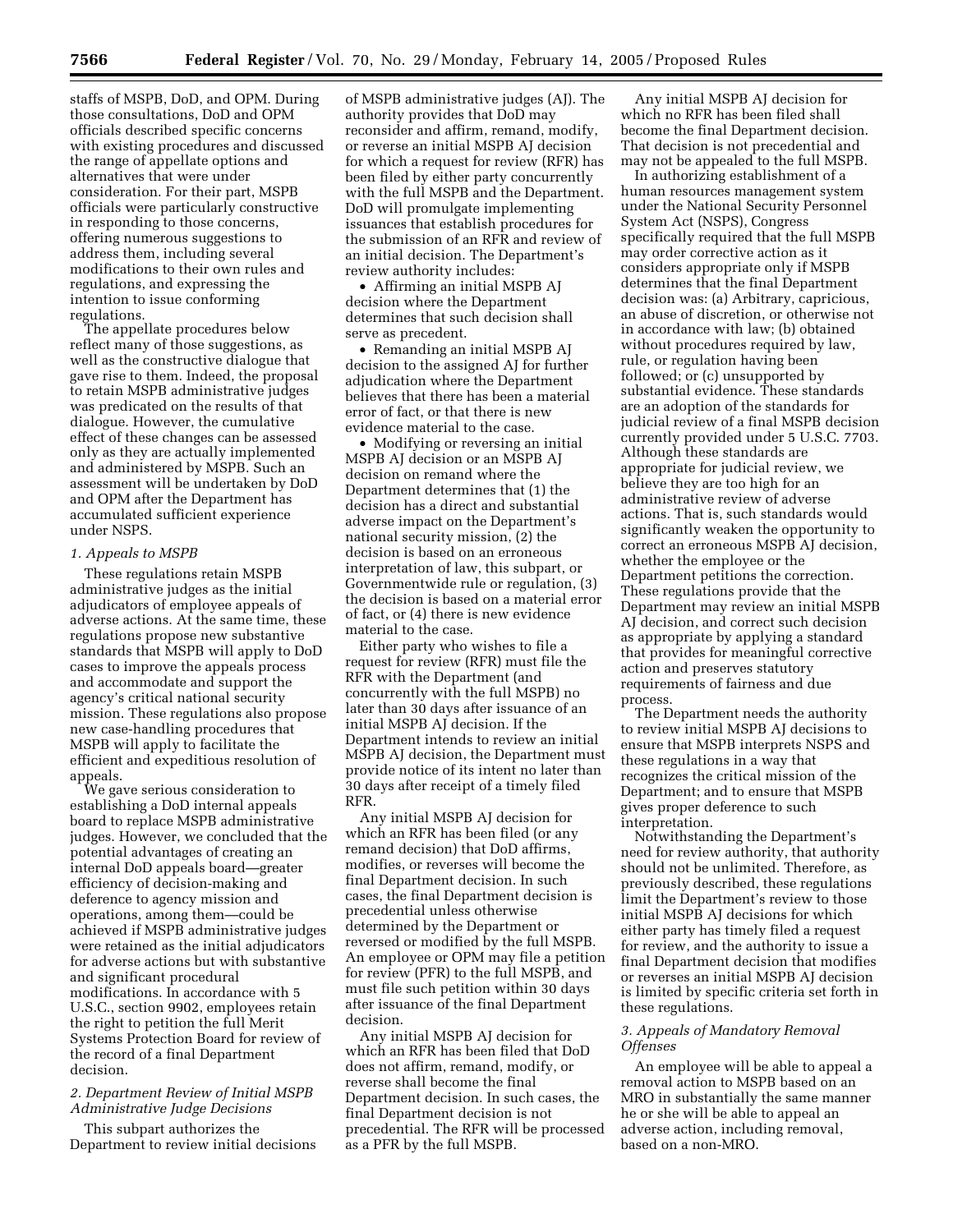staffs of MSPB, DoD, and OPM. During those consultations, DoD and OPM officials described specific concerns with existing procedures and discussed the range of appellate options and alternatives that were under consideration. For their part, MSPB officials were particularly constructive in responding to those concerns, offering numerous suggestions to address them, including several modifications to their own rules and regulations, and expressing the intention to issue conforming regulations.

The appellate procedures below reflect many of those suggestions, as well as the constructive dialogue that gave rise to them. Indeed, the proposal to retain MSPB administrative judges was predicated on the results of that dialogue. However, the cumulative effect of these changes can be assessed only as they are actually implemented and administered by MSPB. Such an assessment will be undertaken by DoD and OPM after the Department has accumulated sufficient experience under NSPS.

*1. Appeals to MSPB*

These regulations retain MSPB administrative judges as the initial adjudicators of employee appeals of adverse actions. At the same time, these regulations propose new substantive standards that MSPB will apply to DoD cases to improve the appeals process and accommodate and support the agency's critical national security mission. These regulations also propose new case-handling procedures that MSPB will apply to facilitate the efficient and expeditious resolution of appeals.

We gave serious consideration to establishing a DoD internal appeals board to replace MSPB administrative judges. However, we concluded that the potential advantages of creating an internal DoD appeals board—greater efficiency of decision-making and deference to agency mission and operations, among them—could be achieved if MSPB administrative judges were retained as the initial adjudicators for adverse actions but with substantive and significant procedural modifications. In accordance with 5 U.S.C., section 9902, employees retain the right to petition the full Merit Systems Protection Board for review of the record of a final Department decision.

*2. Department Review of Initial MSPB Administrative Judge Decisions*

This subpart authorizes the Department to review initial decisions of MSPB administrative judges (AJ). The authority provides that DoD may reconsider and affirm, remand, modify, or reverse an initial MSPB AJ decision for which a request for review (RFR) has been filed by either party concurrently with the full MSPB and the Department. DoD will promulgate implementing issuances that establish procedures for the submission of an RFR and review of an initial decision. The Department's review authority includes:

- Affirming an initial MSPB AJ decision where the Department determines that such decision shall serve as precedent.
- Remanding an initial MSPB AJ decision to the assigned AJ for further adjudication where the Department believes that there has been a material error of fact, or that there is new evidence material to the case.
- Modifying or reversing an initial MSPB AJ decision or an MSPB AJ decision on remand where the Department determines that (1) the decision has a direct and substantial adverse impact on the Department's national security mission, (2) the decision is based on an erroneous interpretation of law, this subpart, or Governmentwide rule or regulation, (3) the decision is based on a material error of fact, or (4) there is new evidence material to the case.

Either party who wishes to file a request for review (RFR) must file the RFR with the Department (and concurrently with the full MSPB) no later than 30 days after issuance of an initial MSPB AJ decision. If the Department intends to review an initial MSPB AJ decision, the Department must provide notice of its intent no later than 30 days after receipt of a timely filed RFR.

Any initial MSPB AJ decision for which an RFR has been filed (or any remand decision) that DoD affirms, modifies, or reverses will become the final Department decision. In such cases, the final Department decision is precedential unless otherwise determined by the Department or reversed or modified by the full MSPB. An employee or OPM may file a petition for review (PFR) to the full MSPB, and must file such petition within 30 days after issuance of the final Department decision.

Any initial MSPB AJ decision for which an RFR has been filed that DoD does not affirm, remand, modify, or reverse shall become the final Department decision. In such cases, the final Department decision is not precedential. The RFR will be processed as a PFR by the full MSPB.

Any initial MSPB AJ decision for which no RFR has been filed shall become the final Department decision. That decision is not precedential and may not be appealed to the full MSPB.

In authorizing establishment of a human resources management system under the National Security Personnel System Act (NSPS), Congress specifically required that the full MSPB may order corrective action as it considers appropriate only if MSPB determines that the final Department decision was: (a) Arbitrary, capricious, an abuse of discretion, or otherwise not in accordance with law; (b) obtained without procedures required by law, rule, or regulation having been followed; or (c) unsupported by substantial evidence. These standards are an adoption of the standards for judicial review of a final MSPB decision currently provided under 5 U.S.C. 7703. Although these standards are appropriate for judicial review, we believe they are too high for an administrative review of adverse actions. That is, such standards would significantly weaken the opportunity to correct an erroneous MSPB AJ decision, whether the employee or the Department petitions the correction. These regulations provide that the Department may review an initial MSPB AJ decision, and correct such decision as appropriate by applying a standard that provides for meaningful corrective action and preserves statutory requirements of fairness and due process.

The Department needs the authority to review initial MSPB AJ decisions to ensure that MSPB interprets NSPS and these regulations in a way that recognizes the critical mission of the Department; and to ensure that MSPB gives proper deference to such interpretation.

Notwithstanding the Department's need for review authority, that authority should not be unlimited. Therefore, as previously described, these regulations limit the Department's review to those initial MSPB AJ decisions for which either party has timely filed a request for review, and the authority to issue a final Department decision that modifies or reverses an initial MSPB AJ decision is limited by specific criteria set forth in these regulations.

*3. Appeals of Mandatory Removal Offenses*

An employee will be able to appeal a removal action to MSPB based on an MRO in substantially the same manner he or she will be able to appeal an adverse action, including removal, based on a non-MRO.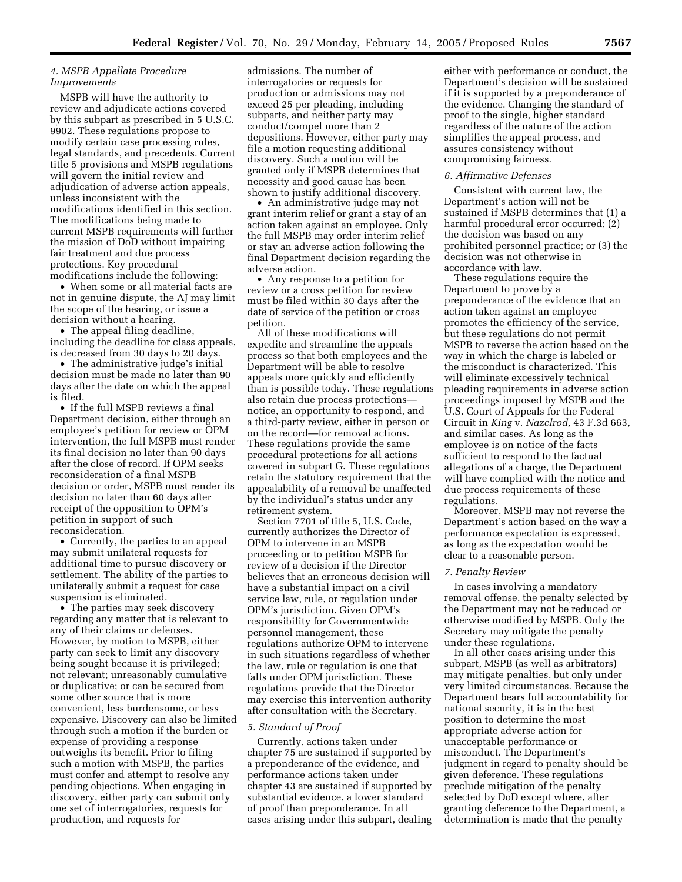### *4. MSPB Appellate Procedure Improvements*

MSPB will have the authority to review and adjudicate actions covered by this subpart as prescribed in 5 U.S.C. 9902. These regulations propose to modify certain case processing rules, legal standards, and precedents. Current title 5 provisions and MSPB regulations will govern the initial review and adjudication of adverse action appeals, unless inconsistent with the modifications identified in this section. The modifications being made to current MSPB requirements will further the mission of DoD without impairing fair treatment and due process protections. Key procedural modifications include the following:

- When some or all material facts are not in genuine dispute, the AJ may limit the scope of the hearing, or issue a decision without a hearing.
- The appeal filing deadline, including the deadline for class appeals, is decreased from 30 days to 20 days.
- The administrative judge's initial decision must be made no later than 90 days after the date on which the appeal is filed.
- If the full MSPB reviews a final Department decision, either through an employee's petition for review or OPM intervention, the full MSPB must render its final decision no later than 90 days after the close of record. If OPM seeks reconsideration of a final MSPB decision or order, MSPB must render its decision no later than 60 days after receipt of the opposition to OPM's petition in support of such reconsideration.
- Currently, the parties to an appeal may submit unilateral requests for additional time to pursue discovery or settlement. The ability of the parties to unilaterally submit a request for case suspension is eliminated.
- The parties may seek discovery regarding any matter that is relevant to any of their claims or defenses. However, by motion to MSPB, either party can seek to limit any discovery being sought because it is privileged; not relevant; unreasonably cumulative or duplicative; or can be secured from some other source that is more convenient, less burdensome, or less expensive. Discovery can also be limited through such a motion if the burden or expense of providing a response outweighs its benefit. Prior to filing such a motion with MSPB, the parties must confer and attempt to resolve any pending objections. When engaging in discovery, either party can submit only one set of interrogatories, requests for production, and requests for admissions. The number of interrogatories or requests for production or admissions may not exceed 25 per pleading, including subparts, and neither party may conduct/compel more than 2 depositions. However, either party may file a motion requesting additional discovery. Such a motion will be granted only if MSPB determines that necessity and good cause has been shown to justify additional discovery.
- An administrative judge may not grant interim relief or grant a stay of an action taken against an employee. Only the full MSPB may order interim relief or stay an adverse action following the final Department decision regarding the adverse action.
- Any response to a petition for review or a cross petition for review must be filed within 30 days after the date of service of the petition or cross petition.

All of these modifications will expedite and streamline the appeals process so that both employees and the Department will be able to resolve appeals more quickly and efficiently than is possible today. These regulations also retain due process protections—notice, an opportunity to respond, and a third-party review, either in person or on the record—for removal actions. These regulations provide the same procedural protections for all actions covered in subpart G. These regulations retain the statutory requirement that the appealability of a removal be unaffected by the individual's status under any retirement system.

Section 7701 of title 5, U.S. Code, currently authorizes the Director of OPM to intervene in an MSPB proceeding or to petition MSPB for review of a decision if the Director believes that an erroneous decision will have a substantial impact on a civil service law, rule, or regulation under OPM's jurisdiction. Given OPM's responsibility for Governmentwide personnel management, these regulations authorize OPM to intervene in such situations regardless of whether the law, rule or regulation is one that falls under OPM jurisdiction. These regulations provide that the Director may exercise this intervention authority after consultation with the Secretary.

### *5. Standard of Proof*

Currently, actions taken under chapter 75 are sustained if supported by a preponderance of the evidence, and performance actions taken under chapter 43 are sustained if supported by substantial evidence, a lower standard of proof than preponderance. In all cases arising under this subpart, dealing either with performance or conduct, the Department's decision will be sustained if it is supported by a preponderance of the evidence. Changing the standard of proof to the single, higher standard regardless of the nature of the action simplifies the appeal process, and assures consistency without compromising fairness.

### *6. Affirmative Defenses*

Consistent with current law, the Department's action will not be sustained if MSPB determines that (1) a harmful procedural error occurred; (2) the decision was based on any prohibited personnel practice; or (3) the decision was not otherwise in accordance with law.

These regulations require the Department to prove by a preponderance of the evidence that an action taken against an employee promotes the efficiency of the service, but these regulations do not permit MSPB to reverse the action based on the way in which the charge is labeled or the misconduct is characterized. This will eliminate excessively technical pleading requirements in adverse action proceedings imposed by MSPB and the U.S. Court of Appeals for the Federal Circuit in *King* v. *Nazelrod,* 43 F.3d 663, and similar cases. As long as the employee is on notice of the facts sufficient to respond to the factual allegations of a charge, the Department will have complied with the notice and due process requirements of these regulations.

Moreover, MSPB may not reverse the Department's action based on the way a performance expectation is expressed, as long as the expectation would be clear to a reasonable person.

### *7. Penalty Review*

In cases involving a mandatory removal offense, the penalty selected by the Department may not be reduced or otherwise modified by MSPB. Only the Secretary may mitigate the penalty under these regulations.

In all other cases arising under this subpart, MSPB (as well as arbitrators) may mitigate penalties, but only under very limited circumstances. Because the Department bears full accountability for national security, it is in the best position to determine the most appropriate adverse action for unacceptable performance or misconduct. The Department's judgment in regard to penalty should be given deference. These regulations preclude mitigation of the penalty selected by DoD except where, after granting deference to the Department, a determination is made that the penalty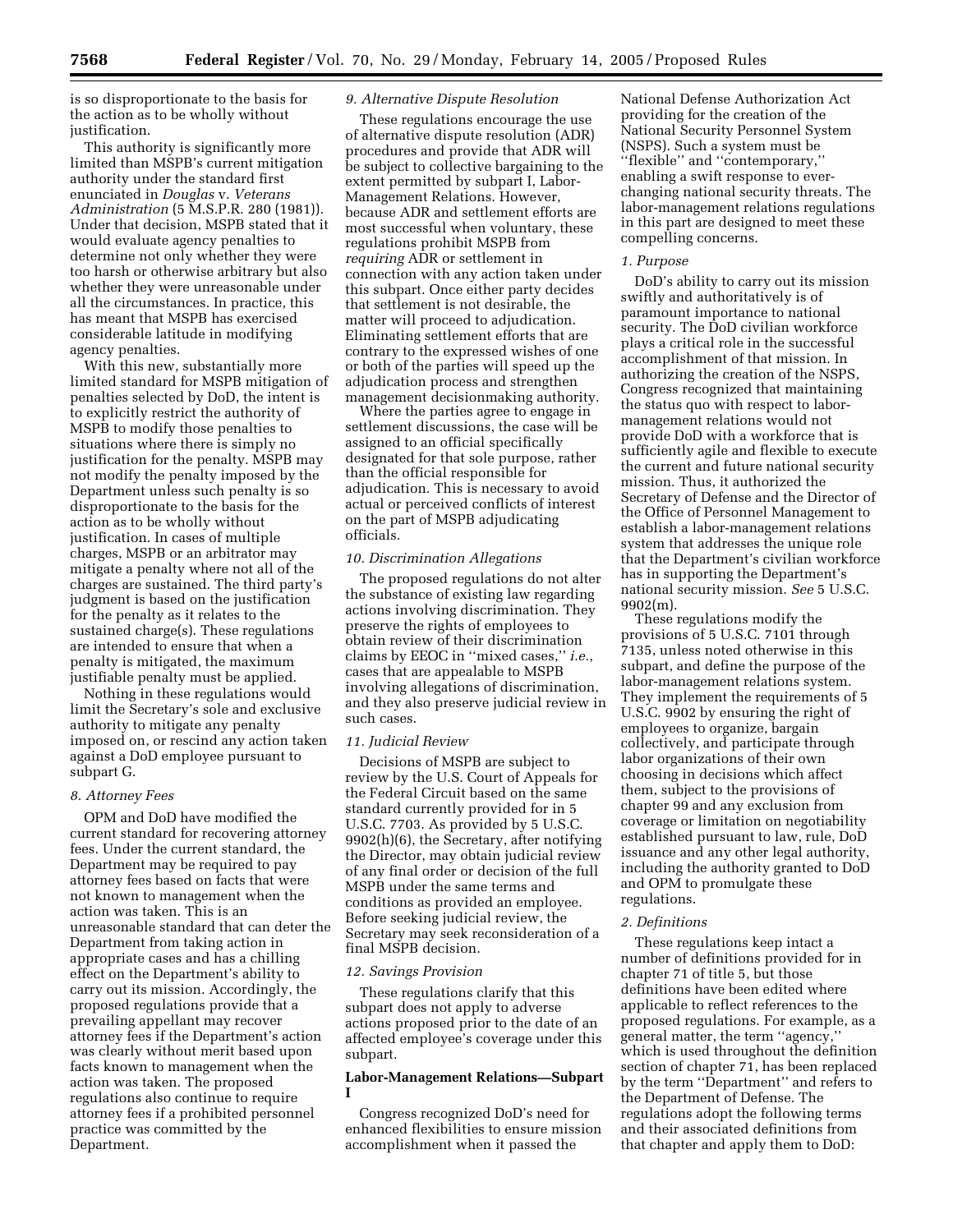is so disproportionate to the basis for the action as to be wholly without justification.

This authority is significantly more limited than MSPB's current mitigation authority under the standard first enunciated in *Douglas* v. *Veterans Administration* (5 M.S.P.R. 280 (1981)). Under that decision, MSPB stated that it would evaluate agency penalties to determine not only whether they were too harsh or otherwise arbitrary but also whether they were unreasonable under all the circumstances. In practice, this has meant that MSPB has exercised considerable latitude in modifying agency penalties.

With this new, substantially more limited standard for MSPB mitigation of penalties selected by DoD, the intent is to explicitly restrict the authority of MSPB to modify those penalties to situations where there is simply no justification for the penalty. MSPB may not modify the penalty imposed by the Department unless such penalty is so disproportionate to the basis for the action as to be wholly without justification. In cases of multiple charges, MSPB or an arbitrator may mitigate a penalty where not all of the charges are sustained. The third party's judgment is based on the justification for the penalty as it relates to the sustained charge(s). These regulations are intended to ensure that when a penalty is mitigated, the maximum justifiable penalty must be applied.

Nothing in these regulations would limit the Secretary's sole and exclusive authority to mitigate any penalty imposed on, or rescind any action taken against a DoD employee pursuant to subpart G.

*8. Attorney Fees*

OPM and DoD have modified the current standard for recovering attorney fees. Under the current standard, the Department may be required to pay attorney fees based on facts that were not known to management when the action was taken. This is an unreasonable standard that can deter the Department from taking action in appropriate cases and has a chilling effect on the Department's ability to carry out its mission. Accordingly, the proposed regulations provide that a prevailing appellant may recover attorney fees if the Department's action was clearly without merit based upon facts known to management when the action was taken. The proposed regulations also continue to require attorney fees if a prohibited personnel practice was committed by the Department.

*9. Alternative Dispute Resolution*

These regulations encourage the use of alternative dispute resolution (ADR) procedures and provide that ADR will be subject to collective bargaining to the extent permitted by subpart I, Labor-Management Relations. However, because ADR and settlement efforts are most successful when voluntary, these regulations prohibit MSPB from *requiring* ADR or settlement in connection with any action taken under this subpart. Once either party decides that settlement is not desirable, the matter will proceed to adjudication. Eliminating settlement efforts that are contrary to the expressed wishes of one or both of the parties will speed up the adjudication process and strengthen management decisionmaking authority.

Where the parties agree to engage in settlement discussions, the case will be assigned to an official specifically designated for that sole purpose, rather than the official responsible for adjudication. This is necessary to avoid actual or perceived conflicts of interest on the part of MSPB adjudicating officials.

*10. Discrimination Allegations*

The proposed regulations do not alter the substance of existing law regarding actions involving discrimination. They preserve the rights of employees to obtain review of their discrimination claims by EEOC in ''mixed cases,'' *i.e.*, cases that are appealable to MSPB involving allegations of discrimination, and they also preserve judicial review in such cases.

*11. Judicial Review*

Decisions of MSPB are subject to review by the U.S. Court of Appeals for the Federal Circuit based on the same standard currently provided for in 5 U.S.C. 7703. As provided by 5 U.S.C. 9902(h)(6), the Secretary, after notifying the Director, may obtain judicial review of any final order or decision of the full MSPB under the same terms and conditions as provided an employee. Before seeking judicial review, the Secretary may seek reconsideration of a final MSPB decision.

*12. Savings Provision*

These regulations clarify that this subpart does not apply to adverse actions proposed prior to the date of an affected employee's coverage under this subpart.

**Labor-Management Relations—Subpart I**

Congress recognized DoD's need for enhanced flexibilities to ensure mission accomplishment when it passed the National Defense Authorization Act providing for the creation of the National Security Personnel System (NSPS). Such a system must be ''flexible'' and ''contemporary,'' enabling a swift response to ever-changing national security threats. The labor-management relations regulations in this part are designed to meet these compelling concerns.

*1. Purpose*

DoD's ability to carry out its mission swiftly and authoritatively is of paramount importance to national security. The DoD civilian workforce plays a critical role in the successful accomplishment of that mission. In authorizing the creation of the NSPS, Congress recognized that maintaining the status quo with respect to labor-management relations would not provide DoD with a workforce that is sufficiently agile and flexible to execute the current and future national security mission. Thus, it authorized the Secretary of Defense and the Director of the Office of Personnel Management to establish a labor-management relations system that addresses the unique role that the Department's civilian workforce has in supporting the Department's national security mission. *See* 5 U.S.C. 9902(m).

These regulations modify the provisions of 5 U.S.C. 7101 through 7135, unless noted otherwise in this subpart, and define the purpose of the labor-management relations system. They implement the requirements of 5 U.S.C. 9902 by ensuring the right of employees to organize, bargain collectively, and participate through labor organizations of their own choosing in decisions which affect them, subject to the provisions of chapter 99 and any exclusion from coverage or limitation on negotiability established pursuant to law, rule, DoD issuance and any other legal authority, including the authority granted to DoD and OPM to promulgate these regulations.

*2. Definitions*

These regulations keep intact a number of definitions provided for in chapter 71 of title 5, but those definitions have been edited where applicable to reflect references to the proposed regulations. For example, as a general matter, the term ''agency,'' which is used throughout the definition section of chapter 71, has been replaced by the term ''Department'' and refers to the Department of Defense. The regulations adopt the following terms and their associated definitions from that chapter and apply them to DoD: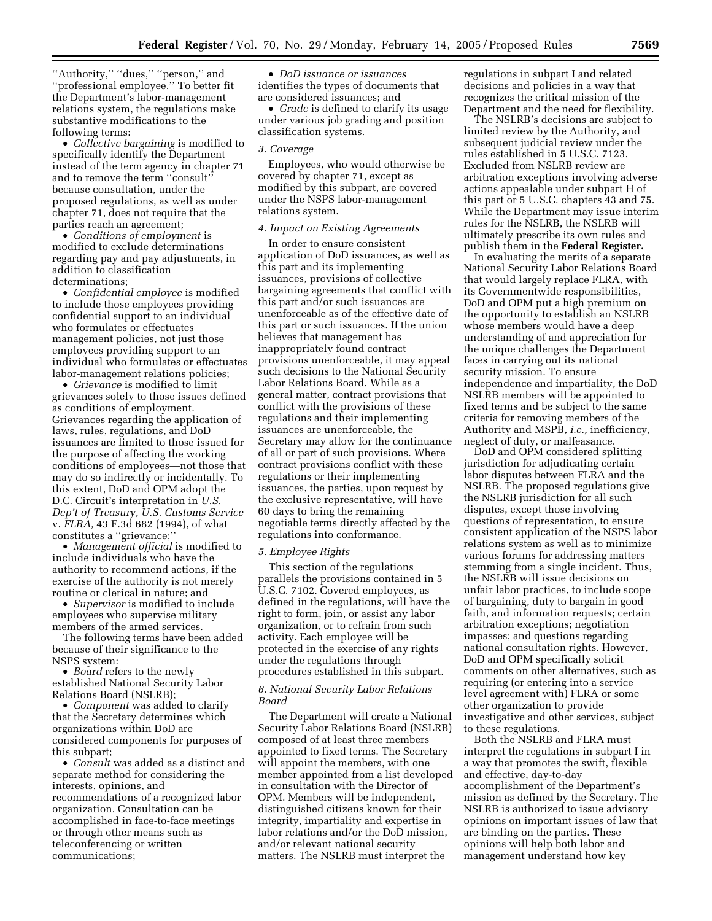''Authority,'' ''dues,'' ''person,'' and ''professional employee.'' To better fit the Department's labor-management relations system, the regulations make substantive modifications to the following terms:

- *Collective bargaining* is modified to specifically identify the Department instead of the term agency in chapter 71 and to remove the term ''consult'' because consultation, under the proposed regulations, as well as under chapter 71, does not require that the parties reach an agreement;
- *Conditions of employment* is modified to exclude determinations regarding pay and pay adjustments, in addition to classification determinations;
- *Confidential employee* is modified to include those employees providing confidential support to an individual who formulates or effectuates management policies, not just those employees providing support to an individual who formulates or effectuates labor-management relations policies;
- *Grievance* is modified to limit grievances solely to those issues defined as conditions of employment. Grievances regarding the application of laws, rules, regulations, and DoD issuances are limited to those issued for the purpose of affecting the working conditions of employees—not those that may do so indirectly or incidentally. To this extent, DoD and OPM adopt the D.C. Circuit's interpretation in *U.S. Dep't of Treasury, U.S. Customs Service* v. *FLRA,* 43 F.3d 682 (1994), of what constitutes a ''grievance;''
- *Management official* is modified to include individuals who have the authority to recommend actions, if the exercise of the authority is not merely routine or clerical in nature; and
- *Supervisor* is modified to include employees who supervise military members of the armed services.

The following terms have been added because of their significance to the NSPS system:

- *Board* refers to the newly established National Security Labor Relations Board (NSLRB);
- *Component* was added to clarify that the Secretary determines which organizations within DoD are considered components for purposes of this subpart;
- *Consult* was added as a distinct and separate method for considering the interests, opinions, and recommendations of a recognized labor organization. Consultation can be accomplished in face-to-face meetings or through other means such as teleconferencing or written communications;
- *DoD issuance or issuances* identifies the types of documents that are considered issuances; and
- *Grade* is defined to clarify its usage under various job grading and position classification systems.

*3. Coverage*

Employees, who would otherwise be covered by chapter 71, except as modified by this subpart, are covered under the NSPS labor-management relations system.

*4. Impact on Existing Agreements*

In order to ensure consistent application of DoD issuances, as well as this part and its implementing issuances, provisions of collective bargaining agreements that conflict with this part and/or such issuances are unenforceable as of the effective date of this part or such issuances. If the union believes that management has inappropriately found contract provisions unenforceable, it may appeal such decisions to the National Security Labor Relations Board. While as a general matter, contract provisions that conflict with the provisions of these regulations and their implementing issuances are unenforceable, the Secretary may allow for the continuance of all or part of such provisions. Where contract provisions conflict with these regulations or their implementing issuances, the parties, upon request by the exclusive representative, will have 60 days to bring the remaining negotiable terms directly affected by the regulations into conformance.

*5. Employee Rights*

This section of the regulations parallels the provisions contained in 5 U.S.C. 7102. Covered employees, as defined in the regulations, will have the right to form, join, or assist any labor organization, or to refrain from such activity. Each employee will be protected in the exercise of any rights under the regulations through procedures established in this subpart.

*6. National Security Labor Relations Board*

The Department will create a National Security Labor Relations Board (NSLRB) composed of at least three members appointed to fixed terms. The Secretary will appoint the members, with one member appointed from a list developed in consultation with the Director of OPM. Members will be independent, distinguished citizens known for their integrity, impartiality and expertise in labor relations and/or the DoD mission, and/or relevant national security matters. The NSLRB must interpret the regulations in subpart I and related decisions and policies in a way that recognizes the critical mission of the Department and the need for flexibility.

The NSLRB's decisions are subject to limited review by the Authority, and subsequent judicial review under the rules established in 5 U.S.C. 7123. Excluded from NSLRB review are arbitration exceptions involving adverse actions appealable under subpart H of this part or 5 U.S.C. chapters 43 and 75. While the Department may issue interim rules for the NSLRB, the NSLRB will ultimately prescribe its own rules and publish them in the **Federal Register.**

In evaluating the merits of a separate National Security Labor Relations Board that would largely replace FLRA, with its Governmentwide responsibilities, DoD and OPM put a high premium on the opportunity to establish an NSLRB whose members would have a deep understanding of and appreciation for the unique challenges the Department faces in carrying out its national security mission. To ensure independence and impartiality, the DoD NSLRB members will be appointed to fixed terms and be subject to the same criteria for removing members of the Authority and MSPB, *i.e.,* inefficiency, neglect of duty, or malfeasance.

DoD and OPM considered splitting jurisdiction for adjudicating certain labor disputes between FLRA and the NSLRB. The proposed regulations give the NSLRB jurisdiction for all such disputes, except those involving questions of representation, to ensure consistent application of the NSPS labor relations system as well as to minimize various forums for addressing matters stemming from a single incident. Thus, the NSLRB will issue decisions on unfair labor practices, to include scope of bargaining, duty to bargain in good faith, and information requests; certain arbitration exceptions; negotiation impasses; and questions regarding national consultation rights. However, DoD and OPM specifically solicit comments on other alternatives, such as requiring (or entering into a service level agreement with) FLRA or some other organization to provide investigative and other services, subject to these regulations.

Both the NSLRB and FLRA must interpret the regulations in subpart I in a way that promotes the swift, flexible and effective, day-to-day accomplishment of the Department's mission as defined by the Secretary. The NSLRB is authorized to issue advisory opinions on important issues of law that are binding on the parties. These opinions will help both labor and management understand how key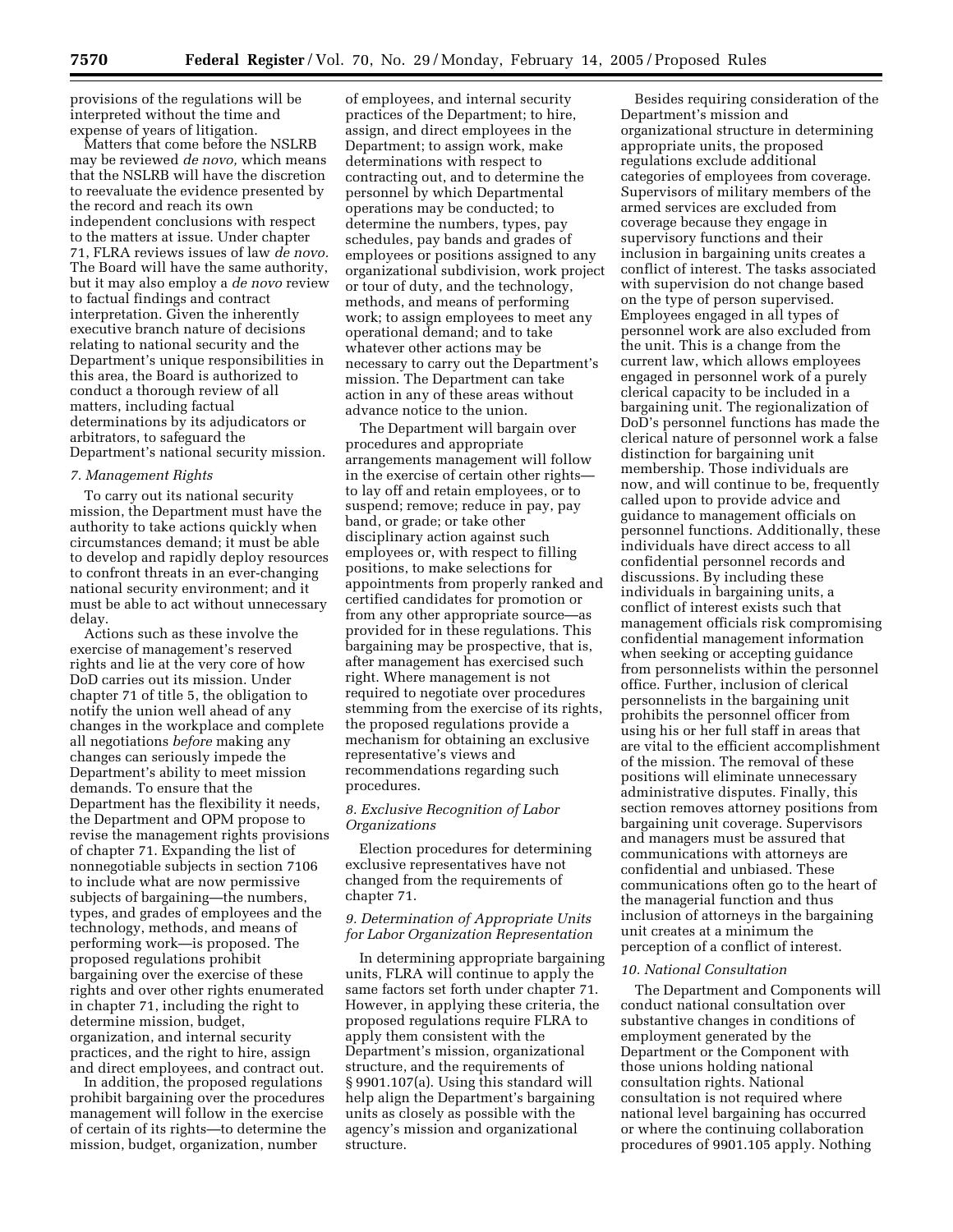provisions of the regulations will be interpreted without the time and expense of years of litigation.

Matters that come before the NSLRB may be reviewed *de novo,* which means that the NSLRB will have the discretion to reevaluate the evidence presented by the record and reach its own independent conclusions with respect to the matters at issue. Under chapter 71, FLRA reviews issues of law *de novo.* The Board will have the same authority, but it may also employ a *de novo* review to factual findings and contract interpretation. Given the inherently executive branch nature of decisions relating to national security and the Department's unique responsibilities in this area, the Board is authorized to conduct a thorough review of all matters, including factual determinations by its adjudicators or arbitrators, to safeguard the Department's national security mission.

### *7. Management Rights*

To carry out its national security mission, the Department must have the authority to take actions quickly when circumstances demand; it must be able to develop and rapidly deploy resources to confront threats in an ever-changing national security environment; and it must be able to act without unnecessary delay.

Actions such as these involve the exercise of management's reserved rights and lie at the very core of how DoD carries out its mission. Under chapter 71 of title 5, the obligation to notify the union well ahead of any changes in the workplace and complete all negotiations *before* making any changes can seriously impede the Department's ability to meet mission demands. To ensure that the Department has the flexibility it needs, the Department and OPM propose to revise the management rights provisions of chapter 71. Expanding the list of nonnegotiable subjects in section 7106 to include what are now permissive subjects of bargaining—the numbers, types, and grades of employees and the technology, methods, and means of performing work—is proposed. The proposed regulations prohibit bargaining over the exercise of these rights and over other rights enumerated in chapter 71, including the right to determine mission, budget, organization, and internal security practices, and the right to hire, assign and direct employees, and contract out.

In addition, the proposed regulations prohibit bargaining over the procedures management will follow in the exercise of certain of its rights—to determine the mission, budget, organization, number of employees, and internal security practices of the Department; to hire, assign, and direct employees in the Department; to assign work, make determinations with respect to contracting out, and to determine the personnel by which Departmental operations may be conducted; to determine the numbers, types, pay schedules, pay bands and grades of employees or positions assigned to any organizational subdivision, work project or tour of duty, and the technology, methods, and means of performing work; to assign employees to meet any operational demand; and to take whatever other actions may be necessary to carry out the Department's mission. The Department can take action in any of these areas without advance notice to the union.

The Department will bargain over procedures and appropriate arrangements management will follow in the exercise of certain other rights—to lay off and retain employees, or to suspend; remove; reduce in pay, pay band, or grade; or take other disciplinary action against such employees or, with respect to filling positions, to make selections for appointments from properly ranked and certified candidates for promotion or from any other appropriate source—as provided for in these regulations. This bargaining may be prospective, that is, after management has exercised such right. Where management is not required to negotiate over procedures stemming from the exercise of its rights, the proposed regulations provide a mechanism for obtaining an exclusive representative's views and recommendations regarding such procedures.

### *8. Exclusive Recognition of Labor Organizations*

Election procedures for determining exclusive representatives have not changed from the requirements of chapter 71.

### *9. Determination of Appropriate Units for Labor Organization Representation*

In determining appropriate bargaining units, FLRA will continue to apply the same factors set forth under chapter 71. However, in applying these criteria, the proposed regulations require FLRA to apply them consistent with the Department's mission, organizational structure, and the requirements of § 9901.107(a). Using this standard will help align the Department's bargaining units as closely as possible with the agency's mission and organizational structure.

Besides requiring consideration of the Department's mission and organizational structure in determining appropriate units, the proposed regulations exclude additional categories of employees from coverage. Supervisors of military members of the armed services are excluded from coverage because they engage in supervisory functions and their inclusion in bargaining units creates a conflict of interest. The tasks associated with supervision do not change based on the type of person supervised. Employees engaged in all types of personnel work are also excluded from the unit. This is a change from the current law, which allows employees engaged in personnel work of a purely clerical capacity to be included in a bargaining unit. The regionalization of DoD's personnel functions has made the clerical nature of personnel work a false distinction for bargaining unit membership. Those individuals are now, and will continue to be, frequently called upon to provide advice and guidance to management officials on personnel functions. Additionally, these individuals have direct access to all confidential personnel records and discussions. By including these individuals in bargaining units, a conflict of interest exists such that management officials risk compromising confidential management information when seeking or accepting guidance from personnelists within the personnel office. Further, inclusion of clerical personnelists in the bargaining unit prohibits the personnel officer from using his or her full staff in areas that are vital to the efficient accomplishment of the mission. The removal of these positions will eliminate unnecessary administrative disputes. Finally, this section removes attorney positions from bargaining unit coverage. Supervisors and managers must be assured that communications with attorneys are confidential and unbiased. These communications often go to the heart of the managerial function and thus inclusion of attorneys in the bargaining unit creates at a minimum the perception of a conflict of interest.

### *10. National Consultation*

The Department and Components will conduct national consultation over substantive changes in conditions of employment generated by the Department or the Component with those unions holding national consultation rights. National consultation is not required where national level bargaining has occurred or where the continuing collaboration procedures of 9901.105 apply. Nothing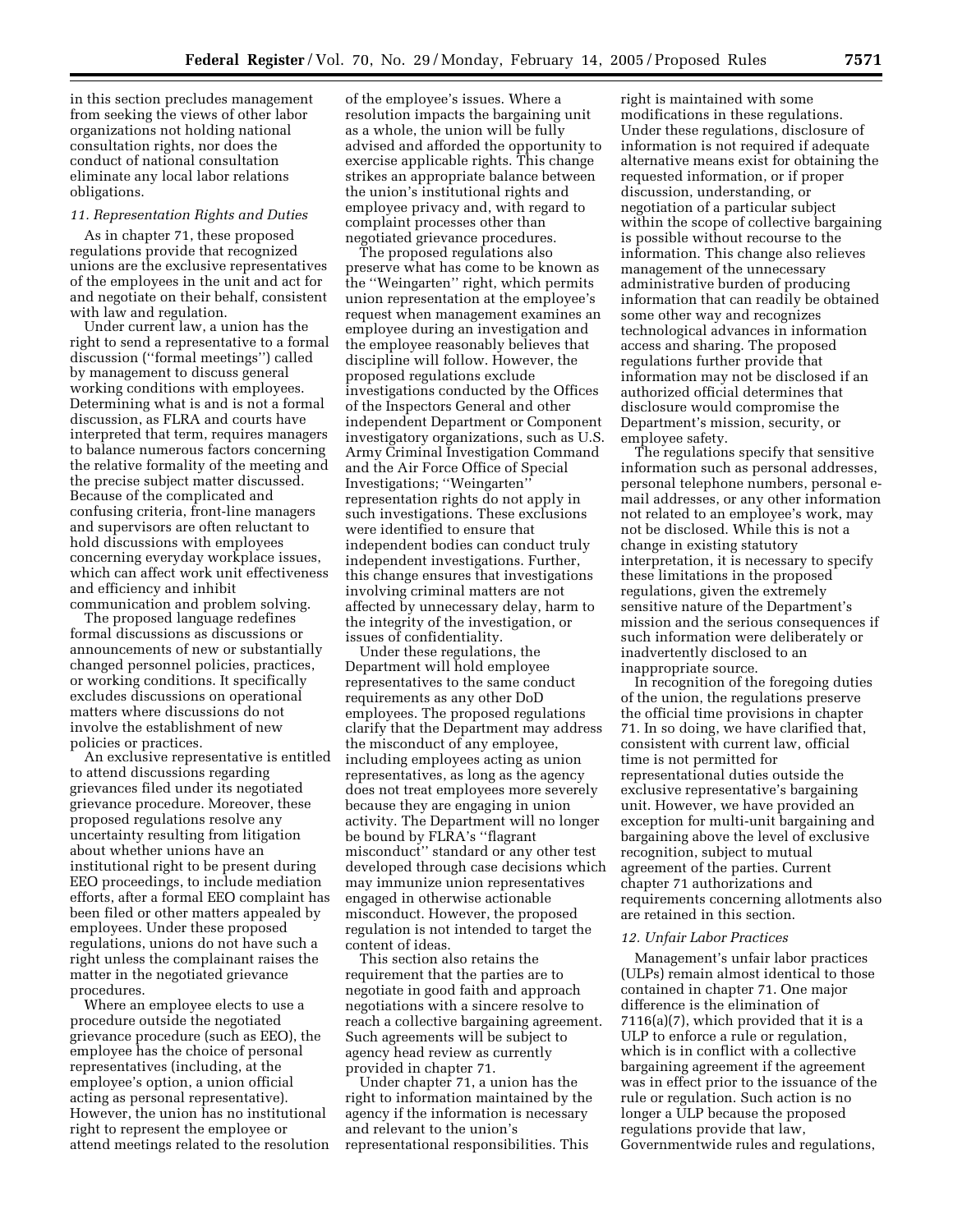in this section precludes management from seeking the views of other labor organizations not holding national consultation rights, nor does the conduct of national consultation eliminate any local labor relations obligations.

### *11. Representation Rights and Duties*

As in chapter 71, these proposed regulations provide that recognized unions are the exclusive representatives of the employees in the unit and act for and negotiate on their behalf, consistent with law and regulation.

Under current law, a union has the right to send a representative to a formal discussion (''formal meetings'') called by management to discuss general working conditions with employees. Determining what is and is not a formal discussion, as FLRA and courts have interpreted that term, requires managers to balance numerous factors concerning the relative formality of the meeting and the precise subject matter discussed. Because of the complicated and confusing criteria, front-line managers and supervisors are often reluctant to hold discussions with employees concerning everyday workplace issues, which can affect work unit effectiveness and efficiency and inhibit communication and problem solving.

The proposed language redefines formal discussions as discussions or announcements of new or substantially changed personnel policies, practices, or working conditions. It specifically excludes discussions on operational matters where discussions do not involve the establishment of new policies or practices.

An exclusive representative is entitled to attend discussions regarding grievances filed under its negotiated grievance procedure. Moreover, these proposed regulations resolve any uncertainty resulting from litigation about whether unions have an institutional right to be present during EEO proceedings, to include mediation efforts, after a formal EEO complaint has been filed or other matters appealed by employees. Under these proposed regulations, unions do not have such a right unless the complainant raises the matter in the negotiated grievance procedures.

Where an employee elects to use a procedure outside the negotiated grievance procedure (such as EEO), the employee has the choice of personal representatives (including, at the employee's option, a union official acting as personal representative). However, the union has no institutional right to represent the employee or attend meetings related to the resolution of the employee's issues. Where a resolution impacts the bargaining unit as a whole, the union will be fully advised and afforded the opportunity to exercise applicable rights. This change strikes an appropriate balance between the union's institutional rights and employee privacy and, with regard to complaint processes other than negotiated grievance procedures.

The proposed regulations also preserve what has come to be known as the ''Weingarten'' right, which permits union representation at the employee's request when management examines an employee during an investigation and the employee reasonably believes that discipline will follow. However, the proposed regulations exclude investigations conducted by the Offices of the Inspectors General and other independent Department or Component investigatory organizations, such as U.S. Army Criminal Investigation Command and the Air Force Office of Special Investigations; ''Weingarten'' representation rights do not apply in such investigations. These exclusions were identified to ensure that independent bodies can conduct truly independent investigations. Further, this change ensures that investigations involving criminal matters are not affected by unnecessary delay, harm to the integrity of the investigation, or issues of confidentiality.

Under these regulations, the Department will hold employee representatives to the same conduct requirements as any other DoD employees. The proposed regulations clarify that the Department may address the misconduct of any employee, including employees acting as union representatives, as long as the agency does not treat employees more severely because they are engaging in union activity. The Department will no longer be bound by FLRA's ''flagrant misconduct'' standard or any other test developed through case decisions which may immunize union representatives engaged in otherwise actionable misconduct. However, the proposed regulation is not intended to target the content of ideas.

This section also retains the requirement that the parties are to negotiate in good faith and approach negotiations with a sincere resolve to reach a collective bargaining agreement. Such agreements will be subject to agency head review as currently provided in chapter 71.

Under chapter 71, a union has the right to information maintained by the agency if the information is necessary and relevant to the union's representational responsibilities. This right is maintained with some modifications in these regulations. Under these regulations, disclosure of information is not required if adequate alternative means exist for obtaining the requested information, or if proper discussion, understanding, or negotiation of a particular subject within the scope of collective bargaining is possible without recourse to the information. This change also relieves management of the unnecessary administrative burden of producing information that can readily be obtained some other way and recognizes technological advances in information access and sharing. The proposed regulations further provide that information may not be disclosed if an authorized official determines that disclosure would compromise the Department's mission, security, or employee safety.

The regulations specify that sensitive information such as personal addresses, personal telephone numbers, personal e-mail addresses, or any other information not related to an employee's work, may not be disclosed. While this is not a change in existing statutory interpretation, it is necessary to specify these limitations in the proposed regulations, given the extremely sensitive nature of the Department's mission and the serious consequences if such information were deliberately or inadvertently disclosed to an inappropriate source.

In recognition of the foregoing duties of the union, the regulations preserve the official time provisions in chapter 71. In so doing, we have clarified that, consistent with current law, official time is not permitted for representational duties outside the exclusive representative's bargaining unit. However, we have provided an exception for multi-unit bargaining and bargaining above the level of exclusive recognition, subject to mutual agreement of the parties. Current chapter 71 authorizations and requirements concerning allotments also are retained in this section.

### *12. Unfair Labor Practices*

Management's unfair labor practices (ULPs) remain almost identical to those contained in chapter 71. One major difference is the elimination of 7116(a)(7), which provided that it is a ULP to enforce a rule or regulation, which is in conflict with a collective bargaining agreement if the agreement was in effect prior to the issuance of the rule or regulation. Such action is no longer a ULP because the proposed regulations provide that law, Governmentwide rules and regulations,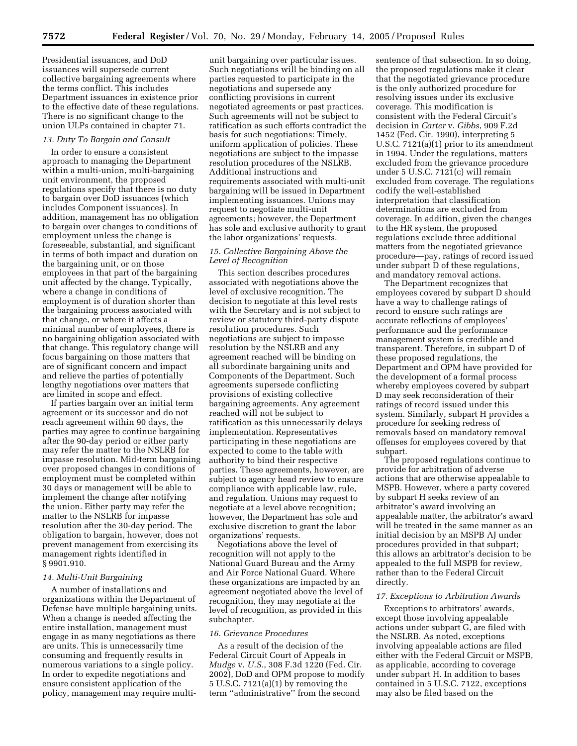Presidential issuances, and DoD issuances will supersede current collective bargaining agreements where the terms conflict. This includes Department issuances in existence prior to the effective date of these regulations. There is no significant change to the union ULPs contained in chapter 71.

### *13. Duty To Bargain and Consult*

In order to ensure a consistent approach to managing the Department within a multi-union, multi-bargaining unit environment, the proposed regulations specify that there is no duty to bargain over DoD issuances (which includes Component issuances). In addition, management has no obligation to bargain over changes to conditions of employment unless the change is foreseeable, substantial, and significant in terms of both impact and duration on the bargaining unit, or on those employees in that part of the bargaining unit affected by the change. Typically, where a change in conditions of employment is of duration shorter than the bargaining process associated with that change, or where it affects a minimal number of employees, there is no bargaining obligation associated with that change. This regulatory change will focus bargaining on those matters that are of significant concern and impact and relieve the parties of potentially lengthy negotiations over matters that are limited in scope and effect.

If parties bargain over an initial term agreement or its successor and do not reach agreement within 90 days, the parties may agree to continue bargaining after the 90-day period or either party may refer the matter to the NSLRB for impasse resolution. Mid-term bargaining over proposed changes in conditions of employment must be completed within 30 days or management will be able to implement the change after notifying the union. Either party may refer the matter to the NSLRB for impasse resolution after the 30-day period. The obligation to bargain, however, does not prevent management from exercising its management rights identified in § 9901.910.

### *14. Multi-Unit Bargaining*

A number of installations and organizations within the Department of Defense have multiple bargaining units. When a change is needed affecting the entire installation, management must engage in as many negotiations as there are units. This is unnecessarily time consuming and frequently results in numerous variations to a single policy. In order to expedite negotiations and ensure consistent application of the policy, management may require multi-unit bargaining over particular issues. Such negotiations will be binding on all parties requested to participate in the negotiations and supersede any conflicting provisions in current negotiated agreements or past practices. Such agreements will not be subject to ratification as such efforts contradict the basis for such negotiations: Timely, uniform application of policies. These negotiations are subject to the impasse resolution procedures of the NSLRB. Additional instructions and requirements associated with multi-unit bargaining will be issued in Department implementing issuances. Unions may request to negotiate multi-unit agreements; however, the Department has sole and exclusive authority to grant the labor organizations' requests.

### *15. Collective Bargaining Above the Level of Recognition*

This section describes procedures associated with negotiations above the level of exclusive recognition. The decision to negotiate at this level rests with the Secretary and is not subject to review or statutory third-party dispute resolution procedures. Such negotiations are subject to impasse resolution by the NSLRB and any agreement reached will be binding on all subordinate bargaining units and Components of the Department. Such agreements supersede conflicting provisions of existing collective bargaining agreements. Any agreement reached will not be subject to ratification as this unnecessarily delays implementation. Representatives participating in these negotiations are expected to come to the table with authority to bind their respective parties. These agreements, however, are subject to agency head review to ensure compliance with applicable law, rule, and regulation. Unions may request to negotiate at a level above recognition; however, the Department has sole and exclusive discretion to grant the labor organizations' requests.

Negotiations above the level of recognition will not apply to the National Guard Bureau and the Army and Air Force National Guard. Where these organizations are impacted by an agreement negotiated above the level of recognition, they may negotiate at the level of recognition, as provided in this subchapter.

### *16. Grievance Procedures*

As a result of the decision of the Federal Circuit Court of Appeals in *Mudge* v. *U.S.*, 308 F.3d 1220 (Fed. Cir. 2002), DoD and OPM propose to modify 5 U.S.C. 7121(a)(1) by removing the term "administrative" from the second sentence of that subsection. In so doing, the proposed regulations make it clear that the negotiated grievance procedure is the only authorized procedure for resolving issues under its exclusive coverage. This modification is consistent with the Federal Circuit's decision in *Carter* v. *Gibbs*, 909 F.2d 1452 (Fed. Cir. 1990), interpreting 5 U.S.C. 7121(a)(1) prior to its amendment in 1994. Under the regulations, matters excluded from the grievance procedure under 5 U.S.C. 7121(c) will remain excluded from coverage. The regulations codify the well-established interpretation that classification determinations are excluded from coverage. In addition, given the changes to the HR system, the proposed regulations exclude three additional matters from the negotiated grievance procedure—pay, ratings of record issued under subpart D of these regulations, and mandatory removal actions.

The Department recognizes that employees covered by subpart D should have a way to challenge ratings of record to ensure such ratings are accurate reflections of employees' performance and the performance management system is credible and transparent. Therefore, in subpart D of these proposed regulations, the Department and OPM have provided for the development of a formal process whereby employees covered by subpart D may seek reconsideration of their ratings of record issued under this system. Similarly, subpart H provides a procedure for seeking redress of removals based on mandatory removal offenses for employees covered by that subpart.

The proposed regulations continue to provide for arbitration of adverse actions that are otherwise appealable to MSPB. However, where a party covered by subpart H seeks review of an arbitrator's award involving an appealable matter, the arbitrator's award will be treated in the same manner as an initial decision by an MSPB AJ under procedures provided in that subpart; this allows an arbitrator's decision to be appealed to the full MSPB for review, rather than to the Federal Circuit directly.

### *17. Exceptions to Arbitration Awards*

Exceptions to arbitrators' awards, except those involving appealable actions under subpart G, are filed with the NSLRB. As noted, exceptions involving appealable actions are filed either with the Federal Circuit or MSPB, as applicable, according to coverage under subpart H. In addition to bases contained in 5 U.S.C. 7122, exceptions may also be filed based on the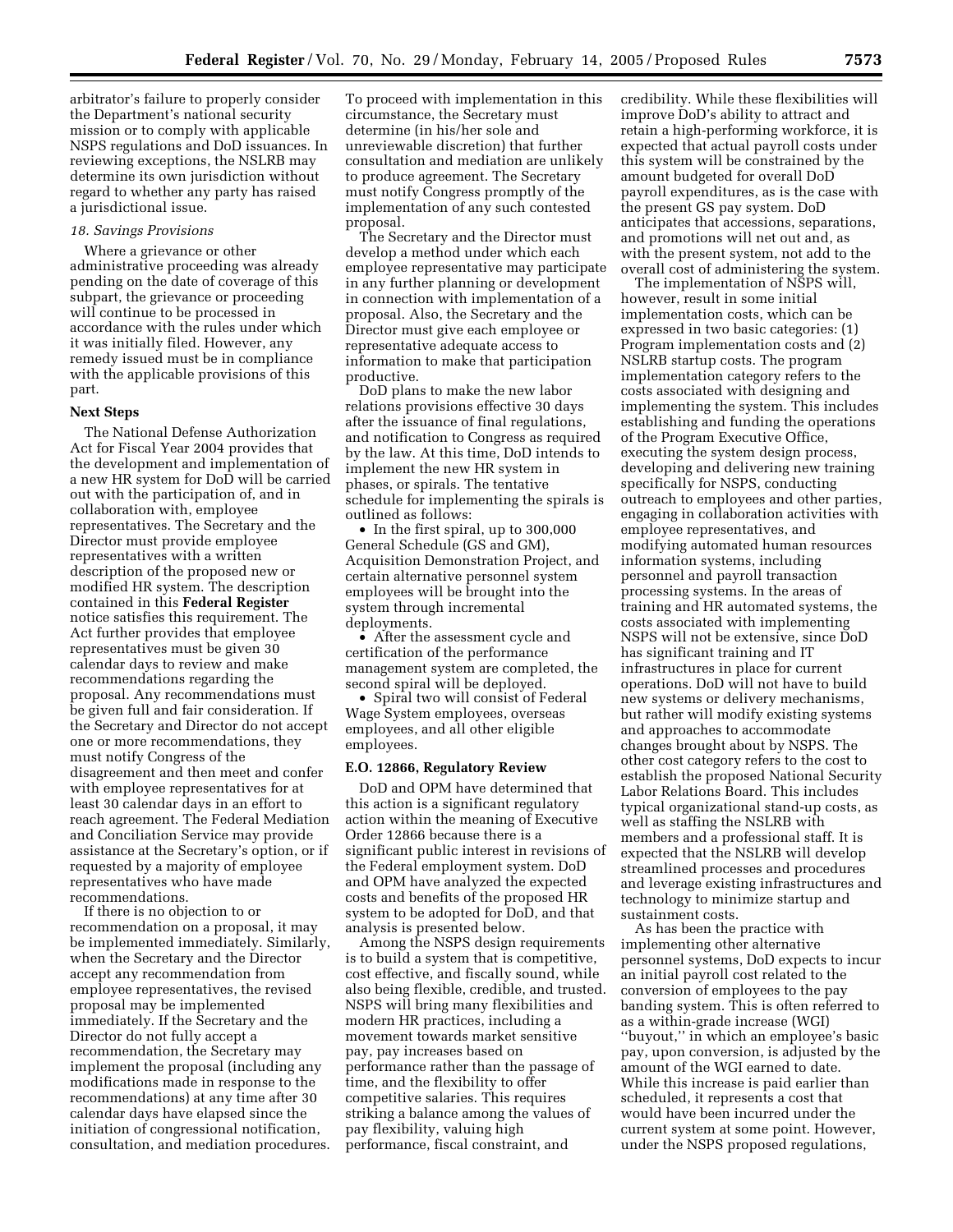arbitrator's failure to properly consider the Department's national security mission or to comply with applicable NSPS regulations and DoD issuances. In reviewing exceptions, the NSLRB may determine its own jurisdiction without regard to whether any party has raised a jurisdictional issue.

*18. Savings Provisions*

Where a grievance or other administrative proceeding was already pending on the date of coverage of this subpart, the grievance or proceeding will continue to be processed in accordance with the rules under which it was initially filed. However, any remedy issued must be in compliance with the applicable provisions of this part.

**Next Steps**

The National Defense Authorization Act for Fiscal Year 2004 provides that the development and implementation of a new HR system for DoD will be carried out with the participation of, and in collaboration with, employee representatives. The Secretary and the Director must provide employee representatives with a written description of the proposed new or modified HR system. The description contained in this **Federal Register** notice satisfies this requirement. The Act further provides that employee representatives must be given 30 calendar days to review and make recommendations regarding the proposal. Any recommendations must be given full and fair consideration. If the Secretary and Director do not accept one or more recommendations, they must notify Congress of the disagreement and then meet and confer with employee representatives for at least 30 calendar days in an effort to reach agreement. The Federal Mediation and Conciliation Service may provide assistance at the Secretary's option, or if requested by a majority of employee representatives who have made recommendations.

If there is no objection to or recommendation on a proposal, it may be implemented immediately. Similarly, when the Secretary and the Director accept any recommendation from employee representatives, the revised proposal may be implemented immediately. If the Secretary and the Director do not fully accept a recommendation, the Secretary may implement the proposal (including any modifications made in response to the recommendations) at any time after 30 calendar days have elapsed since the initiation of congressional notification, consultation, and mediation procedures. To proceed with implementation in this circumstance, the Secretary must determine (in his/her sole and unreviewable discretion) that further consultation and mediation are unlikely to produce agreement. The Secretary must notify Congress promptly of the implementation of any such contested proposal.

The Secretary and the Director must develop a method under which each employee representative may participate in any further planning or development in connection with implementation of a proposal. Also, the Secretary and the Director must give each employee or representative adequate access to information to make that participation productive.

DoD plans to make the new labor relations provisions effective 30 days after the issuance of final regulations, and notification to Congress as required by the law. At this time, DoD intends to implement the new HR system in phases, or spirals. The tentative schedule for implementing the spirals is outlined as follows:

- In the first spiral, up to 300,000 General Schedule (GS and GM), Acquisition Demonstration Project, and certain alternative personnel system employees will be brought into the system through incremental deployments.
- After the assessment cycle and certification of the performance management system are completed, the second spiral will be deployed.
- Spiral two will consist of Federal Wage System employees, overseas employees, and all other eligible employees.

**E.O. 12866, Regulatory Review**

DoD and OPM have determined that this action is a significant regulatory action within the meaning of Executive Order 12866 because there is a significant public interest in revisions of the Federal employment system. DoD and OPM have analyzed the expected costs and benefits of the proposed HR system to be adopted for DoD, and that analysis is presented below.

Among the NSPS design requirements is to build a system that is competitive, cost effective, and fiscally sound, while also being flexible, credible, and trusted. NSPS will bring many flexibilities and modern HR practices, including a movement towards market sensitive pay, pay increases based on performance rather than the passage of time, and the flexibility to offer competitive salaries. This requires striking a balance among the values of pay flexibility, valuing high performance, fiscal constraint, and credibility. While these flexibilities will improve DoD's ability to attract and retain a high-performing workforce, it is expected that actual payroll costs under this system will be constrained by the amount budgeted for overall DoD payroll expenditures, as is the case with the present GS pay system. DoD anticipates that accessions, separations, and promotions will net out and, as with the present system, not add to the overall cost of administering the system.

The implementation of NSPS will, however, result in some initial implementation costs, which can be expressed in two basic categories: (1) Program implementation costs and (2) NSLRB startup costs. The program implementation category refers to the costs associated with designing and implementing the system. This includes establishing and funding the operations of the Program Executive Office, executing the system design process, developing and delivering new training specifically for NSPS, conducting outreach to employees and other parties, engaging in collaboration activities with employee representatives, and modifying automated human resources information systems, including personnel and payroll transaction processing systems. In the areas of training and HR automated systems, the costs associated with implementing NSPS will not be extensive, since DoD has significant training and IT infrastructures in place for current operations. DoD will not have to build new systems or delivery mechanisms, but rather will modify existing systems and approaches to accommodate changes brought about by NSPS. The other cost category refers to the cost to establish the proposed National Security Labor Relations Board. This includes typical organizational stand-up costs, as well as staffing the NSLRB with members and a professional staff. It is expected that the NSLRB will develop streamlined processes and procedures and leverage existing infrastructures and technology to minimize startup and sustainment costs.

As has been the practice with implementing other alternative personnel systems, DoD expects to incur an initial payroll cost related to the conversion of employees to the pay banding system. This is often referred to as a within-grade increase (WGI) ''buyout,'' in which an employee's basic pay, upon conversion, is adjusted by the amount of the WGI earned to date. While this increase is paid earlier than scheduled, it represents a cost that would have been incurred under the current system at some point. However, under the NSPS proposed regulations,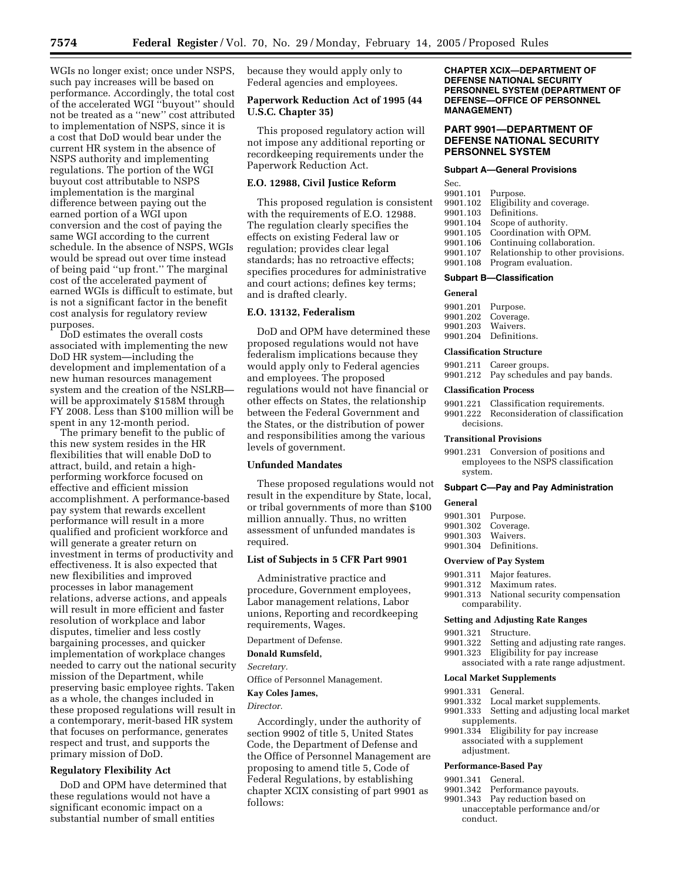WGIs no longer exist; once under NSPS, such pay increases will be based on performance. Accordingly, the total cost of the accelerated WGI ''buyout'' should not be treated as a ''new'' cost attributed to implementation of NSPS, since it is a cost that DoD would bear under the current HR system in the absence of NSPS authority and implementing regulations. The portion of the WGI buyout cost attributable to NSPS implementation is the marginal difference between paying out the earned portion of a WGI upon conversion and the cost of paying the same WGI according to the current schedule. In the absence of NSPS, WGIs would be spread out over time instead of being paid ''up front.'' The marginal cost of the accelerated payment of earned WGIs is difficult to estimate, but is not a significant factor in the benefit cost analysis for regulatory review purposes.

DoD estimates the overall costs associated with implementing the new DoD HR system—including the development and implementation of a new human resources management system and the creation of the NSLRB—will be approximately $158M through FY 2008. Less than $100 million will be spent in any 12-month period.

The primary benefit to the public of this new system resides in the HR flexibilities that will enable DoD to attract, build, and retain a high-performing workforce focused on effective and efficient mission accomplishment. A performance-based pay system that rewards excellent performance will result in a more qualified and proficient workforce and will generate a greater return on investment in terms of productivity and effectiveness. It is also expected that new flexibilities and improved processes in labor management relations, adverse actions, and appeals will result in more efficient and faster resolution of workplace and labor disputes, timelier and less costly bargaining processes, and quicker implementation of workplace changes needed to carry out the national security mission of the Department, while preserving basic employee rights. Taken as a whole, the changes included in these proposed regulations will result in a contemporary, merit-based HR system that focuses on performance, generates respect and trust, and supports the primary mission of DoD.

### Regulatory Flexibility Act

DoD and OPM have determined that these regulations would not have a significant economic impact on a substantial number of small entities because they would apply only to Federal agencies and employees.

### Paperwork Reduction Act of 1995 (44 U.S.C. Chapter 35)

This proposed regulatory action will not impose any additional reporting or recordkeeping requirements under the Paperwork Reduction Act.

### E.O. 12988, Civil Justice Reform

This proposed regulation is consistent with the requirements of E.O. 12988. The regulation clearly specifies the effects on existing Federal law or regulation; provides clear legal standards; has no retroactive effects; specifies procedures for administrative and court actions; defines key terms; and is drafted clearly.

### E.O. 13132, Federalism

DoD and OPM have determined these proposed regulations would not have federalism implications because they would apply only to Federal agencies and employees. The proposed regulations would not have financial or other effects on States, the relationship between the Federal Government and the States, or the distribution of power and responsibilities among the various levels of government.

### Unfunded Mandates

These proposed regulations would not result in the expenditure by State, local, or tribal governments of more than $100 million annually. Thus, no written assessment of unfunded mandates is required.

### List of Subjects in 5 CFR Part 9901

Administrative practice and procedure, Government employees, Labor management relations, Labor unions, Reporting and recordkeeping requirements, Wages.

Department of Defense.

**Donald Rumsfeld,**

*Secretary.*

Office of Personnel Management.

**Kay Coles James,**

*Director.*

Accordingly, under the authority of section 9902 of title 5, United States Code, the Department of Defense and the Office of Personnel Management are proposing to amend title 5, Code of Federal Regulations, by establishing chapter XCIX consisting of part 9901 as follows:

## CHAPTER XCIX—DEPARTMENT OF DEFENSE NATIONAL SECURITY PERSONNEL SYSTEM (DEPARTMENT OF DEFENSE—OFFICE OF PERSONNEL MANAGEMENT)

## PART 9901—DEPARTMENT OF DEFENSE NATIONAL SECURITY PERSONNEL SYSTEM

### Subpart A—General Provisions

Sec.
9901.101 Purpose.
9901.102 Eligibility and coverage.
9901.103 Definitions.
9901.104 Scope of authority.
9901.105 Coordination with OPM.
9901.106 Continuing collaboration.
9901.107 Relationship to other provisions.
9901.108 Program evaluation.

### Subpart B—Classification

#### General

9901.201 Purpose.
9901.202 Coverage.
9901.203 Waivers.
9901.204 Definitions.

#### Classification Structure

9901.211 Career groups.
9901.212 Pay schedules and pay bands.

#### Classification Process

9901.221 Classification requirements.
9901.222 Reconsideration of classification decisions.

#### Transitional Provisions

9901.231 Conversion of positions and employees to the NSPS classification system.

### Subpart C—Pay and Pay Administration

#### General

9901.301 Purpose.
9901.302 Coverage.
9901.303 Waivers.
9901.304 Definitions.

#### Overview of Pay System

9901.311 Major features.
9901.312 Maximum rates.
9901.313 National security compensation comparability.

#### Setting and Adjusting Rate Ranges

9901.321 Structure.
9901.322 Setting and adjusting rate ranges.
9901.323 Eligibility for pay increase associated with a rate range adjustment.

#### Local Market Supplements

9901.331 General.
9901.332 Local market supplements.
9901.333 Setting and adjusting local market supplements.
9901.334 Eligibility for pay increase associated with a supplement adjustment.

#### Performance-Based Pay

9901.341 General.
9901.342 Performance payouts.
9901.343 Pay reduction based on unacceptable performance and/or conduct.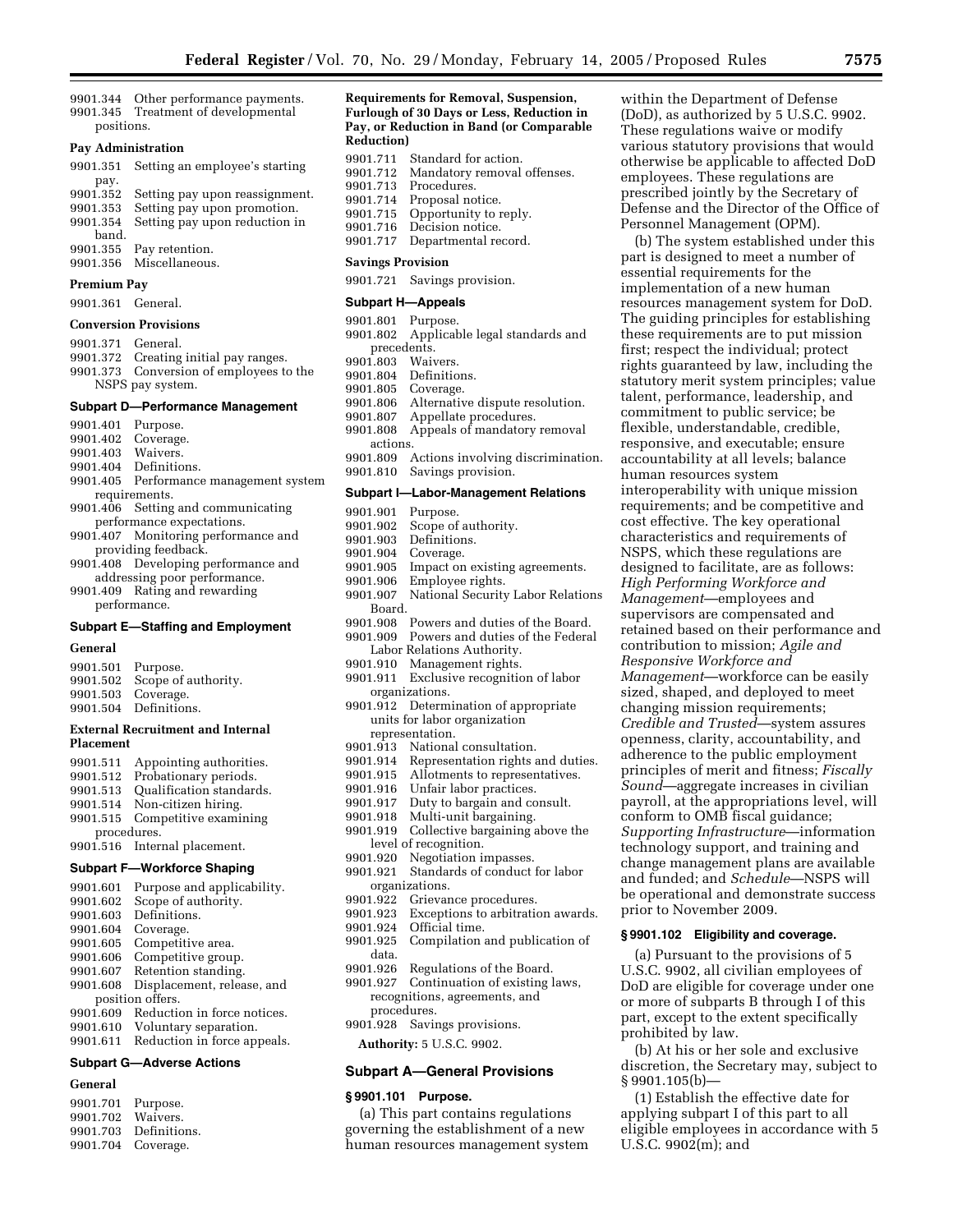9901.344 Other performance payments.
9901.345 Treatment of developmental positions.

**Pay Administration**

9901.351 Setting an employee's starting pay.
9901.352 Setting pay upon reassignment.
9901.353 Setting pay upon promotion.
9901.354 Setting pay upon reduction in band.
9901.355 Pay retention.
9901.356 Miscellaneous.

**Premium Pay**

9901.361 General.

**Conversion Provisions**

9901.371 General.
9901.372 Creating initial pay ranges.
9901.373 Conversion of employees to the NSPS pay system.

### Subpart D—Performance Management

9901.401 Purpose.
9901.402 Coverage.
9901.403 Waivers.
9901.404 Definitions.
9901.405 Performance management system requirements.
9901.406 Setting and communicating performance expectations.
9901.407 Monitoring performance and providing feedback.
9901.408 Developing performance and addressing poor performance.
9901.409 Rating and rewarding performance.

### Subpart E—Staffing and Employment

**General**

9901.501 Purpose.
9901.502 Scope of authority.
9901.503 Coverage.
9901.504 Definitions.

**External Recruitment and Internal Placement**

9901.511 Appointing authorities.
9901.512 Probationary periods.
9901.513 Qualification standards.
9901.514 Non-citizen hiring.
9901.515 Competitive examining procedures.
9901.516 Internal placement.

### Subpart F—Workforce Shaping

9901.601 Purpose and applicability.
9901.602 Scope of authority.
9901.603 Definitions.
9901.604 Coverage.
9901.605 Competitive area.
9901.606 Competitive group.
9901.607 Retention standing.
9901.608 Displacement, release, and position offers.
9901.609 Reduction in force notices.
9901.610 Voluntary separation.
9901.611 Reduction in force appeals.

### Subpart G—Adverse Actions

**General**

9901.701 Purpose.
9901.702 Waivers.
9901.703 Definitions.
9901.704 Coverage.

**Requirements for Removal, Suspension, Furlough of 30 Days or Less, Reduction in Pay, or Reduction in Band (or Comparable Reduction)**

9901.711 Standard for action.
9901.712 Mandatory removal offenses.
9901.713 Procedures.
9901.714 Proposal notice.
9901.715 Opportunity to reply.
9901.716 Decision notice.
9901.717 Departmental record.

**Savings Provision**

9901.721 Savings provision.

### Subpart H—Appeals

9901.801 Purpose.
9901.802 Applicable legal standards and precedents.
9901.803 Waivers.
9901.804 Definitions.
9901.805 Coverage.
9901.806 Alternative dispute resolution.
9901.807 Appellate procedures.
9901.808 Appeals of mandatory removal actions.
9901.809 Actions involving discrimination.
9901.810 Savings provision.

### Subpart I—Labor-Management Relations

9901.901 Purpose.
9901.902 Scope of authority.
9901.903 Definitions.
9901.904 Coverage.
9901.905 Impact on existing agreements.
9901.906 Employee rights.
9901.907 National Security Labor Relations Board.
9901.908 Powers and duties of the Board.
9901.909 Powers and duties of the Federal Labor Relations Authority.
9901.910 Management rights.
9901.911 Exclusive recognition of labor organizations.
9901.912 Determination of appropriate units for labor organization representation.
9901.913 National consultation.
9901.914 Representation rights and duties.
9901.915 Allotments to representatives.
9901.916 Unfair labor practices.
9901.917 Duty to bargain and consult.
9901.918 Multi-unit bargaining.
9901.919 Collective bargaining above the level of recognition.
9901.920 Negotiation impasses.
9901.921 Standards of conduct for labor organizations.
9901.922 Grievance procedures.
9901.923 Exceptions to arbitration awards.
9901.924 Official time.
9901.925 Compilation and publication of data.
9901.926 Regulations of the Board.
9901.927 Continuation of existing laws, recognitions, agreements, and procedures.
9901.928 Savings provisions.

**Authority:** 5 U.S.C. 9902.

### Subpart A—General Provisions

#### § 9901.101 Purpose.

(a) This part contains regulations governing the establishment of a new human resources management system within the Department of Defense (DoD), as authorized by 5 U.S.C. 9902. These regulations waive or modify various statutory provisions that would otherwise be applicable to affected DoD employees. These regulations are prescribed jointly by the Secretary of Defense and the Director of the Office of Personnel Management (OPM).

(b) The system established under this part is designed to meet a number of essential requirements for the implementation of a new human resources management system for DoD. The guiding principles for establishing these requirements are to put mission first; respect the individual; protect rights guaranteed by law, including the statutory merit system principles; value talent, performance, leadership, and commitment to public service; be flexible, understandable, credible, responsive, and executable; ensure accountability at all levels; balance human resources system interoperability with unique mission requirements; and be competitive and cost effective. The key operational characteristics and requirements of NSPS, which these regulations are designed to facilitate, are as follows: *High Performing Workforce and Management*—employees and supervisors are compensated and retained based on their performance and contribution to mission; *Agile and Responsive Workforce and Management*—workforce can be easily sized, shaped, and deployed to meet changing mission requirements; *Credible and Trusted*—system assures openness, clarity, accountability, and adherence to the public employment principles of merit and fitness; *Fiscally Sound*—aggregate increases in civilian payroll, at the appropriations level, will conform to OMB fiscal guidance; *Supporting Infrastructure*—information technology support, and training and change management plans are available and funded; and *Schedule*—NSPS will be operational and demonstrate success prior to November 2009.

#### § 9901.102 Eligibility and coverage.

(a) Pursuant to the provisions of 5 U.S.C. 9902, all civilian employees of DoD are eligible for coverage under one or more of subparts B through I of this part, except to the extent specifically prohibited by law.

(b) At his or her sole and exclusive discretion, the Secretary may, subject to § 9901.105(b)—

(1) Establish the effective date for applying subpart I of this part to all eligible employees in accordance with 5 U.S.C. 9902(m); and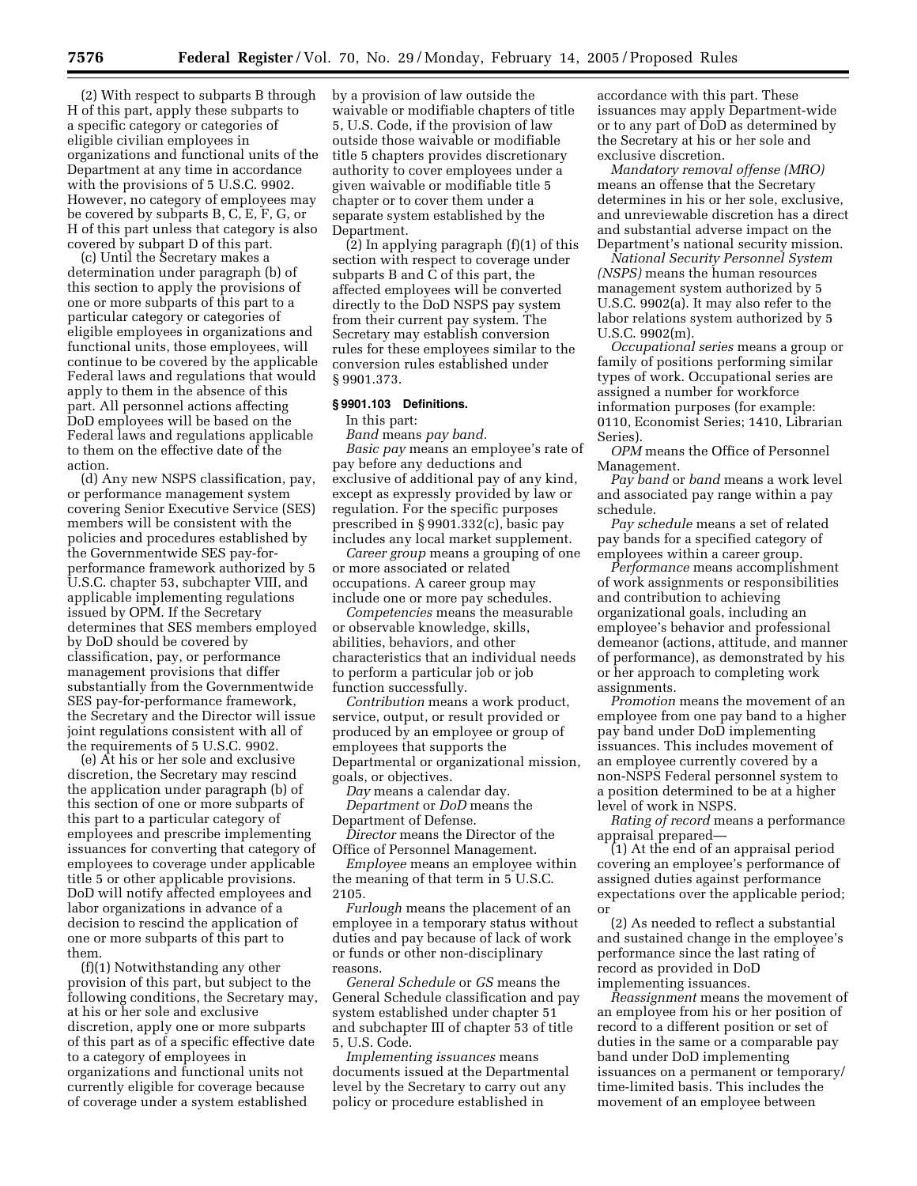(2) With respect to subparts B through H of this part, apply these subparts to a specific category or categories of eligible civilian employees in organizations and functional units of the Department at any time in accordance with the provisions of 5 U.S.C. 9902. However, no category of employees may be covered by subparts B, C, E, F, G, or H of this part unless that category is also covered by subpart D of this part.

(c) Until the Secretary makes a determination under paragraph (b) of this section to apply the provisions of one or more subparts of this part to a particular category or categories of eligible employees in organizations and functional units, those employees, will continue to be covered by the applicable Federal laws and regulations that would apply to them in the absence of this part. All personnel actions affecting DoD employees will be based on the Federal laws and regulations applicable to them on the effective date of the action.

(d) Any new NSPS classification, pay, or performance management system covering Senior Executive Service (SES) members will be consistent with the policies and procedures established by the Governmentwide SES pay-for-performance framework authorized by 5 U.S.C. chapter 53, subchapter VIII, and applicable implementing regulations issued by OPM. If the Secretary determines that SES members employed by DoD should be covered by classification, pay, or performance management provisions that differ substantially from the Governmentwide SES pay-for-performance framework, the Secretary and the Director will issue joint regulations consistent with all of the requirements of 5 U.S.C. 9902.

(e) At his or her sole and exclusive discretion, the Secretary may rescind the application under paragraph (b) of this section of one or more subparts of this part to a particular category of employees and prescribe implementing issuances for converting that category of employees to coverage under applicable title 5 or other applicable provisions. DoD will notify affected employees and labor organizations in advance of a decision to rescind the application of one or more subparts of this part to them.

(f)(1) Notwithstanding any other provision of this part, but subject to the following conditions, the Secretary may, at his or her sole and exclusive discretion, apply one or more subparts of this part as of a specific effective date to a category of employees in organizations and functional units not currently eligible for coverage because of coverage under a system established by a provision of law outside the waivable or modifiable chapters of title 5, U.S. Code, if the provision of law outside those waivable or modifiable title 5 chapters provides discretionary authority to cover employees under a given waivable or modifiable title 5 chapter or to cover them under a separate system established by the Department.

(2) In applying paragraph (f)(1) of this section with respect to coverage under subparts B and C of this part, the affected employees will be converted directly to the DoD NSPS pay system from their current pay system. The Secretary may establish conversion rules for these employees similar to the conversion rules established under § 9901.373.

### § 9901.103 Definitions.

In this part:

*Band* means *pay band*.

*Basic pay* means an employee's rate of pay before any deductions and exclusive of additional pay of any kind, except as expressly provided by law or regulation. For the specific purposes prescribed in § 9901.332(c), basic pay includes any local market supplement.

*Career group* means a grouping of one or more associated or related occupations. A career group may include one or more pay schedules.

*Competencies* means the measurable or observable knowledge, skills, abilities, behaviors, and other characteristics that an individual needs to perform a particular job or job function successfully.

*Contribution* means a work product, service, output, or result provided or produced by an employee or group of employees that supports the Departmental or organizational mission, goals, or objectives.

*Day* means a calendar day.

*Department* or *DoD* means the Department of Defense.

*Director* means the Director of the Office of Personnel Management.

*Employee* means an employee within the meaning of that term in 5 U.S.C. 2105.

*Furlough* means the placement of an employee in a temporary status without duties and pay because of lack of work or funds or other non-disciplinary reasons.

*General Schedule* or *GS* means the General Schedule classification and pay system established under chapter 51 and subchapter III of chapter 53 of title 5, U.S. Code.

*Implementing issuances* means documents issued at the Departmental level by the Secretary to carry out any policy or procedure established in accordance with this part. These issuances may apply Department-wide or to any part of DoD as determined by the Secretary at his or her sole and exclusive discretion.

*Mandatory removal offense (MRO)* means an offense that the Secretary determines in his or her sole, exclusive, and unreviewable discretion has a direct and substantial adverse impact on the Department's national security mission.

*National Security Personnel System (NSPS)* means the human resources management system authorized by 5 U.S.C. 9902(a). It may also refer to the labor relations system authorized by 5 U.S.C. 9902(m).

*Occupational series* means a group or family of positions performing similar types of work. Occupational series are assigned a number for workforce information purposes (for example: 0110, Economist Series; 1410, Librarian Series).

*OPM* means the Office of Personnel Management.

*Pay band* or *band* means a work level and associated pay range within a pay schedule.

*Pay schedule* means a set of related pay bands for a specified category of employees within a career group.

*Performance* means accomplishment of work assignments or responsibilities and contribution to achieving organizational goals, including an employee's behavior and professional demeanor (actions, attitude, and manner of performance), as demonstrated by his or her approach to completing work assignments.

*Promotion* means the movement of an employee from one pay band to a higher pay band under DoD implementing issuances. This includes movement of an employee currently covered by a non-NSPS Federal personnel system to a position determined to be at a higher level of work in NSPS.

*Rating of record* means a performance appraisal prepared—

(1) At the end of an appraisal period covering an employee's performance of assigned duties against performance expectations over the applicable period; or

(2) As needed to reflect a substantial and sustained change in the employee's performance since the last rating of record as provided in DoD implementing issuances.

*Reassignment* means the movement of an employee from his or her position of record to a different position or set of duties in the same or a comparable pay band under DoD implementing issuances on a permanent or temporary/time-limited basis. This includes the movement of an employee between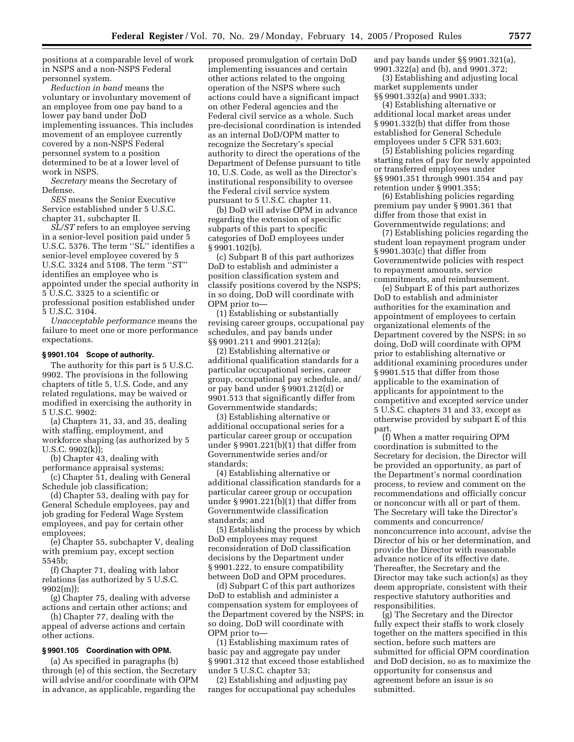positions at a comparable level of work in NSPS and a non-NSPS Federal personnel system.

*Reduction in band* means the voluntary or involuntary movement of an employee from one pay band to a lower pay band under DoD implementing issuances. This includes movement of an employee currently covered by a non-NSPS Federal personnel system to a position determined to be at a lower level of work in NSPS.

*Secretary* means the Secretary of Defense.

*SES* means the Senior Executive Service established under 5 U.S.C. chapter 31, subchapter II.

*SL/ST* refers to an employee serving in a senior-level position paid under 5 U.S.C. 5376. The term ''SL'' identifies a senior-level employee covered by 5 U.S.C. 3324 and 5108. The term ''ST'' identifies an employee who is appointed under the special authority in 5 U.S.C. 3325 to a scientific or professional position established under 5 U.S.C. 3104.

*Unacceptable performance* means the failure to meet one or more performance expectations.

### § 9901.104 Scope of authority.

The authority for this part is 5 U.S.C. 9902. The provisions in the following chapters of title 5, U.S. Code, and any related regulations, may be waived or modified in exercising the authority in 5 U.S.C. 9902:

(a) Chapters 31, 33, and 35, dealing with staffing, employment, and workforce shaping (as authorized by 5 U.S.C. 9902(k));

(b) Chapter 43, dealing with performance appraisal systems;

(c) Chapter 51, dealing with General Schedule job classification;

(d) Chapter 53, dealing with pay for General Schedule employees, pay and job grading for Federal Wage System employees, and pay for certain other employees;

(e) Chapter 55, subchapter V, dealing with premium pay, except section 5545b;

(f) Chapter 71, dealing with labor relations (as authorized by 5 U.S.C. 9902(m));

(g) Chapter 75, dealing with adverse actions and certain other actions; and

(h) Chapter 77, dealing with the appeal of adverse actions and certain other actions.

### § 9901.105 Coordination with OPM.

(a) As specified in paragraphs (b) through (e) of this section, the Secretary will advise and/or coordinate with OPM in advance, as applicable, regarding the proposed promulgation of certain DoD implementing issuances and certain other actions related to the ongoing operation of the NSPS where such actions could have a significant impact on other Federal agencies and the Federal civil service as a whole. Such pre-decisional coordination is intended as an internal DoD/OPM matter to recognize the Secretary's special authority to direct the operations of the Department of Defense pursuant to title 10, U.S. Code, as well as the Director's institutional responsibility to oversee the Federal civil service system pursuant to 5 U.S.C. chapter 11.

(b) DoD will advise OPM in advance regarding the extension of specific subparts of this part to specific categories of DoD employees under § 9901.102(b).

(c) Subpart B of this part authorizes DoD to establish and administer a position classification system and classify positions covered by the NSPS; in so doing, DoD will coordinate with OPM prior to—

(1) Establishing or substantially revising career groups, occupational pay schedules, and pay bands under §§ 9901.211 and 9901.212(a);

(2) Establishing alternative or additional qualification standards for a particular occupational series, career group, occupational pay schedule, and/or pay band under § 9901.212(d) or 9901.513 that significantly differ from Governmentwide standards;

(3) Establishing alternative or additional occupational series for a particular career group or occupation under § 9901.221(b)(1) that differ from Governmentwide series and/or standards;

(4) Establishing alternative or additional classification standards for a particular career group or occupation under § 9901.221(b)(1) that differ from Governmentwide classification standards; and

(5) Establishing the process by which DoD employees may request reconsideration of DoD classification decisions by the Department under § 9901.222, to ensure compatibility between DoD and OPM procedures.

(d) Subpart C of this part authorizes DoD to establish and administer a compensation system for employees of the Department covered by the NSPS; in so doing, DoD will coordinate with OPM prior to—

(1) Establishing maximum rates of basic pay and aggregate pay under § 9901.312 that exceed those established under 5 U.S.C. chapter 53;

(2) Establishing and adjusting pay ranges for occupational pay schedules and pay bands under §§ 9901.321(a), 9901.322(a) and (b), and 9901.372;

(3) Establishing and adjusting local market supplements under §§ 9901.332(a) and 9901.333;

(4) Establishing alternative or additional local market areas under § 9901.332(b) that differ from those established for General Schedule employees under 5 CFR 531.603;

(5) Establishing policies regarding starting rates of pay for newly appointed or transferred employees under §§ 9901.351 through 9901.354 and pay retention under § 9901.355;

(6) Establishing policies regarding premium pay under § 9901.361 that differ from those that exist in Governmentwide regulations; and

(7) Establishing policies regarding the student loan repayment program under § 9901.303(c) that differ from Governmentwide policies with respect to repayment amounts, service commitments, and reimbursement.

(e) Subpart E of this part authorizes DoD to establish and administer authorities for the examination and appointment of employees to certain organizational elements of the Department covered by the NSPS; in so doing, DoD will coordinate with OPM prior to establishing alternative or additional examining procedures under § 9901.515 that differ from those applicable to the examination of applicants for appointment to the competitive and excepted service under 5 U.S.C. chapters 31 and 33, except as otherwise provided by subpart E of this part.

(f) When a matter requiring OPM coordination is submitted to the Secretary for decision, the Director will be provided an opportunity, as part of the Department's normal coordination process, to review and comment on the recommendations and officially concur or nonconcur with all or part of them. The Secretary will take the Director's comments and concurrence/nonconcurrence into account, advise the Director of his or her determination, and provide the Director with reasonable advance notice of its effective date. Thereafter, the Secretary and the Director may take such action(s) as they deem appropriate, consistent with their respective statutory authorities and responsibilities.

(g) The Secretary and the Director fully expect their staffs to work closely together on the matters specified in this section, before such matters are submitted for official OPM coordination and DoD decision, so as to maximize the opportunity for consensus and agreement before an issue is so submitted.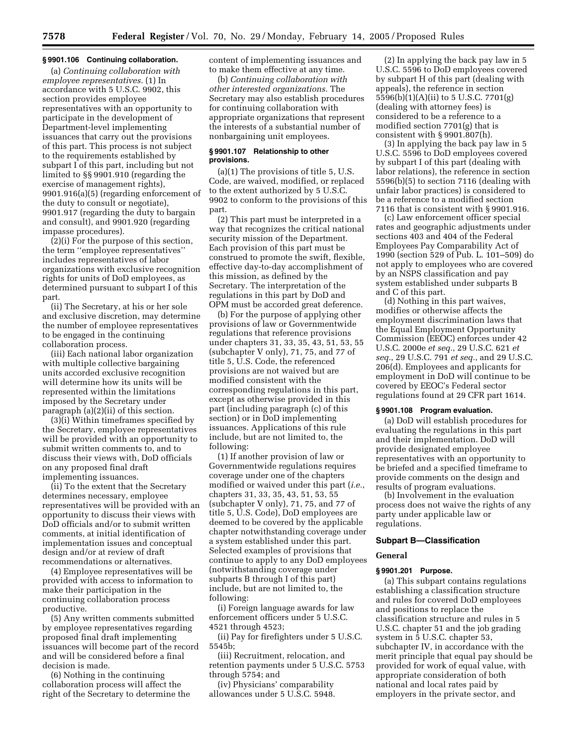**§ 9901.106 Continuing collaboration.**

(a) *Continuing collaboration with employee representatives.* (1) In accordance with 5 U.S.C. 9902, this section provides employee representatives with an opportunity to participate in the development of Department-level implementing issuances that carry out the provisions of this part. This process is not subject to the requirements established by subpart I of this part, including but not limited to §§ 9901.910 (regarding the exercise of management rights), 9901.916(a)(5) (regarding enforcement of the duty to consult or negotiate), 9901.917 (regarding the duty to bargain and consult), and 9901.920 (regarding impasse procedures).

(2)(i) For the purpose of this section, the term ''employee representatives'' includes representatives of labor organizations with exclusive recognition rights for units of DoD employees, as determined pursuant to subpart I of this part.

(ii) The Secretary, at his or her sole and exclusive discretion, may determine the number of employee representatives to be engaged in the continuing collaboration process.

(iii) Each national labor organization with multiple collective bargaining units accorded exclusive recognition will determine how its units will be represented within the limitations imposed by the Secretary under paragraph (a)(2)(ii) of this section.

(3)(i) Within timeframes specified by the Secretary, employee representatives will be provided with an opportunity to submit written comments to, and to discuss their views with, DoD officials on any proposed final draft implementing issuances.

(ii) To the extent that the Secretary determines necessary, employee representatives will be provided with an opportunity to discuss their views with DoD officials and/or to submit written comments, at initial identification of implementation issues and conceptual design and/or at review of draft recommendations or alternatives.

(4) Employee representatives will be provided with access to information to make their participation in the continuing collaboration process productive.

(5) Any written comments submitted by employee representatives regarding proposed final draft implementing issuances will become part of the record and will be considered before a final decision is made.

(6) Nothing in the continuing collaboration process will affect the right of the Secretary to determine the content of implementing issuances and to make them effective at any time.

(b) *Continuing collaboration with other interested organizations.* The Secretary may also establish procedures for continuing collaboration with appropriate organizations that represent the interests of a substantial number of nonbargaining unit employees.

**§ 9901.107 Relationship to other provisions.**

(a)(1) The provisions of title 5, U.S. Code, are waived, modified, or replaced to the extent authorized by 5 U.S.C. 9902 to conform to the provisions of this part.

(2) This part must be interpreted in a way that recognizes the critical national security mission of the Department. Each provision of this part must be construed to promote the swift, flexible, effective day-to-day accomplishment of this mission, as defined by the Secretary. The interpretation of the regulations in this part by DoD and OPM must be accorded great deference.

(b) For the purpose of applying other provisions of law or Governmentwide regulations that reference provisions under chapters 31, 33, 35, 43, 51, 53, 55 (subchapter V only), 71, 75, and 77 of title 5, U.S. Code, the referenced provisions are not waived but are modified consistent with the corresponding regulations in this part, except as otherwise provided in this part (including paragraph (c) of this section) or in DoD implementing issuances. Applications of this rule include, but are not limited to, the following:

(1) If another provision of law or Governmentwide regulations requires coverage under one of the chapters modified or waived under this part (*i.e.*, chapters 31, 33, 35, 43, 51, 53, 55 (subchapter V only), 71, 75, and 77 of title 5, U.S. Code), DoD employees are deemed to be covered by the applicable chapter notwithstanding coverage under a system established under this part. Selected examples of provisions that continue to apply to any DoD employees (notwithstanding coverage under subparts B through I of this part) include, but are not limited to, the following:

(i) Foreign language awards for law enforcement officers under 5 U.S.C. 4521 through 4523;

(ii) Pay for firefighters under 5 U.S.C. 5545b;

(iii) Recruitment, relocation, and retention payments under 5 U.S.C. 5753 through 5754; and

(iv) Physicians' comparability allowances under 5 U.S.C. 5948.

(2) In applying the back pay law in 5 U.S.C. 5596 to DoD employees covered by subpart H of this part (dealing with appeals), the reference in section 5596(b)(1)(A)(ii) to 5 U.S.C. 7701(g) (dealing with attorney fees) is considered to be a reference to a modified section 7701(g) that is consistent with § 9901.807(h).

(3) In applying the back pay law in 5 U.S.C. 5596 to DoD employees covered by subpart I of this part (dealing with labor relations), the reference in section 5596(b)(5) to section 7116 (dealing with unfair labor practices) is considered to be a reference to a modified section 7116 that is consistent with § 9901.916.

(c) Law enforcement officer special rates and geographic adjustments under sections 403 and 404 of the Federal Employees Pay Comparability Act of 1990 (section 529 of Pub. L. 101–509) do not apply to employees who are covered by an NSPS classification and pay system established under subparts B and C of this part.

(d) Nothing in this part waives, modifies or otherwise affects the employment discrimination laws that the Equal Employment Opportunity Commission (EEOC) enforces under 42 U.S.C. 2000e *et seq.*, 29 U.S.C. 621 *et seq.*, 29 U.S.C. 791 *et seq.*, and 29 U.S.C. 206(d). Employees and applicants for employment in DoD will continue to be covered by EEOC's Federal sector regulations found at 29 CFR part 1614.

**§ 9901.108 Program evaluation.**

(a) DoD will establish procedures for evaluating the regulations in this part and their implementation. DoD will provide designated employee representatives with an opportunity to be briefed and a specified timeframe to provide comments on the design and results of program evaluations.

(b) Involvement in the evaluation process does not waive the rights of any party under applicable law or regulations.

## Subpart B—Classification

### General

**§ 9901.201 Purpose.**

(a) This subpart contains regulations establishing a classification structure and rules for covered DoD employees and positions to replace the classification structure and rules in 5 U.S.C. chapter 51 and the job grading system in 5 U.S.C. chapter 53, subchapter IV, in accordance with the merit principle that equal pay should be provided for work of equal value, with appropriate consideration of both national and local rates paid by employers in the private sector, and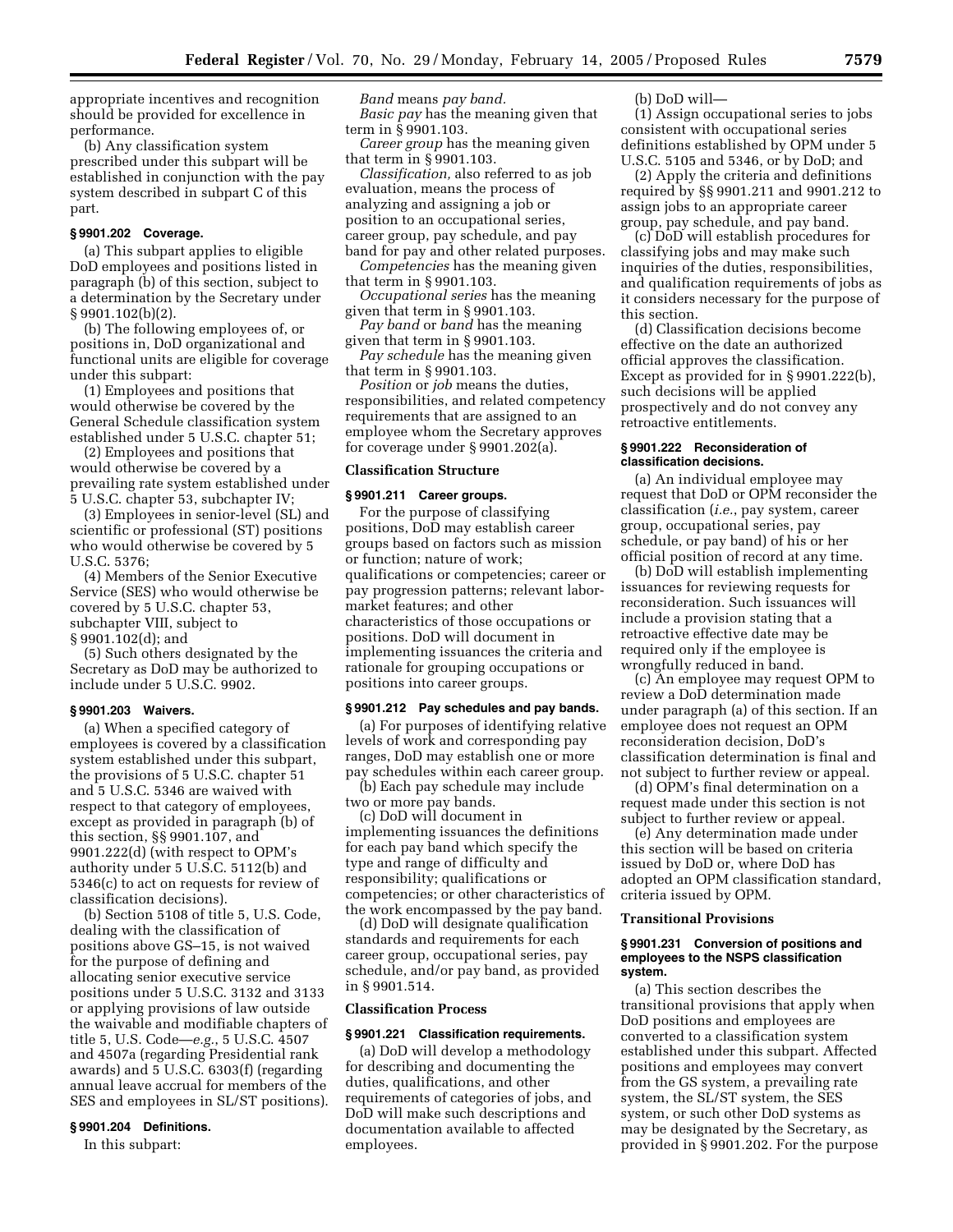appropriate incentives and recognition should be provided for excellence in performance.

(b) Any classification system prescribed under this subpart will be established in conjunction with the pay system described in subpart C of this part.

### § 9901.202 Coverage.

(a) This subpart applies to eligible DoD employees and positions listed in paragraph (b) of this section, subject to a determination by the Secretary under § 9901.102(b)(2).

(b) The following employees of, or positions in, DoD organizational and functional units are eligible for coverage under this subpart:

(1) Employees and positions that would otherwise be covered by the General Schedule classification system established under 5 U.S.C. chapter 51;

(2) Employees and positions that would otherwise be covered by a prevailing rate system established under 5 U.S.C. chapter 53, subchapter IV;

(3) Employees in senior-level (SL) and scientific or professional (ST) positions who would otherwise be covered by 5 U.S.C. 5376;

(4) Members of the Senior Executive Service (SES) who would otherwise be covered by 5 U.S.C. chapter 53, subchapter VIII, subject to § 9901.102(d); and

(5) Such others designated by the Secretary as DoD may be authorized to include under 5 U.S.C. 9902.

### § 9901.203 Waivers.

(a) When a specified category of employees is covered by a classification system established under this subpart, the provisions of 5 U.S.C. chapter 51 and 5 U.S.C. 5346 are waived with respect to that category of employees, except as provided in paragraph (b) of this section, §§ 9901.107, and 9901.222(d) (with respect to OPM's authority under 5 U.S.C. 5112(b) and 5346(c) to act on requests for review of classification decisions).

(b) Section 5108 of title 5, U.S. Code, dealing with the classification of positions above GS–15, is not waived for the purpose of defining and allocating senior executive service positions under 5 U.S.C. 3132 and 3133 or applying provisions of law outside the waivable and modifiable chapters of title 5, U.S. Code—*e.g.*, 5 U.S.C. 4507 and 4507a (regarding Presidential rank awards) and 5 U.S.C. 6303(f) (regarding annual leave accrual for members of the SES and employees in SL/ST positions).

### § 9901.204 Definitions.

In this subpart:

*Band* means *pay band*.

*Basic pay* has the meaning given that term in § 9901.103.

*Career group* has the meaning given that term in § 9901.103.

*Classification,* also referred to as job evaluation, means the process of analyzing and assigning a job or position to an occupational series, career group, pay schedule, and pay band for pay and other related purposes.

*Competencies* has the meaning given that term in § 9901.103.

*Occupational series* has the meaning given that term in § 9901.103.

*Pay band* or *band* has the meaning given that term in § 9901.103.

*Pay schedule* has the meaning given that term in § 9901.103.

*Position* or *job* means the duties, responsibilities, and related competency requirements that are assigned to an employee whom the Secretary approves for coverage under § 9901.202(a).

## Classification Structure

### § 9901.211 Career groups.

For the purpose of classifying positions, DoD may establish career groups based on factors such as mission or function; nature of work; qualifications or competencies; career or pay progression patterns; relevant labor-market features; and other characteristics of those occupations or positions. DoD will document in implementing issuances the criteria and rationale for grouping occupations or positions into career groups.

### § 9901.212 Pay schedules and pay bands.

(a) For purposes of identifying relative levels of work and corresponding pay ranges, DoD may establish one or more pay schedules within each career group.

(b) Each pay schedule may include two or more pay bands.

(c) DoD will document in implementing issuances the definitions for each pay band which specify the type and range of difficulty and responsibility; qualifications or competencies; or other characteristics of the work encompassed by the pay band.

(d) DoD will designate qualification standards and requirements for each career group, occupational series, pay schedule, and/or pay band, as provided in § 9901.514.

## Classification Process

### § 9901.221 Classification requirements.

(a) DoD will develop a methodology for describing and documenting the duties, qualifications, and other requirements of categories of jobs, and DoD will make such descriptions and documentation available to affected employees.

(b) DoD will—

(1) Assign occupational series to jobs consistent with occupational series definitions established by OPM under 5 U.S.C. 5105 and 5346, or by DoD; and

(2) Apply the criteria and definitions required by §§ 9901.211 and 9901.212 to assign jobs to an appropriate career group, pay schedule, and pay band.

(c) DoD will establish procedures for classifying jobs and may make such inquiries of the duties, responsibilities, and qualification requirements of jobs as it considers necessary for the purpose of this section.

(d) Classification decisions become effective on the date an authorized official approves the classification. Except as provided for in § 9901.222(b), such decisions will be applied prospectively and do not convey any retroactive entitlements.

### § 9901.222 Reconsideration of classification decisions.

(a) An individual employee may request that DoD or OPM reconsider the classification (*i.e.*, pay system, career group, occupational series, pay schedule, or pay band) of his or her official position of record at any time.

(b) DoD will establish implementing issuances for reviewing requests for reconsideration. Such issuances will include a provision stating that a retroactive effective date may be required only if the employee is wrongfully reduced in band.

(c) An employee may request OPM to review a DoD determination made under paragraph (a) of this section. If an employee does not request an OPM reconsideration decision, DoD's classification determination is final and not subject to further review or appeal.

(d) OPM's final determination on a request made under this section is not subject to further review or appeal.

(e) Any determination made under this section will be based on criteria issued by DoD or, where DoD has adopted an OPM classification standard, criteria issued by OPM.

## Transitional Provisions

### § 9901.231 Conversion of positions and employees to the NSPS classification system.

(a) This section describes the transitional provisions that apply when DoD positions and employees are converted to a classification system established under this subpart. Affected positions and employees may convert from the GS system, a prevailing rate system, the SL/ST system, the SES system, or such other DoD systems as may be designated by the Secretary, as provided in § 9901.202. For the purpose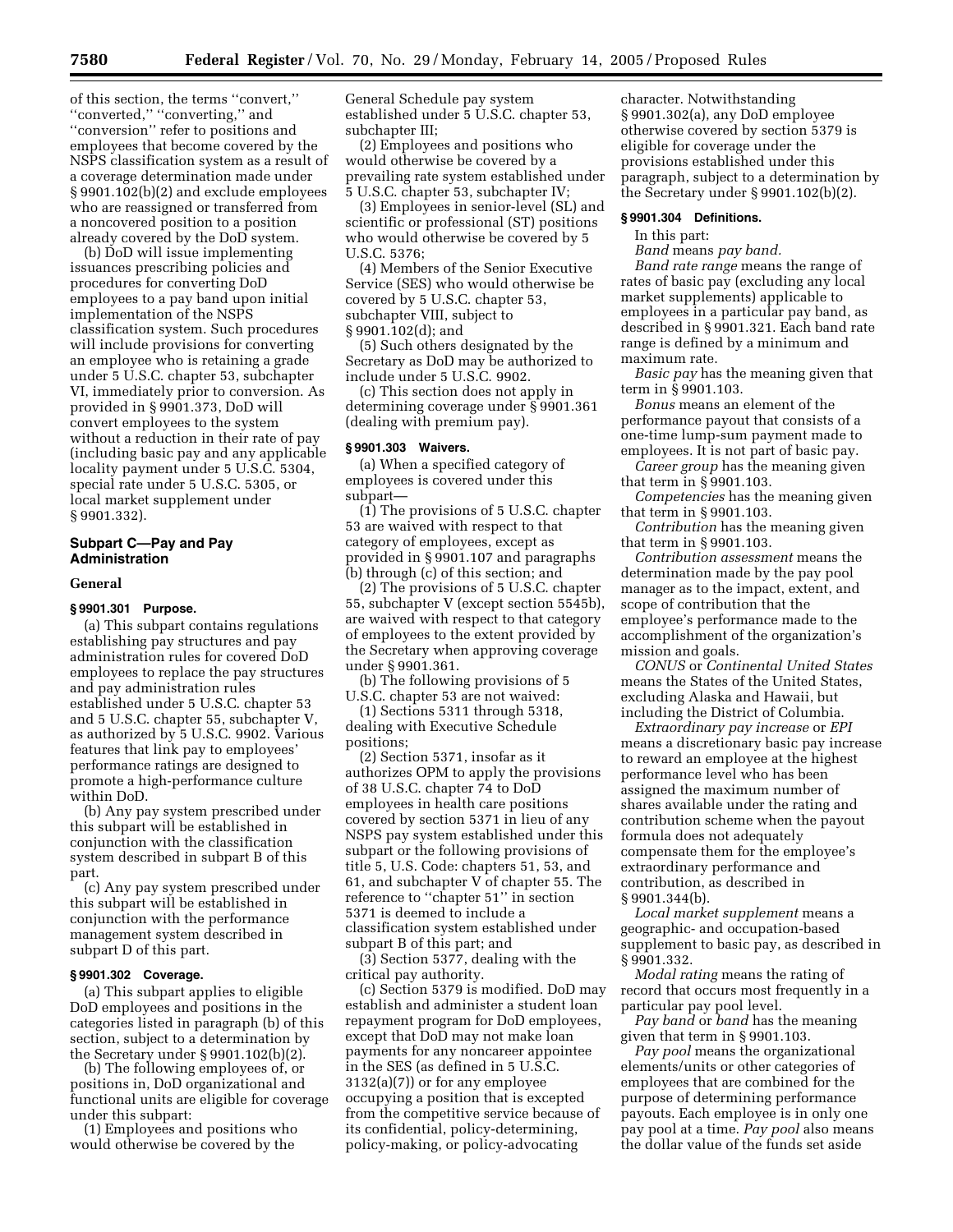of this section, the terms ''convert,'' ''converted,'' ''converting,'' and ''conversion'' refer to positions and employees that become covered by the NSPS classification system as a result of a coverage determination made under § 9901.102(b)(2) and exclude employees who are reassigned or transferred from a noncovered position to a position already covered by the DoD system.

(b) DoD will issue implementing issuances prescribing policies and procedures for converting DoD employees to a pay band upon initial implementation of the NSPS classification system. Such procedures will include provisions for converting an employee who is retaining a grade under 5 U.S.C. chapter 53, subchapter VI, immediately prior to conversion. As provided in § 9901.373, DoD will convert employees to the system without a reduction in their rate of pay (including basic pay and any applicable locality payment under 5 U.S.C. 5304, special rate under 5 U.S.C. 5305, or local market supplement under § 9901.332).

## Subpart C—Pay and Pay Administration

### General

#### § 9901.301 Purpose.

(a) This subpart contains regulations establishing pay structures and pay administration rules for covered DoD employees to replace the pay structures and pay administration rules established under 5 U.S.C. chapter 53 and 5 U.S.C. chapter 55, subchapter V, as authorized by 5 U.S.C. 9902. Various features that link pay to employees' performance ratings are designed to promote a high-performance culture within DoD.

(b) Any pay system prescribed under this subpart will be established in conjunction with the classification system described in subpart B of this part.

(c) Any pay system prescribed under this subpart will be established in conjunction with the performance management system described in subpart D of this part.

#### § 9901.302 Coverage.

(a) This subpart applies to eligible DoD employees and positions in the categories listed in paragraph (b) of this section, subject to a determination by the Secretary under § 9901.102(b)(2).

(b) The following employees of, or positions in, DoD organizational and functional units are eligible for coverage under this subpart:

(1) Employees and positions who would otherwise be covered by the General Schedule pay system established under 5 U.S.C. chapter 53, subchapter III;

(2) Employees and positions who would otherwise be covered by a prevailing rate system established under 5 U.S.C. chapter 53, subchapter IV;

(3) Employees in senior-level (SL) and scientific or professional (ST) positions who would otherwise be covered by 5 U.S.C. 5376;

(4) Members of the Senior Executive Service (SES) who would otherwise be covered by 5 U.S.C. chapter 53, subchapter VIII, subject to § 9901.102(d); and

(5) Such others designated by the Secretary as DoD may be authorized to include under 5 U.S.C. 9902.

(c) This section does not apply in determining coverage under § 9901.361 (dealing with premium pay).

#### § 9901.303 Waivers.

(a) When a specified category of employees is covered under this subpart—

(1) The provisions of 5 U.S.C. chapter 53 are waived with respect to that category of employees, except as provided in § 9901.107 and paragraphs (b) through (c) of this section; and

(2) The provisions of 5 U.S.C. chapter 55, subchapter V (except section 5545b), are waived with respect to that category of employees to the extent provided by the Secretary when approving coverage under § 9901.361.

(b) The following provisions of 5 U.S.C. chapter 53 are not waived:

(1) Sections 5311 through 5318, dealing with Executive Schedule positions;

(2) Section 5371, insofar as it authorizes OPM to apply the provisions of 38 U.S.C. chapter 74 to DoD employees in health care positions covered by section 5371 in lieu of any NSPS pay system established under this subpart or the following provisions of title 5, U.S. Code: chapters 51, 53, and 61, and subchapter V of chapter 55. The reference to ''chapter 51'' in section 5371 is deemed to include a classification system established under subpart B of this part; and

(3) Section 5377, dealing with the critical pay authority.

(c) Section 5379 is modified. DoD may establish and administer a student loan repayment program for DoD employees, except that DoD may not make loan payments for any noncareer appointee in the SES (as defined in 5 U.S.C. 3132(a)(7)) or for any employee occupying a position that is excepted from the competitive service because of its confidential, policy-determining, policy-making, or policy-advocating character. Notwithstanding § 9901.302(a), any DoD employee otherwise covered by section 5379 is eligible for coverage under the provisions established under this paragraph, subject to a determination by the Secretary under § 9901.102(b)(2).

#### § 9901.304 Definitions.

In this part:

*Band* means *pay band.*

*Band rate range* means the range of rates of basic pay (excluding any local market supplements) applicable to employees in a particular pay band, as described in § 9901.321. Each band rate range is defined by a minimum and maximum rate.

*Basic pay* has the meaning given that term in § 9901.103.

*Bonus* means an element of the performance payout that consists of a one-time lump-sum payment made to employees. It is not part of basic pay.

*Career group* has the meaning given that term in § 9901.103.

*Competencies* has the meaning given that term in § 9901.103.

*Contribution* has the meaning given that term in § 9901.103.

*Contribution assessment* means the determination made by the pay pool manager as to the impact, extent, and scope of contribution that the employee's performance made to the accomplishment of the organization's mission and goals.

*CONUS* or *Continental United States* means the States of the United States, excluding Alaska and Hawaii, but including the District of Columbia.

*Extraordinary pay increase* or *EPI* means a discretionary basic pay increase to reward an employee at the highest performance level who has been assigned the maximum number of shares available under the rating and contribution scheme when the payout formula does not adequately compensate them for the employee's extraordinary performance and contribution, as described in § 9901.344(b).

*Local market supplement* means a geographic- and occupation-based supplement to basic pay, as described in § 9901.332.

*Modal rating* means the rating of record that occurs most frequently in a particular pay pool level.

*Pay band* or *band* has the meaning given that term in § 9901.103.

*Pay pool* means the organizational elements/units or other categories of employees that are combined for the purpose of determining performance payouts. Each employee is in only one pay pool at a time. *Pay pool* also means the dollar value of the funds set aside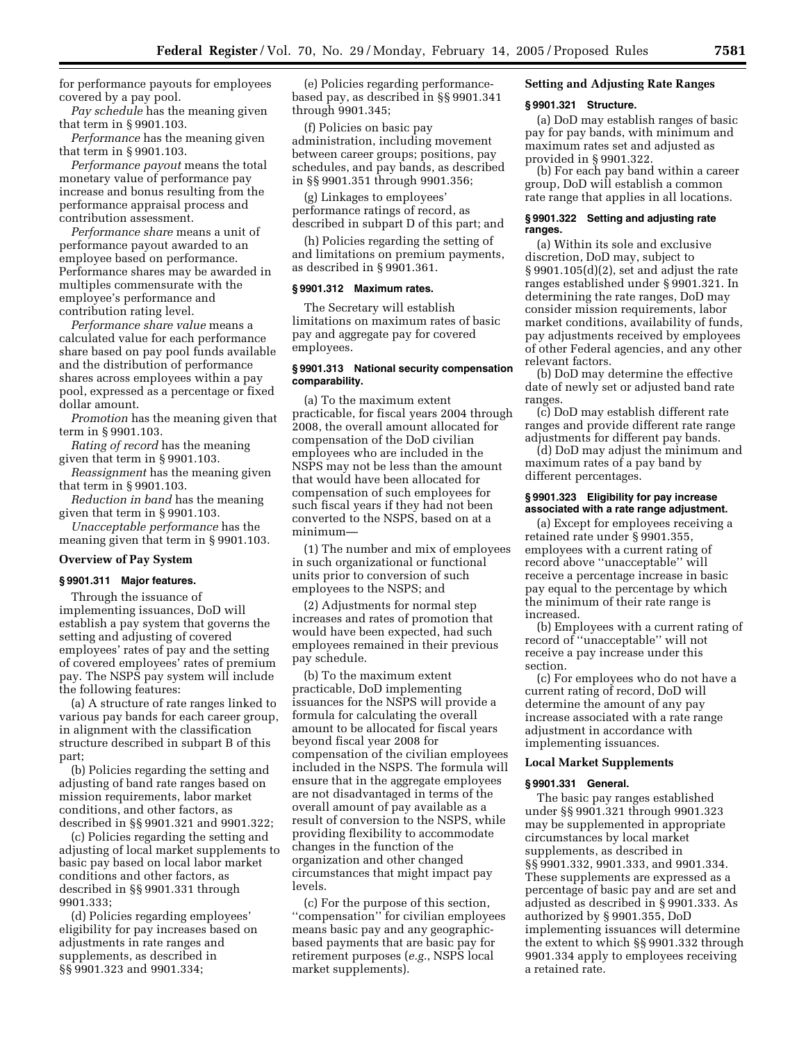for performance payouts for employees covered by a pay pool.

*Pay schedule* has the meaning given that term in § 9901.103.

*Performance* has the meaning given that term in § 9901.103.

*Performance payout* means the total monetary value of performance pay increase and bonus resulting from the performance appraisal process and contribution assessment.

*Performance share* means a unit of performance payout awarded to an employee based on performance. Performance shares may be awarded in multiples commensurate with the employee's performance and contribution rating level.

*Performance share value* means a calculated value for each performance share based on pay pool funds available and the distribution of performance shares across employees within a pay pool, expressed as a percentage or fixed dollar amount.

*Promotion* has the meaning given that term in § 9901.103.

*Rating of record* has the meaning given that term in § 9901.103.

*Reassignment* has the meaning given that term in § 9901.103.

*Reduction in band* has the meaning given that term in § 9901.103.

*Unacceptable performance* has the meaning given that term in § 9901.103.

## Overview of Pay System

### § 9901.311 Major features.

Through the issuance of implementing issuances, DoD will establish a pay system that governs the setting and adjusting of covered employees' rates of pay and the setting of covered employees' rates of premium pay. The NSPS pay system will include the following features:

(a) A structure of rate ranges linked to various pay bands for each career group, in alignment with the classification structure described in subpart B of this part;

(b) Policies regarding the setting and adjusting of band rate ranges based on mission requirements, labor market conditions, and other factors, as described in §§ 9901.321 and 9901.322;

(c) Policies regarding the setting and adjusting of local market supplements to basic pay based on local labor market conditions and other factors, as described in §§ 9901.331 through 9901.333;

(d) Policies regarding employees' eligibility for pay increases based on adjustments in rate ranges and supplements, as described in §§ 9901.323 and 9901.334;

(e) Policies regarding performance-based pay, as described in §§ 9901.341 through 9901.345;

(f) Policies on basic pay administration, including movement between career groups; positions, pay schedules, and pay bands, as described in §§ 9901.351 through 9901.356;

(g) Linkages to employees' performance ratings of record, as described in subpart D of this part; and

(h) Policies regarding the setting of and limitations on premium payments, as described in § 9901.361.

### § 9901.312 Maximum rates.

The Secretary will establish limitations on maximum rates of basic pay and aggregate pay for covered employees.

### § 9901.313 National security compensation comparability.

(a) To the maximum extent practicable, for fiscal years 2004 through 2008, the overall amount allocated for compensation of the DoD civilian employees who are included in the NSPS may not be less than the amount that would have been allocated for compensation of such employees for such fiscal years if they had not been converted to the NSPS, based on at a minimum—

(1) The number and mix of employees in such organizational or functional units prior to conversion of such employees to the NSPS; and

(2) Adjustments for normal step increases and rates of promotion that would have been expected, had such employees remained in their previous pay schedule.

(b) To the maximum extent practicable, DoD implementing issuances for the NSPS will provide a formula for calculating the overall amount to be allocated for fiscal years beyond fiscal year 2008 for compensation of the civilian employees included in the NSPS. The formula will ensure that in the aggregate employees are not disadvantaged in terms of the overall amount of pay available as a result of conversion to the NSPS, while providing flexibility to accommodate changes in the function of the organization and other changed circumstances that might impact pay levels.

(c) For the purpose of this section, "compensation" for civilian employees means basic pay and any geographic-based payments that are basic pay for retirement purposes (*e.g.*, NSPS local market supplements).

## Setting and Adjusting Rate Ranges

### § 9901.321 Structure.

(a) DoD may establish ranges of basic pay for pay bands, with minimum and maximum rates set and adjusted as provided in § 9901.322.

(b) For each pay band within a career group, DoD will establish a common rate range that applies in all locations.

### § 9901.322 Setting and adjusting rate ranges.

(a) Within its sole and exclusive discretion, DoD may, subject to § 9901.105(d)(2), set and adjust the rate ranges established under § 9901.321. In determining the rate ranges, DoD may consider mission requirements, labor market conditions, availability of funds, pay adjustments received by employees of other Federal agencies, and any other relevant factors.

(b) DoD may determine the effective date of newly set or adjusted band rate ranges.

(c) DoD may establish different rate ranges and provide different rate range adjustments for different pay bands.

(d) DoD may adjust the minimum and maximum rates of a pay band by different percentages.

### § 9901.323 Eligibility for pay increase associated with a rate range adjustment.

(a) Except for employees receiving a retained rate under § 9901.355, employees with a current rating of record above "unacceptable" will receive a percentage increase in basic pay equal to the percentage by which the minimum of their rate range is increased.

(b) Employees with a current rating of record of "unacceptable" will not receive a pay increase under this section.

(c) For employees who do not have a current rating of record, DoD will determine the amount of any pay increase associated with a rate range adjustment in accordance with implementing issuances.

## Local Market Supplements

### § 9901.331 General.

The basic pay ranges established under §§ 9901.321 through 9901.323 may be supplemented in appropriate circumstances by local market supplements, as described in §§ 9901.332, 9901.333, and 9901.334. These supplements are expressed as a percentage of basic pay and are set and adjusted as described in § 9901.333. As authorized by § 9901.355, DoD implementing issuances will determine the extent to which §§ 9901.332 through 9901.334 apply to employees receiving a retained rate.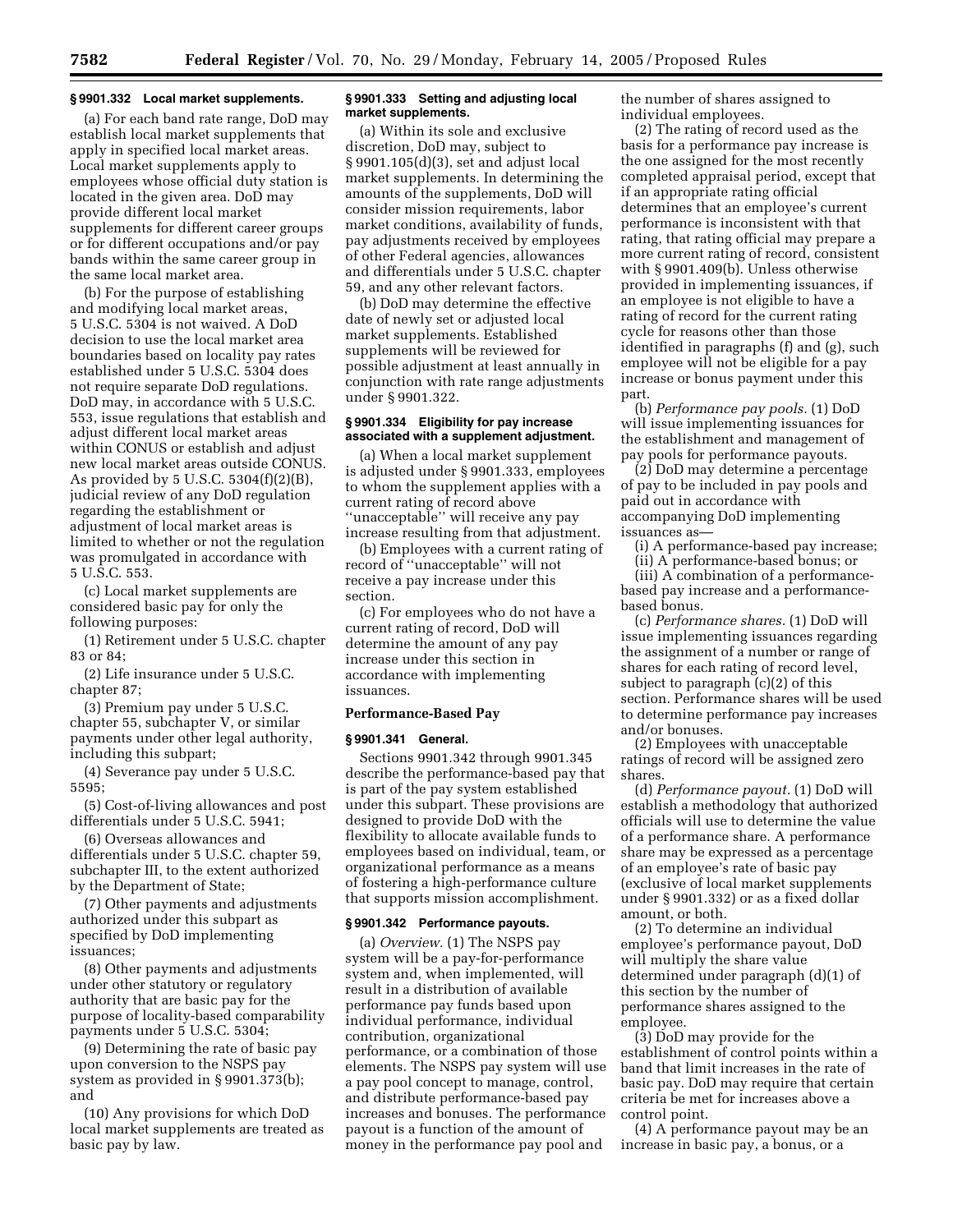### § 9901.332 Local market supplements.

(a) For each band rate range, DoD may establish local market supplements that apply in specified local market areas. Local market supplements apply to employees whose official duty station is located in the given area. DoD may provide different local market supplements for different career groups or for different occupations and/or pay bands within the same career group in the same local market area.

(b) For the purpose of establishing and modifying local market areas, 5 U.S.C. 5304 is not waived. A DoD decision to use the local market area boundaries based on locality pay rates established under 5 U.S.C. 5304 does not require separate DoD regulations. DoD may, in accordance with 5 U.S.C. 553, issue regulations that establish and adjust different local market areas within CONUS or establish and adjust new local market areas outside CONUS. As provided by 5 U.S.C. 5304(f)(2)(B), judicial review of any DoD regulation regarding the establishment or adjustment of local market areas is limited to whether or not the regulation was promulgated in accordance with 5 U.S.C. 553.

(c) Local market supplements are considered basic pay for only the following purposes:

(1) Retirement under 5 U.S.C. chapter 83 or 84;

(2) Life insurance under 5 U.S.C. chapter 87;

(3) Premium pay under 5 U.S.C. chapter 55, subchapter V, or similar payments under other legal authority, including this subpart;

(4) Severance pay under 5 U.S.C. 5595;

(5) Cost-of-living allowances and post differentials under 5 U.S.C. 5941;

(6) Overseas allowances and differentials under 5 U.S.C. chapter 59, subchapter III, to the extent authorized by the Department of State;

(7) Other payments and adjustments authorized under this subpart as specified by DoD implementing issuances;

(8) Other payments and adjustments under other statutory or regulatory authority that are basic pay for the purpose of locality-based comparability payments under 5 U.S.C. 5304;

(9) Determining the rate of basic pay upon conversion to the NSPS pay system as provided in § 9901.373(b); and

(10) Any provisions for which DoD local market supplements are treated as basic pay by law.

### § 9901.333 Setting and adjusting local market supplements.

(a) Within its sole and exclusive discretion, DoD may, subject to § 9901.105(d)(3), set and adjust local market supplements. In determining the amounts of the supplements, DoD will consider mission requirements, labor market conditions, availability of funds, pay adjustments received by employees of other Federal agencies, allowances and differentials under 5 U.S.C. chapter 59, and any other relevant factors.

(b) DoD may determine the effective date of newly set or adjusted local market supplements. Established supplements will be reviewed for possible adjustment at least annually in conjunction with rate range adjustments under § 9901.322.

### § 9901.334 Eligibility for pay increase associated with a supplement adjustment.

(a) When a local market supplement is adjusted under § 9901.333, employees to whom the supplement applies with a current rating of record above ''unacceptable'' will receive any pay increase resulting from that adjustment.

(b) Employees with a current rating of record of ''unacceptable'' will not receive a pay increase under this section.

(c) For employees who do not have a current rating of record, DoD will determine the amount of any pay increase under this section in accordance with implementing issuances.

## Performance-Based Pay

### § 9901.341 General.

Sections 9901.342 through 9901.345 describe the performance-based pay that is part of the pay system established under this subpart. These provisions are designed to provide DoD with the flexibility to allocate available funds to employees based on individual, team, or organizational performance as a means of fostering a high-performance culture that supports mission accomplishment.

### § 9901.342 Performance payouts.

(a) *Overview.* (1) The NSPS pay system will be a pay-for-performance system and, when implemented, will result in a distribution of available performance pay funds based upon individual performance, individual contribution, organizational performance, or a combination of those elements. The NSPS pay system will use a pay pool concept to manage, control, and distribute performance-based pay increases and bonuses. The performance payout is a function of the amount of money in the performance pay pool and the number of shares assigned to individual employees.

(2) The rating of record used as the basis for a performance pay increase is the one assigned for the most recently completed appraisal period, except that if an appropriate rating official determines that an employee's current performance is inconsistent with that rating, that rating official may prepare a more current rating of record, consistent with § 9901.409(b). Unless otherwise provided in implementing issuances, if an employee is not eligible to have a rating of record for the current rating cycle for reasons other than those identified in paragraphs (f) and (g), such employee will not be eligible for a pay increase or bonus payment under this part.

(b) *Performance pay pools.* (1) DoD will issue implementing issuances for the establishment and management of pay pools for performance payouts.

(2) DoD may determine a percentage of pay to be included in pay pools and paid out in accordance with accompanying DoD implementing issuances as—

(i) A performance-based pay increase;

(ii) A performance-based bonus; or

(iii) A combination of a performance-based pay increase and a performance-based bonus.

(c) *Performance shares.* (1) DoD will issue implementing issuances regarding the assignment of a number or range of shares for each rating of record level, subject to paragraph (c)(2) of this section. Performance shares will be used to determine performance pay increases and/or bonuses.

(2) Employees with unacceptable ratings of record will be assigned zero shares.

(d) *Performance payout.* (1) DoD will establish a methodology that authorized officials will use to determine the value of a performance share. A performance share may be expressed as a percentage of an employee's rate of basic pay (exclusive of local market supplements under § 9901.332) or as a fixed dollar amount, or both.

(2) To determine an individual employee's performance payout, DoD will multiply the share value determined under paragraph (d)(1) of this section by the number of performance shares assigned to the employee.

(3) DoD may provide for the establishment of control points within a band that limit increases in the rate of basic pay. DoD may require that certain criteria be met for increases above a control point.

(4) A performance payout may be an increase in basic pay, a bonus, or a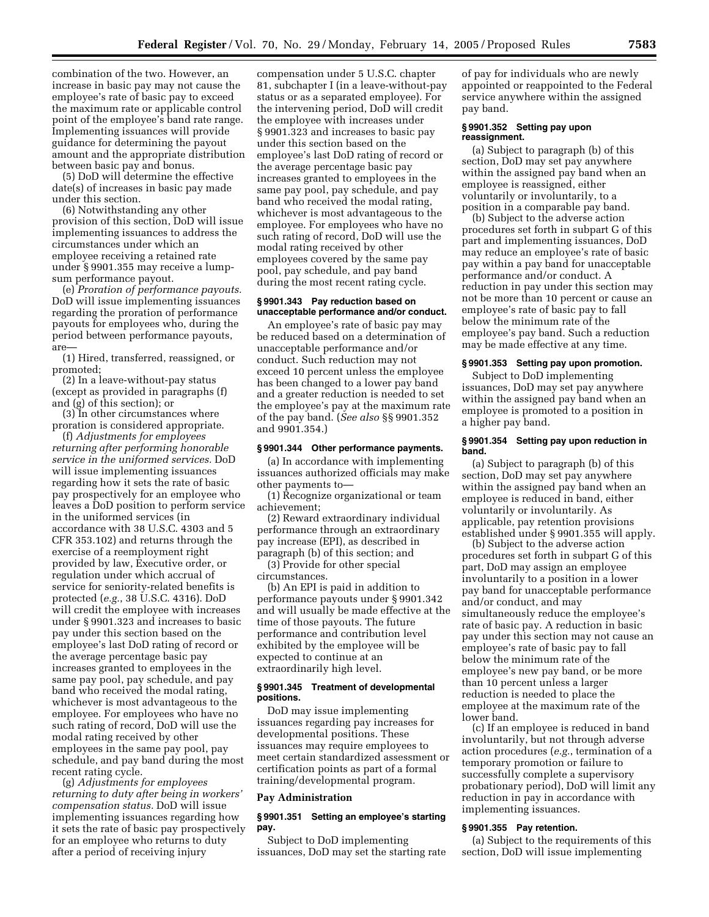combination of the two. However, an increase in basic pay may not cause the employee's rate of basic pay to exceed the maximum rate or applicable control point of the employee's band rate range. Implementing issuances will provide guidance for determining the payout amount and the appropriate distribution between basic pay and bonus.

(5) DoD will determine the effective date(s) of increases in basic pay made under this section.

(6) Notwithstanding any other provision of this section, DoD will issue implementing issuances to address the circumstances under which an employee receiving a retained rate under § 9901.355 may receive a lump-sum performance payout.

(e) *Proration of performance payouts.* DoD will issue implementing issuances regarding the proration of performance payouts for employees who, during the period between performance payouts, are—

(1) Hired, transferred, reassigned, or promoted;

(2) In a leave-without-pay status (except as provided in paragraphs (f) and (g) of this section); or

(3) In other circumstances where proration is considered appropriate.

(f) *Adjustments for employees returning after performing honorable service in the uniformed services.* DoD will issue implementing issuances regarding how it sets the rate of basic pay prospectively for an employee who leaves a DoD position to perform service in the uniformed services (in accordance with 38 U.S.C. 4303 and 5 CFR 353.102) and returns through the exercise of a reemployment right provided by law, Executive order, or regulation under which accrual of service for seniority-related benefits is protected (*e.g.*, 38 U.S.C. 4316). DoD will credit the employee with increases under § 9901.323 and increases to basic pay under this section based on the employee's last DoD rating of record or the average percentage basic pay increases granted to employees in the same pay pool, pay schedule, and pay band who received the modal rating, whichever is most advantageous to the employee. For employees who have no such rating of record, DoD will use the modal rating received by other employees in the same pay pool, pay schedule, and pay band during the most recent rating cycle.

(g) *Adjustments for employees returning to duty after being in workers' compensation status.* DoD will issue implementing issuances regarding how it sets the rate of basic pay prospectively for an employee who returns to duty after a period of receiving injury compensation under 5 U.S.C. chapter 81, subchapter I (in a leave-without-pay status or as a separated employee). For the intervening period, DoD will credit the employee with increases under § 9901.323 and increases to basic pay under this section based on the employee's last DoD rating of record or the average percentage basic pay increases granted to employees in the same pay pool, pay schedule, and pay band who received the modal rating, whichever is most advantageous to the employee. For employees who have no such rating of record, DoD will use the modal rating received by other employees covered by the same pay pool, pay schedule, and pay band during the most recent rating cycle.

#### § 9901.343 Pay reduction based on unacceptable performance and/or conduct.

An employee's rate of basic pay may be reduced based on a determination of unacceptable performance and/or conduct. Such reduction may not exceed 10 percent unless the employee has been changed to a lower pay band and a greater reduction is needed to set the employee's pay at the maximum rate of the pay band. (*See also* §§ 9901.352 and 9901.354.)

#### § 9901.344 Other performance payments.

(a) In accordance with implementing issuances authorized officials may make other payments to—

(1) Recognize organizational or team achievement;

(2) Reward extraordinary individual performance through an extraordinary pay increase (EPI), as described in paragraph (b) of this section; and

(3) Provide for other special circumstances.

(b) An EPI is paid in addition to performance payouts under § 9901.342 and will usually be made effective at the time of those payouts. The future performance and contribution level exhibited by the employee will be expected to continue at an extraordinarily high level.

#### § 9901.345 Treatment of developmental positions.

DoD may issue implementing issuances regarding pay increases for developmental positions. These issuances may require employees to meet certain standardized assessment or certification points as part of a formal training/developmental program.

### Pay Administration

#### § 9901.351 Setting an employee's starting pay.

Subject to DoD implementing issuances, DoD may set the starting rate of pay for individuals who are newly appointed or reappointed to the Federal service anywhere within the assigned pay band.

#### § 9901.352 Setting pay upon reassignment.

(a) Subject to paragraph (b) of this section, DoD may set pay anywhere within the assigned pay band when an employee is reassigned, either voluntarily or involuntarily, to a position in a comparable pay band.

(b) Subject to the adverse action procedures set forth in subpart G of this part and implementing issuances, DoD may reduce an employee's rate of basic pay within a pay band for unacceptable performance and/or conduct. A reduction in pay under this section may not be more than 10 percent or cause an employee's rate of basic pay to fall below the minimum rate of the employee's pay band. Such a reduction may be made effective at any time.

#### § 9901.353 Setting pay upon promotion.

Subject to DoD implementing issuances, DoD may set pay anywhere within the assigned pay band when an employee is promoted to a position in a higher pay band.

#### § 9901.354 Setting pay upon reduction in band.

(a) Subject to paragraph (b) of this section, DoD may set pay anywhere within the assigned pay band when an employee is reduced in band, either voluntarily or involuntarily. As applicable, pay retention provisions established under § 9901.355 will apply.

(b) Subject to the adverse action procedures set forth in subpart G of this part, DoD may assign an employee involuntarily to a position in a lower pay band for unacceptable performance and/or conduct, and may simultaneously reduce the employee's rate of basic pay. A reduction in basic pay under this section may not cause an employee's rate of basic pay to fall below the minimum rate of the employee's new pay band, or be more than 10 percent unless a larger reduction is needed to place the employee at the maximum rate of the lower band.

(c) If an employee is reduced in band involuntarily, but not through adverse action procedures (*e.g.*, termination of a temporary promotion or failure to successfully complete a supervisory probationary period), DoD will limit any reduction in pay in accordance with implementing issuances.

#### § 9901.355 Pay retention.

(a) Subject to the requirements of this section, DoD will issue implementing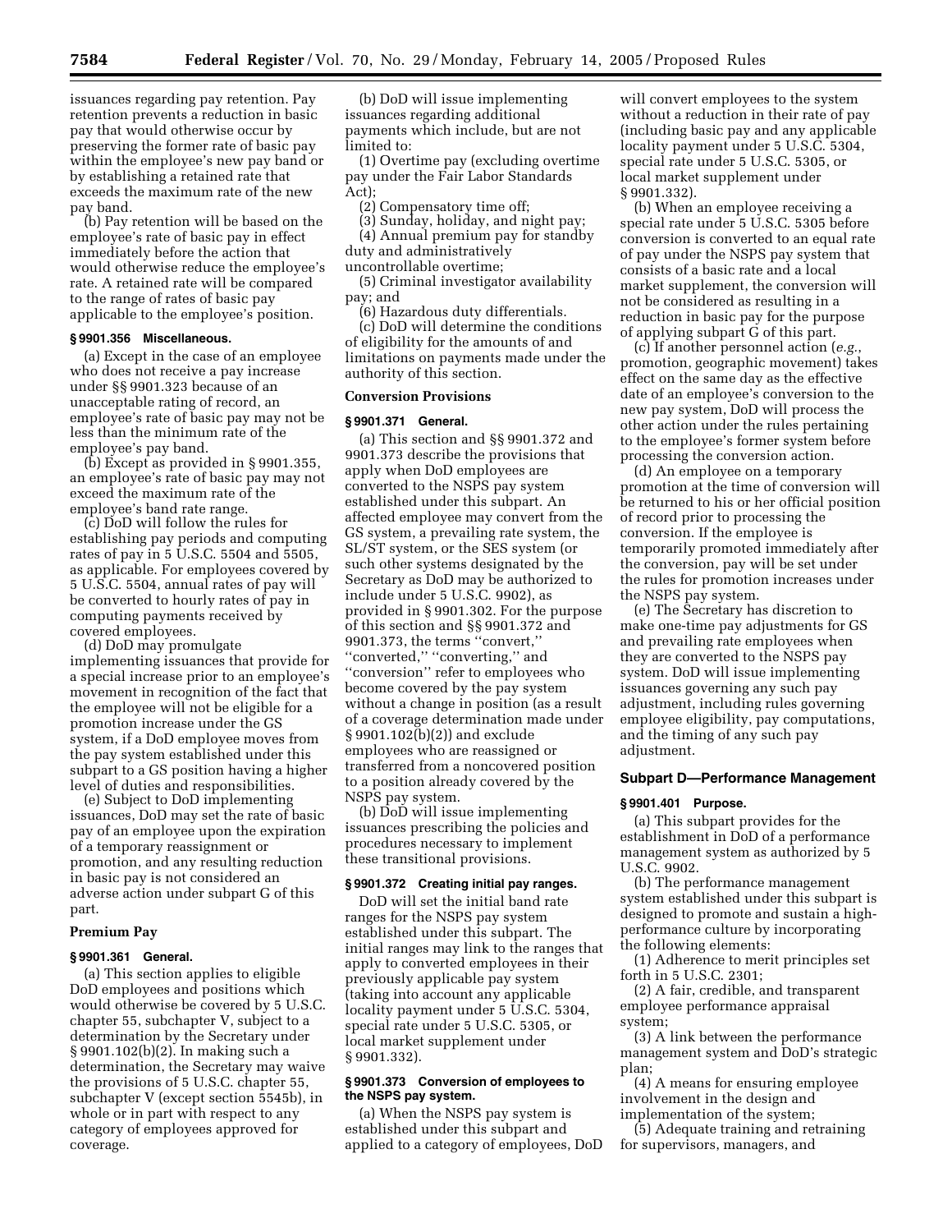issuances regarding pay retention. Pay retention prevents a reduction in basic pay that would otherwise occur by preserving the former rate of basic pay within the employee's new pay band or by establishing a retained rate that exceeds the maximum rate of the new pay band.

(b) Pay retention will be based on the employee's rate of basic pay in effect immediately before the action that would otherwise reduce the employee's rate. A retained rate will be compared to the range of rates of basic pay applicable to the employee's position.

**§ 9901.356 Miscellaneous.**

(a) Except in the case of an employee who does not receive a pay increase under §§ 9901.323 because of an unacceptable rating of record, an employee's rate of basic pay may not be less than the minimum rate of the employee's pay band.

(b) Except as provided in § 9901.355, an employee's rate of basic pay may not exceed the maximum rate of the employee's band rate range.

(c) DoD will follow the rules for establishing pay periods and computing rates of pay in 5 U.S.C. 5504 and 5505, as applicable. For employees covered by 5 U.S.C. 5504, annual rates of pay will be converted to hourly rates of pay in computing payments received by covered employees.

(d) DoD may promulgate implementing issuances that provide for a special increase prior to an employee's movement in recognition of the fact that the employee will not be eligible for a promotion increase under the GS system, if a DoD employee moves from the pay system established under this subpart to a GS position having a higher level of duties and responsibilities.

(e) Subject to DoD implementing issuances, DoD may set the rate of basic pay of an employee upon the expiration of a temporary reassignment or promotion, and any resulting reduction in basic pay is not considered an adverse action under subpart G of this part.

### Premium Pay

**§ 9901.361 General.**

(a) This section applies to eligible DoD employees and positions which would otherwise be covered by 5 U.S.C. chapter 55, subchapter V, subject to a determination by the Secretary under § 9901.102(b)(2). In making such a determination, the Secretary may waive the provisions of 5 U.S.C. chapter 55, subchapter V (except section 5545b), in whole or in part with respect to any category of employees approved for coverage.

(b) DoD will issue implementing issuances regarding additional payments which include, but are not limited to:

(1) Overtime pay (excluding overtime pay under the Fair Labor Standards Act);

(2) Compensatory time off;

(3) Sunday, holiday, and night pay;

(4) Annual premium pay for standby duty and administratively uncontrollable overtime;

(5) Criminal investigator availability pay; and

(6) Hazardous duty differentials.

(c) DoD will determine the conditions of eligibility for the amounts of and limitations on payments made under the authority of this section.

### Conversion Provisions

**§ 9901.371 General.**

(a) This section and §§ 9901.372 and 9901.373 describe the provisions that apply when DoD employees are converted to the NSPS pay system established under this subpart. An affected employee may convert from the GS system, a prevailing rate system, the SL/ST system, or the SES system (or such other systems designated by the Secretary as DoD may be authorized to include under 5 U.S.C. 9902), as provided in § 9901.302. For the purpose of this section and §§ 9901.372 and 9901.373, the terms ''convert,'' ''converted,'' ''converting,'' and ''conversion'' refer to employees who become covered by the pay system without a change in position (as a result of a coverage determination made under § 9901.102(b)(2)) and exclude employees who are reassigned or transferred from a noncovered position to a position already covered by the NSPS pay system.

(b) DoD will issue implementing issuances prescribing the policies and procedures necessary to implement these transitional provisions.

**§ 9901.372 Creating initial pay ranges.**

DoD will set the initial band rate ranges for the NSPS pay system established under this subpart. The initial ranges may link to the ranges that apply to converted employees in their previously applicable pay system (taking into account any applicable locality payment under 5 U.S.C. 5304, special rate under 5 U.S.C. 5305, or local market supplement under § 9901.332).

**§ 9901.373 Conversion of employees to the NSPS pay system.**

(a) When the NSPS pay system is established under this subpart and applied to a category of employees, DoD will convert employees to the system without a reduction in their rate of pay (including basic pay and any applicable locality payment under 5 U.S.C. 5304, special rate under 5 U.S.C. 5305, or local market supplement under § 9901.332).

(b) When an employee receiving a special rate under 5 U.S.C. 5305 before conversion is converted to an equal rate of pay under the NSPS pay system that consists of a basic rate and a local market supplement, the conversion will not be considered as resulting in a reduction in basic pay for the purpose of applying subpart G of this part.

(c) If another personnel action (*e.g.*, promotion, geographic movement) takes effect on the same day as the effective date of an employee's conversion to the new pay system, DoD will process the other action under the rules pertaining to the employee's former system before processing the conversion action.

(d) An employee on a temporary promotion at the time of conversion will be returned to his or her official position of record prior to processing the conversion. If the employee is temporarily promoted immediately after the conversion, pay will be set under the rules for promotion increases under the NSPS pay system.

(e) The Secretary has discretion to make one-time pay adjustments for GS and prevailing rate employees when they are converted to the NSPS pay system. DoD will issue implementing issuances governing any such pay adjustment, including rules governing employee eligibility, pay computations, and the timing of any such pay adjustment.

## Subpart D—Performance Management

**§ 9901.401 Purpose.**

(a) This subpart provides for the establishment in DoD of a performance management system as authorized by 5 U.S.C. 9902.

(b) The performance management system established under this subpart is designed to promote and sustain a high-performance culture by incorporating the following elements:

(1) Adherence to merit principles set forth in 5 U.S.C. 2301;

(2) A fair, credible, and transparent employee performance appraisal system;

(3) A link between the performance management system and DoD's strategic plan;

(4) A means for ensuring employee involvement in the design and implementation of the system;

(5) Adequate training and retraining for supervisors, managers, and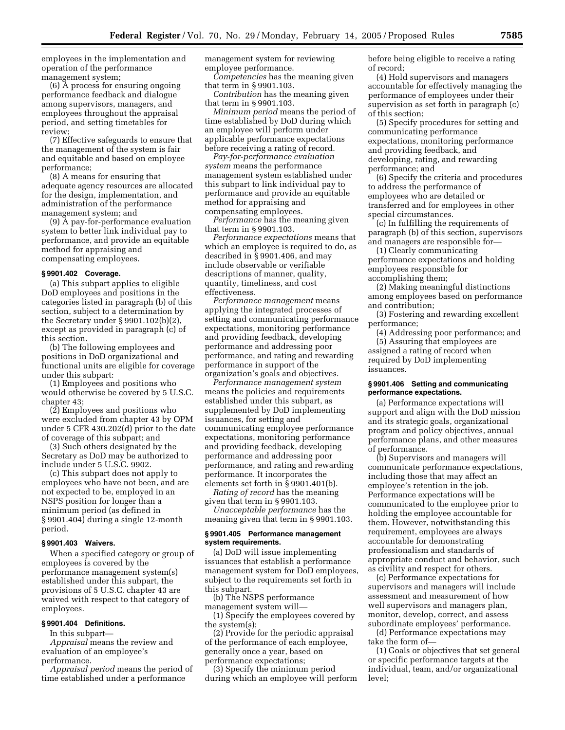employees in the implementation and operation of the performance management system;

(6) A process for ensuring ongoing performance feedback and dialogue among supervisors, managers, and employees throughout the appraisal period, and setting timetables for review;

(7) Effective safeguards to ensure that the management of the system is fair and equitable and based on employee performance;

(8) A means for ensuring that adequate agency resources are allocated for the design, implementation, and administration of the performance management system; and

(9) A pay-for-performance evaluation system to better link individual pay to performance, and provide an equitable method for appraising and compensating employees.

#### § 9901.402 Coverage.

(a) This subpart applies to eligible DoD employees and positions in the categories listed in paragraph (b) of this section, subject to a determination by the Secretary under § 9901.102(b)(2), except as provided in paragraph (c) of this section.

(b) The following employees and positions in DoD organizational and functional units are eligible for coverage under this subpart:

(1) Employees and positions who would otherwise be covered by 5 U.S.C. chapter 43;

(2) Employees and positions who were excluded from chapter 43 by OPM under 5 CFR 430.202(d) prior to the date of coverage of this subpart; and

(3) Such others designated by the Secretary as DoD may be authorized to include under 5 U.S.C. 9902.

(c) This subpart does not apply to employees who have not been, and are not expected to be, employed in an NSPS position for longer than a minimum period (as defined in § 9901.404) during a single 12-month period.

#### § 9901.403 Waivers.

When a specified category or group of employees is covered by the performance management system(s) established under this subpart, the provisions of 5 U.S.C. chapter 43 are waived with respect to that category of employees.

#### § 9901.404 Definitions.

In this subpart—

*Appraisal* means the review and evaluation of an employee's performance.

*Appraisal period* means the period of time established under a performance management system for reviewing employee performance.

*Competencies* has the meaning given that term in § 9901.103.

*Contribution* has the meaning given that term in § 9901.103.

*Minimum period* means the period of time established by DoD during which an employee will perform under applicable performance expectations before receiving a rating of record.

*Pay-for-performance evaluation system* means the performance management system established under this subpart to link individual pay to performance and provide an equitable method for appraising and compensating employees.

*Performance* has the meaning given that term in § 9901.103.

*Performance expectations* means that which an employee is required to do, as described in § 9901.406, and may include observable or verifiable descriptions of manner, quality, quantity, timeliness, and cost effectiveness.

*Performance management* means applying the integrated processes of setting and communicating performance expectations, monitoring performance and providing feedback, developing performance and addressing poor performance, and rating and rewarding performance in support of the organization's goals and objectives.

*Performance management system* means the policies and requirements established under this subpart, as supplemented by DoD implementing issuances, for setting and communicating employee performance expectations, monitoring performance and providing feedback, developing performance and addressing poor performance, and rating and rewarding performance. It incorporates the elements set forth in § 9901.401(b).

*Rating of record* has the meaning given that term in § 9901.103.

*Unacceptable performance* has the meaning given that term in § 9901.103.

#### § 9901.405 Performance management system requirements.

(a) DoD will issue implementing issuances that establish a performance management system for DoD employees, subject to the requirements set forth in this subpart.

(b) The NSPS performance management system will—

(1) Specify the employees covered by the system(s);

(2) Provide for the periodic appraisal of the performance of each employee, generally once a year, based on performance expectations;

(3) Specify the minimum period during which an employee will perform before being eligible to receive a rating of record;

(4) Hold supervisors and managers accountable for effectively managing the performance of employees under their supervision as set forth in paragraph (c) of this section;

(5) Specify procedures for setting and communicating performance expectations, monitoring performance and providing feedback, and developing, rating, and rewarding performance; and

(6) Specify the criteria and procedures to address the performance of employees who are detailed or transferred and for employees in other special circumstances.

(c) In fulfilling the requirements of paragraph (b) of this section, supervisors and managers are responsible for—

(1) Clearly communicating performance expectations and holding employees responsible for accomplishing them;

(2) Making meaningful distinctions among employees based on performance and contribution;

(3) Fostering and rewarding excellent performance;

(4) Addressing poor performance; and

(5) Assuring that employees are assigned a rating of record when required by DoD implementing issuances.

#### § 9901.406 Setting and communicating performance expectations.

(a) Performance expectations will support and align with the DoD mission and its strategic goals, organizational program and policy objectives, annual performance plans, and other measures of performance.

(b) Supervisors and managers will communicate performance expectations, including those that may affect an employee's retention in the job. Performance expectations will be communicated to the employee prior to holding the employee accountable for them. However, notwithstanding this requirement, employees are always accountable for demonstrating professionalism and standards of appropriate conduct and behavior, such as civility and respect for others.

(c) Performance expectations for supervisors and managers will include assessment and measurement of how well supervisors and managers plan, monitor, develop, correct, and assess subordinate employees' performance.

(d) Performance expectations may take the form of—

(1) Goals or objectives that set general or specific performance targets at the individual, team, and/or organizational level;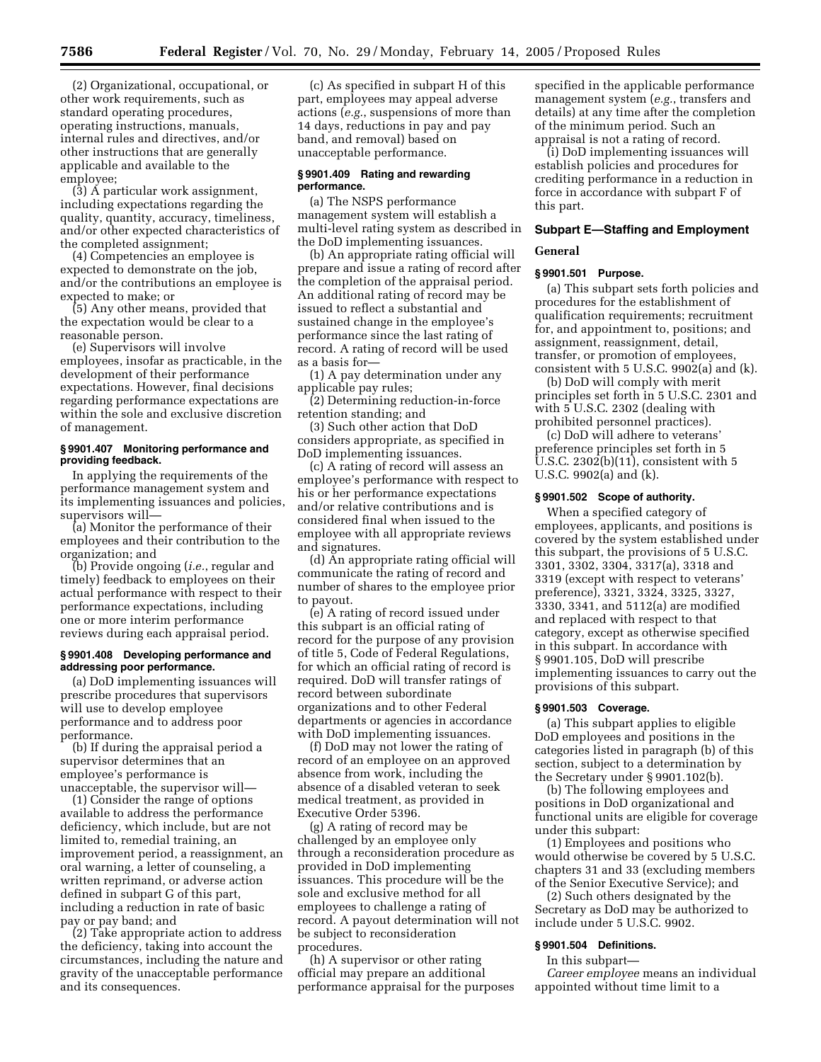(2) Organizational, occupational, or other work requirements, such as standard operating procedures, operating instructions, manuals, internal rules and directives, and/or other instructions that are generally applicable and available to the employee;

(3) A particular work assignment, including expectations regarding the quality, quantity, accuracy, timeliness, and/or other expected characteristics of the completed assignment;

(4) Competencies an employee is expected to demonstrate on the job, and/or the contributions an employee is expected to make; or

(5) Any other means, provided that the expectation would be clear to a reasonable person.

(e) Supervisors will involve employees, insofar as practicable, in the development of their performance expectations. However, final decisions regarding performance expectations are within the sole and exclusive discretion of management.

#### § 9901.407 Monitoring performance and providing feedback.

In applying the requirements of the performance management system and its implementing issuances and policies, supervisors will—

(a) Monitor the performance of their employees and their contribution to the organization; and

(b) Provide ongoing (*i.e.*, regular and timely) feedback to employees on their actual performance with respect to their performance expectations, including one or more interim performance reviews during each appraisal period.

#### § 9901.408 Developing performance and addressing poor performance.

(a) DoD implementing issuances will prescribe procedures that supervisors will use to develop employee performance and to address poor performance.

(b) If during the appraisal period a supervisor determines that an employee's performance is unacceptable, the supervisor will—

(1) Consider the range of options available to address the performance deficiency, which include, but are not limited to, remedial training, an improvement period, a reassignment, an oral warning, a letter of counseling, a written reprimand, or adverse action defined in subpart G of this part, including a reduction in rate of basic pay or pay band; and

(2) Take appropriate action to address the deficiency, taking into account the circumstances, including the nature and gravity of the unacceptable performance and its consequences.

(c) As specified in subpart H of this part, employees may appeal adverse actions (*e.g.*, suspensions of more than 14 days, reductions in pay and pay band, and removal) based on unacceptable performance.

#### § 9901.409 Rating and rewarding performance.

(a) The NSPS performance management system will establish a multi-level rating system as described in the DoD implementing issuances.

(b) An appropriate rating official will prepare and issue a rating of record after the completion of the appraisal period. An additional rating of record may be issued to reflect a substantial and sustained change in the employee's performance since the last rating of record. A rating of record will be used as a basis for—

(1) A pay determination under any applicable pay rules;

(2) Determining reduction-in-force retention standing; and

(3) Such other action that DoD considers appropriate, as specified in DoD implementing issuances.

(c) A rating of record will assess an employee's performance with respect to his or her performance expectations and/or relative contributions and is considered final when issued to the employee with all appropriate reviews and signatures.

(d) An appropriate rating official will communicate the rating of record and number of shares to the employee prior to payout.

(e) A rating of record issued under this subpart is an official rating of record for the purpose of any provision of title 5, Code of Federal Regulations, for which an official rating of record is required. DoD will transfer ratings of record between subordinate organizations and to other Federal departments or agencies in accordance with DoD implementing issuances.

(f) DoD may not lower the rating of record of an employee on an approved absence from work, including the absence of a disabled veteran to seek medical treatment, as provided in Executive Order 5396.

(g) A rating of record may be challenged by an employee only through a reconsideration procedure as provided in DoD implementing issuances. This procedure will be the sole and exclusive method for all employees to challenge a rating of record. A payout determination will not be subject to reconsideration procedures.

(h) A supervisor or other rating official may prepare an additional performance appraisal for the purposes specified in the applicable performance management system (*e.g.*, transfers and details) at any time after the completion of the minimum period. Such an appraisal is not a rating of record.

(i) DoD implementing issuances will establish policies and procedures for crediting performance in a reduction in force in accordance with subpart F of this part.

## Subpart E—Staffing and Employment

### General

#### § 9901.501 Purpose.

(a) This subpart sets forth policies and procedures for the establishment of qualification requirements; recruitment for, and appointment to, positions; and assignment, reassignment, detail, transfer, or promotion of employees, consistent with 5 U.S.C. 9902(a) and (k).

(b) DoD will comply with merit principles set forth in 5 U.S.C. 2301 and with 5 U.S.C. 2302 (dealing with prohibited personnel practices).

(c) DoD will adhere to veterans' preference principles set forth in 5 U.S.C. 2302(b)(11), consistent with 5 U.S.C. 9902(a) and (k).

#### § 9901.502 Scope of authority.

When a specified category of employees, applicants, and positions is covered by the system established under this subpart, the provisions of 5 U.S.C. 3301, 3302, 3304, 3317(a), 3318 and 3319 (except with respect to veterans' preference), 3321, 3324, 3325, 3327, 3330, 3341, and 5112(a) are modified and replaced with respect to that category, except as otherwise specified in this subpart. In accordance with § 9901.105, DoD will prescribe implementing issuances to carry out the provisions of this subpart.

#### § 9901.503 Coverage.

(a) This subpart applies to eligible DoD employees and positions in the categories listed in paragraph (b) of this section, subject to a determination by the Secretary under § 9901.102(b).

(b) The following employees and positions in DoD organizational and functional units are eligible for coverage under this subpart:

(1) Employees and positions who would otherwise be covered by 5 U.S.C. chapters 31 and 33 (excluding members of the Senior Executive Service); and

(2) Such others designated by the Secretary as DoD may be authorized to include under 5 U.S.C. 9902.

#### § 9901.504 Definitions.

In this subpart—

*Career employee* means an individual appointed without time limit to a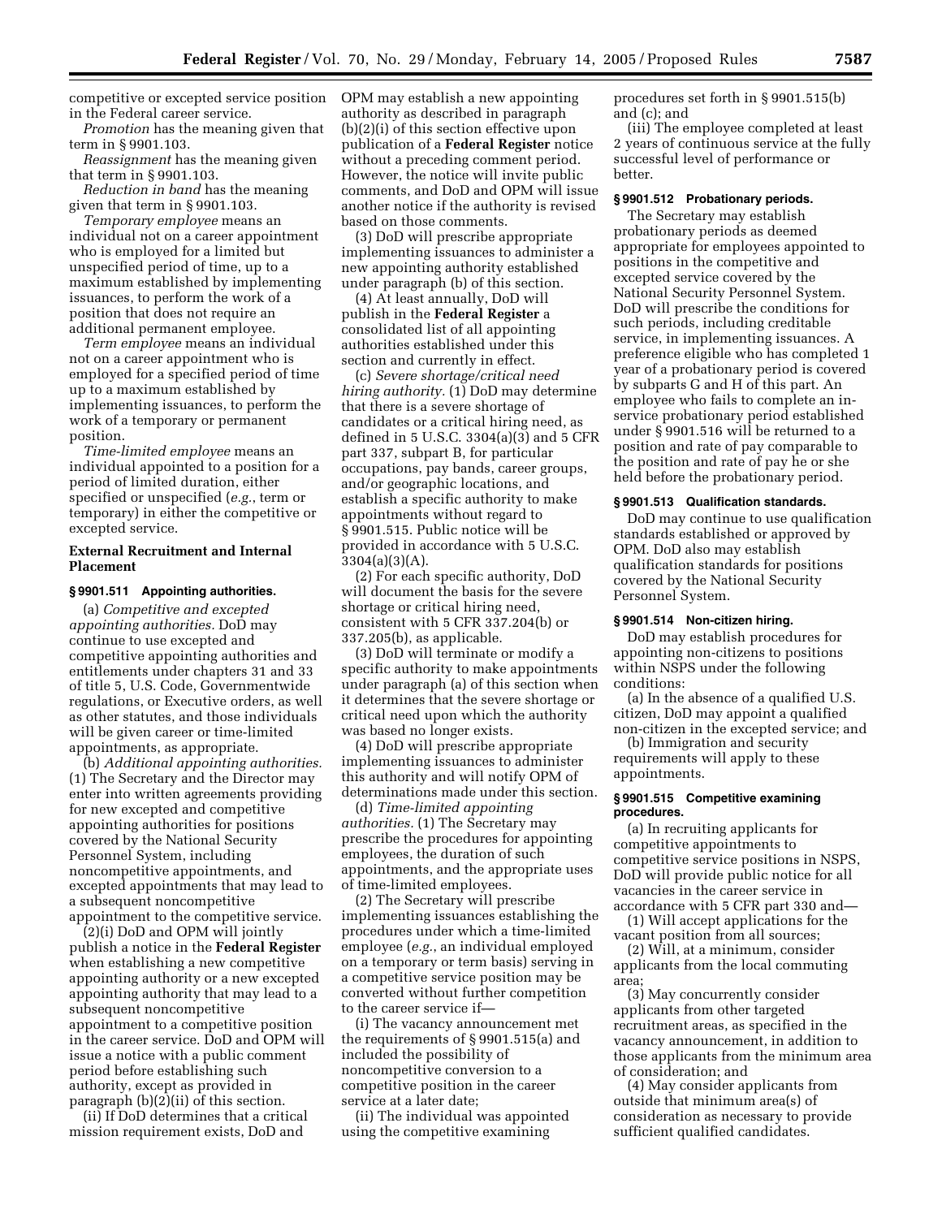competitive or excepted service position in the Federal career service.

*Promotion* has the meaning given that term in § 9901.103.

*Reassignment* has the meaning given that term in § 9901.103.

*Reduction in band* has the meaning given that term in § 9901.103.

*Temporary employee* means an individual not on a career appointment who is employed for a limited but unspecified period of time, up to a maximum established by implementing issuances, to perform the work of a position that does not require an additional permanent employee.

*Term employee* means an individual not on a career appointment who is employed for a specified period of time up to a maximum established by implementing issuances, to perform the work of a temporary or permanent position.

*Time-limited employee* means an individual appointed to a position for a period of limited duration, either specified or unspecified (*e.g.*, term or temporary) in either the competitive or excepted service.

**External Recruitment and Internal Placement**

#### § 9901.511 Appointing authorities.

(a) *Competitive and excepted appointing authorities.* DoD may continue to use excepted and competitive appointing authorities and entitlements under chapters 31 and 33 of title 5, U.S. Code, Governmentwide regulations, or Executive orders, as well as other statutes, and those individuals will be given career or time-limited appointments, as appropriate.

(b) *Additional appointing authorities.* (1) The Secretary and the Director may enter into written agreements providing for new excepted and competitive appointing authorities for positions covered by the National Security Personnel System, including noncompetitive appointments, and excepted appointments that may lead to a subsequent noncompetitive appointment to the competitive service.

(2)(i) DoD and OPM will jointly publish a notice in the **Federal Register** when establishing a new competitive appointing authority or a new excepted appointing authority that may lead to a subsequent noncompetitive appointment to a competitive position in the career service. DoD and OPM will issue a notice with a public comment period before establishing such authority, except as provided in paragraph (b)(2)(ii) of this section.

(ii) If DoD determines that a critical mission requirement exists, DoD and OPM may establish a new appointing authority as described in paragraph (b)(2)(i) of this section effective upon publication of a **Federal Register** notice without a preceding comment period. However, the notice will invite public comments, and DoD and OPM will issue another notice if the authority is revised based on those comments.

(3) DoD will prescribe appropriate implementing issuances to administer a new appointing authority established under paragraph (b) of this section.

(4) At least annually, DoD will publish in the **Federal Register** a consolidated list of all appointing authorities established under this section and currently in effect.

(c) *Severe shortage/critical need hiring authority.* (1) DoD may determine that there is a severe shortage of candidates or a critical hiring need, as defined in 5 U.S.C. 3304(a)(3) and 5 CFR part 337, subpart B, for particular occupations, pay bands, career groups, and/or geographic locations, and establish a specific authority to make appointments without regard to § 9901.515. Public notice will be provided in accordance with 5 U.S.C. 3304(a)(3)(A).

(2) For each specific authority, DoD will document the basis for the severe shortage or critical hiring need, consistent with 5 CFR 337.204(b) or 337.205(b), as applicable.

(3) DoD will terminate or modify a specific authority to make appointments under paragraph (a) of this section when it determines that the severe shortage or critical need upon which the authority was based no longer exists.

(4) DoD will prescribe appropriate implementing issuances to administer this authority and will notify OPM of determinations made under this section.

(d) *Time-limited appointing authorities.* (1) The Secretary may prescribe the procedures for appointing employees, the duration of such appointments, and the appropriate uses of time-limited employees.

(2) The Secretary will prescribe implementing issuances establishing the procedures under which a time-limited employee (*e.g.*, an individual employed on a temporary or term basis) serving in a competitive service position may be converted without further competition to the career service if—

(i) The vacancy announcement met the requirements of § 9901.515(a) and included the possibility of noncompetitive conversion to a competitive position in the career service at a later date;

(ii) The individual was appointed using the competitive examining procedures set forth in § 9901.515(b) and (c); and

(iii) The employee completed at least 2 years of continuous service at the fully successful level of performance or better.

#### § 9901.512 Probationary periods.

The Secretary may establish probationary periods as deemed appropriate for employees appointed to positions in the competitive and excepted service covered by the National Security Personnel System. DoD will prescribe the conditions for such periods, including creditable service, in implementing issuances. A preference eligible who has completed 1 year of a probationary period is covered by subparts G and H of this part. An employee who fails to complete an in-service probationary period established under § 9901.516 will be returned to a position and rate of pay comparable to the position and rate of pay he or she held before the probationary period.

#### § 9901.513 Qualification standards.

DoD may continue to use qualification standards established or approved by OPM. DoD also may establish qualification standards for positions covered by the National Security Personnel System.

#### § 9901.514 Non-citizen hiring.

DoD may establish procedures for appointing non-citizens to positions within NSPS under the following conditions:

(a) In the absence of a qualified U.S. citizen, DoD may appoint a qualified non-citizen in the excepted service; and

(b) Immigration and security requirements will apply to these appointments.

#### § 9901.515 Competitive examining procedures.

(a) In recruiting applicants for competitive appointments to competitive service positions in NSPS, DoD will provide public notice for all vacancies in the career service in accordance with 5 CFR part 330 and—

(1) Will accept applications for the vacant position from all sources;

(2) Will, at a minimum, consider applicants from the local commuting area;

(3) May concurrently consider applicants from other targeted recruitment areas, as specified in the vacancy announcement, in addition to those applicants from the minimum area of consideration; and

(4) May consider applicants from outside that minimum area(s) of consideration as necessary to provide sufficient qualified candidates.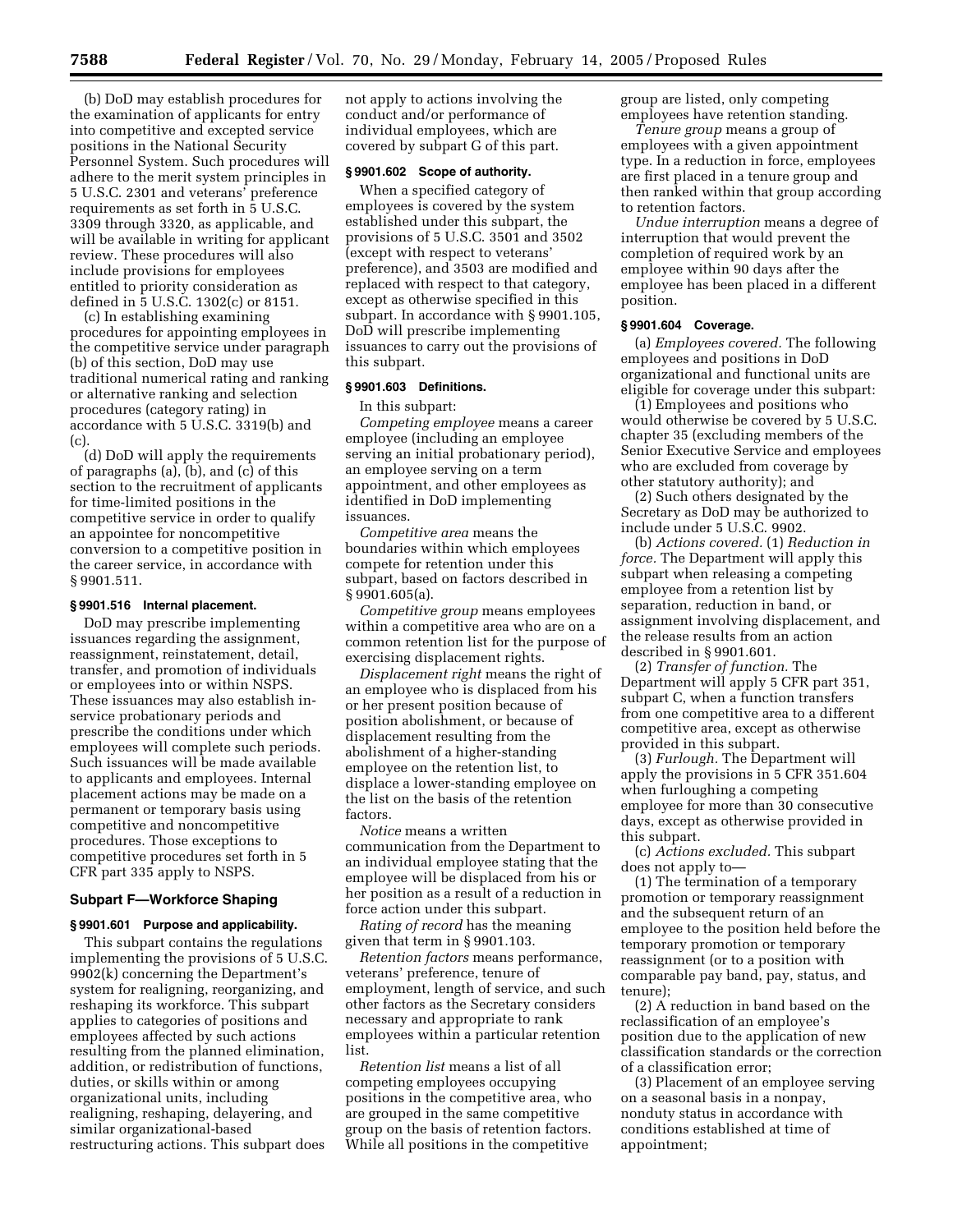(b) DoD may establish procedures for the examination of applicants for entry into competitive and excepted service positions in the National Security Personnel System. Such procedures will adhere to the merit system principles in 5 U.S.C. 2301 and veterans' preference requirements as set forth in 5 U.S.C. 3309 through 3320, as applicable, and will be available in writing for applicant review. These procedures will also include provisions for employees entitled to priority consideration as defined in 5 U.S.C. 1302(c) or 8151.

(c) In establishing examining procedures for appointing employees in the competitive service under paragraph (b) of this section, DoD may use traditional numerical rating and ranking or alternative ranking and selection procedures (category rating) in accordance with 5 U.S.C. 3319(b) and (c).

(d) DoD will apply the requirements of paragraphs (a), (b), and (c) of this section to the recruitment of applicants for time-limited positions in the competitive service in order to qualify an appointee for noncompetitive conversion to a competitive position in the career service, in accordance with § 9901.511.

### § 9901.516 Internal placement.

DoD may prescribe implementing issuances regarding the assignment, reassignment, reinstatement, detail, transfer, and promotion of individuals or employees into or within NSPS. These issuances may also establish in-service probationary periods and prescribe the conditions under which employees will complete such periods. Such issuances will be made available to applicants and employees. Internal placement actions may be made on a permanent or temporary basis using competitive and noncompetitive procedures. Those exceptions to competitive procedures set forth in 5 CFR part 335 apply to NSPS.

## Subpart F—Workforce Shaping

### § 9901.601 Purpose and applicability.

This subpart contains the regulations implementing the provisions of 5 U.S.C. 9902(k) concerning the Department's system for realigning, reorganizing, and reshaping its workforce. This subpart applies to categories of positions and employees affected by such actions resulting from the planned elimination, addition, or redistribution of functions, duties, or skills within or among organizational units, including realigning, reshaping, delayering, and similar organizational-based restructuring actions. This subpart does not apply to actions involving the conduct and/or performance of individual employees, which are covered by subpart G of this part.

### § 9901.602 Scope of authority.

When a specified category of employees is covered by the system established under this subpart, the provisions of 5 U.S.C. 3501 and 3502 (except with respect to veterans' preference), and 3503 are modified and replaced with respect to that category, except as otherwise specified in this subpart. In accordance with § 9901.105, DoD will prescribe implementing issuances to carry out the provisions of this subpart.

### § 9901.603 Definitions.

In this subpart:

*Competing employee* means a career employee (including an employee serving an initial probationary period), an employee serving on a term appointment, and other employees as identified in DoD implementing issuances.

*Competitive area* means the boundaries within which employees compete for retention under this subpart, based on factors described in § 9901.605(a).

*Competitive group* means employees within a competitive area who are on a common retention list for the purpose of exercising displacement rights.

*Displacement right* means the right of an employee who is displaced from his or her present position because of position abolishment, or because of displacement resulting from the abolishment of a higher-standing employee on the retention list, to displace a lower-standing employee on the list on the basis of the retention factors.

*Notice* means a written communication from the Department to an individual employee stating that the employee will be displaced from his or her position as a result of a reduction in force action under this subpart.

*Rating of record* has the meaning given that term in § 9901.103.

*Retention factors* means performance, veterans' preference, tenure of employment, length of service, and such other factors as the Secretary considers necessary and appropriate to rank employees within a particular retention list.

*Retention list* means a list of all competing employees occupying positions in the competitive area, who are grouped in the same competitive group on the basis of retention factors. While all positions in the competitive group are listed, only competing employees have retention standing.

*Tenure group* means a group of employees with a given appointment type. In a reduction in force, employees are first placed in a tenure group and then ranked within that group according to retention factors.

*Undue interruption* means a degree of interruption that would prevent the completion of required work by an employee within 90 days after the employee has been placed in a different position.

### § 9901.604 Coverage.

(a) *Employees covered.* The following employees and positions in DoD organizational and functional units are eligible for coverage under this subpart:

(1) Employees and positions who would otherwise be covered by 5 U.S.C. chapter 35 (excluding members of the Senior Executive Service and employees who are excluded from coverage by other statutory authority); and

(2) Such others designated by the Secretary as DoD may be authorized to include under 5 U.S.C. 9902.

(b) *Actions covered.* (1) *Reduction in force.* The Department will apply this subpart when releasing a competing employee from a retention list by separation, reduction in band, or assignment involving displacement, and the release results from an action described in § 9901.601.

(2) *Transfer of function.* The Department will apply 5 CFR part 351, subpart C, when a function transfers from one competitive area to a different competitive area, except as otherwise provided in this subpart.

(3) *Furlough.* The Department will apply the provisions in 5 CFR 351.604 when furloughing a competing employee for more than 30 consecutive days, except as otherwise provided in this subpart.

(c) *Actions excluded.* This subpart does not apply to—

(1) The termination of a temporary promotion or temporary reassignment and the subsequent return of an employee to the position held before the temporary promotion or temporary reassignment (or to a position with comparable pay band, pay, status, and tenure);

(2) A reduction in band based on the reclassification of an employee's position due to the application of new classification standards or the correction of a classification error;

(3) Placement of an employee serving on a seasonal basis in a nonpay, nonduty status in accordance with conditions established at time of appointment;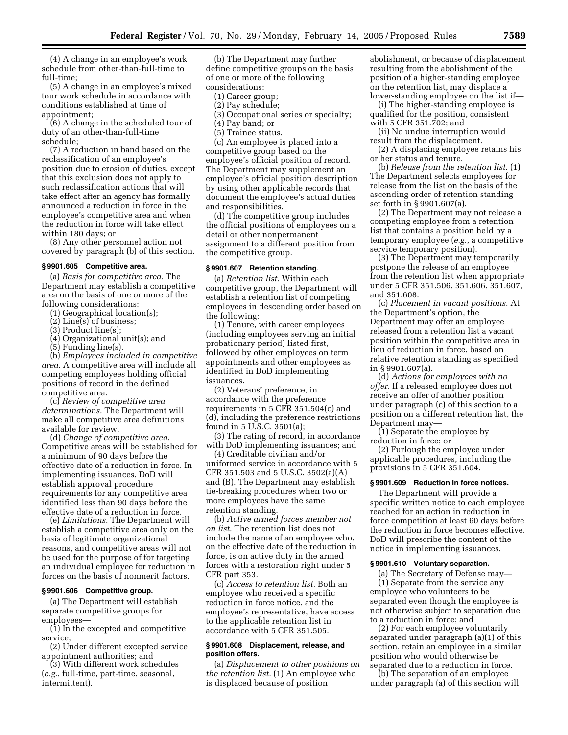(4) A change in an employee's work schedule from other-than-full-time to full-time;

(5) A change in an employee's mixed tour work schedule in accordance with conditions established at time of appointment;

(6) A change in the scheduled tour of duty of an other-than-full-time schedule;

(7) A reduction in band based on the reclassification of an employee's position due to erosion of duties, except that this exclusion does not apply to such reclassification actions that will take effect after an agency has formally announced a reduction in force in the employee's competitive area and when the reduction in force will take effect within 180 days; or

(8) Any other personnel action not covered by paragraph (b) of this section.

#### § 9901.605 Competitive area.

(a) *Basis for competitive area.* The Department may establish a competitive area on the basis of one or more of the following considerations:

(1) Geographical location(s);

(2) Line(s) of business;

(3) Product line(s);

(4) Organizational unit(s); and

(5) Funding line(s).

(b) *Employees included in competitive area.* A competitive area will include all competing employees holding official positions of record in the defined competitive area.

(c) *Review of competitive area determinations.* The Department will make all competitive area definitions available for review.

(d) *Change of competitive area.* Competitive areas will be established for a minimum of 90 days before the effective date of a reduction in force. In implementing issuances, DoD will establish approval procedure requirements for any competitive area identified less than 90 days before the effective date of a reduction in force.

(e) *Limitations.* The Department will establish a competitive area only on the basis of legitimate organizational reasons, and competitive areas will not be used for the purpose of for targeting an individual employee for reduction in forces on the basis of nonmerit factors.

#### § 9901.606 Competitive group.

(a) The Department will establish separate competitive groups for employees—

(1) In the excepted and competitive service;

(2) Under different excepted service appointment authorities; and

(3) With different work schedules (*e.g.*, full-time, part-time, seasonal, intermittent).

(b) The Department may further define competitive groups on the basis of one or more of the following considerations:

(1) Career group;

(2) Pay schedule;

(3) Occupational series or specialty;

(4) Pay band; or

(5) Trainee status.

(c) An employee is placed into a competitive group based on the employee's official position of record. The Department may supplement an employee's official position description by using other applicable records that document the employee's actual duties and responsibilities.

(d) The competitive group includes the official positions of employees on a detail or other nonpermanent assignment to a different position from the competitive group.

#### § 9901.607 Retention standing.

(a) *Retention list.* Within each competitive group, the Department will establish a retention list of competing employees in descending order based on the following:

(1) Tenure, with career employees (including employees serving an initial probationary period) listed first, followed by other employees on term appointments and other employees as identified in DoD implementing issuances.

(2) Veterans' preference, in accordance with the preference requirements in 5 CFR 351.504(c) and (d), including the preference restrictions found in 5 U.S.C. 3501(a);

(3) The rating of record, in accordance with DoD implementing issuances; and

(4) Creditable civilian and/or uniformed service in accordance with 5 CFR 351.503 and 5 U.S.C. 3502(a)(A) and (B). The Department may establish tie-breaking procedures when two or more employees have the same retention standing.

(b) *Active armed forces member not on list.* The retention list does not include the name of an employee who, on the effective date of the reduction in force, is on active duty in the armed forces with a restoration right under 5 CFR part 353.

(c) *Access to retention list.* Both an employee who received a specific reduction in force notice, and the employee's representative, have access to the applicable retention list in accordance with 5 CFR 351.505.

#### § 9901.608 Displacement, release, and position offers.

(a) *Displacement to other positions on the retention list.* (1) An employee who is displaced because of position abolishment, or because of displacement resulting from the abolishment of the position of a higher-standing employee on the retention list, may displace a lower-standing employee on the list if—

(i) The higher-standing employee is qualified for the position, consistent with 5 CFR 351.702; and

(ii) No undue interruption would result from the displacement.

(2) A displacing employee retains his or her status and tenure.

(b) *Release from the retention list.* (1) The Department selects employees for release from the list on the basis of the ascending order of retention standing set forth in § 9901.607(a).

(2) The Department may not release a competing employee from a retention list that contains a position held by a temporary employee (*e.g.*, a competitive service temporary position).

(3) The Department may temporarily postpone the release of an employee from the retention list when appropriate under 5 CFR 351.506, 351.606, 351.607, and 351.608.

(c) *Placement in vacant positions.* At the Department's option, the Department may offer an employee released from a retention list a vacant position within the competitive area in lieu of reduction in force, based on relative retention standing as specified in § 9901.607(a).

(d) *Actions for employees with no offer.* If a released employee does not receive an offer of another position under paragraph (c) of this section to a position on a different retention list, the Department may—

(1) Separate the employee by reduction in force; or

(2) Furlough the employee under applicable procedures, including the provisions in 5 CFR 351.604.

#### § 9901.609 Reduction in force notices.

The Department will provide a specific written notice to each employee reached for an action in reduction in force competition at least 60 days before the reduction in force becomes effective. DoD will prescribe the content of the notice in implementing issuances.

#### § 9901.610 Voluntary separation.

(a) The Secretary of Defense may—

(1) Separate from the service any employee who volunteers to be separated even though the employee is not otherwise subject to separation due to a reduction in force; and

(2) For each employee voluntarily separated under paragraph (a)(1) of this section, retain an employee in a similar position who would otherwise be separated due to a reduction in force.

(b) The separation of an employee under paragraph (a) of this section will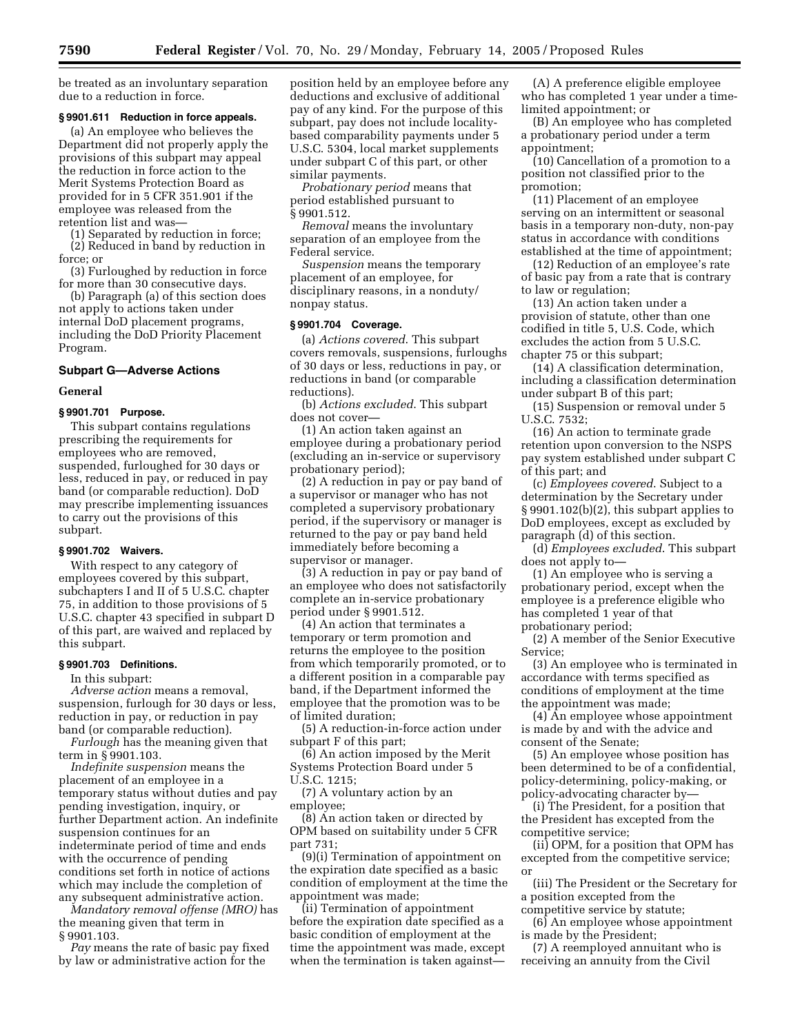be treated as an involuntary separation due to a reduction in force.

**§ 9901.611 Reduction in force appeals.**

(a) An employee who believes the Department did not properly apply the provisions of this subpart may appeal the reduction in force action to the Merit Systems Protection Board as provided for in 5 CFR 351.901 if the employee was released from the retention list and was—

(1) Separated by reduction in force;

(2) Reduced in band by reduction in force; or

(3) Furloughed by reduction in force for more than 30 consecutive days.

(b) Paragraph (a) of this section does not apply to actions taken under internal DoD placement programs, including the DoD Priority Placement Program.

## Subpart G—Adverse Actions

### General

**§ 9901.701 Purpose.**

This subpart contains regulations prescribing the requirements for employees who are removed, suspended, furloughed for 30 days or less, reduced in pay, or reduced in pay band (or comparable reduction). DoD may prescribe implementing issuances to carry out the provisions of this subpart.

**§ 9901.702 Waivers.**

With respect to any category of employees covered by this subpart, subchapters I and II of 5 U.S.C. chapter 75, in addition to those provisions of 5 U.S.C. chapter 43 specified in subpart D of this part, are waived and replaced by this subpart.

**§ 9901.703 Definitions.**

In this subpart:

*Adverse action* means a removal, suspension, furlough for 30 days or less, reduction in pay, or reduction in pay band (or comparable reduction).

*Furlough* has the meaning given that term in § 9901.103.

*Indefinite suspension* means the placement of an employee in a temporary status without duties and pay pending investigation, inquiry, or further Department action. An indefinite suspension continues for an indeterminate period of time and ends with the occurrence of pending conditions set forth in notice of actions which may include the completion of any subsequent administrative action.

*Mandatory removal offense (MRO)* has the meaning given that term in § 9901.103.

*Pay* means the rate of basic pay fixed by law or administrative action for the position held by an employee before any deductions and exclusive of additional pay of any kind. For the purpose of this subpart, pay does not include locality-based comparability payments under 5 U.S.C. 5304, local market supplements under subpart C of this part, or other similar payments.

*Probationary period* means that period established pursuant to § 9901.512.

*Removal* means the involuntary separation of an employee from the Federal service.

*Suspension* means the temporary placement of an employee, for disciplinary reasons, in a nonduty/nonpay status.

**§ 9901.704 Coverage.**

(a) *Actions covered.* This subpart covers removals, suspensions, furloughs of 30 days or less, reductions in pay, or reductions in band (or comparable reductions).

(b) *Actions excluded.* This subpart does not cover—

(1) An action taken against an employee during a probationary period (excluding an in-service or supervisory probationary period);

(2) A reduction in pay or pay band of a supervisor or manager who has not completed a supervisory probationary period, if the supervisory or manager is returned to the pay or pay band held immediately before becoming a supervisor or manager.

(3) A reduction in pay or pay band of an employee who does not satisfactorily complete an in-service probationary period under § 9901.512.

(4) An action that terminates a temporary or term promotion and returns the employee to the position from which temporarily promoted, or to a different position in a comparable pay band, if the Department informed the employee that the promotion was to be of limited duration;

(5) A reduction-in-force action under subpart F of this part;

(6) An action imposed by the Merit Systems Protection Board under 5 U.S.C. 1215;

(7) A voluntary action by an employee;

(8) An action taken or directed by OPM based on suitability under 5 CFR part 731;

(9)(i) Termination of appointment on the expiration date specified as a basic condition of employment at the time the appointment was made;

(ii) Termination of appointment before the expiration date specified as a basic condition of employment at the time the appointment was made, except when the termination is taken against—

(A) A preference eligible employee who has completed 1 year under a time-limited appointment; or

(B) An employee who has completed a probationary period under a term appointment;

(10) Cancellation of a promotion to a position not classified prior to the promotion;

(11) Placement of an employee serving on an intermittent or seasonal basis in a temporary non-duty, non-pay status in accordance with conditions established at the time of appointment;

(12) Reduction of an employee's rate of basic pay from a rate that is contrary to law or regulation;

(13) An action taken under a provision of statute, other than one codified in title 5, U.S. Code, which excludes the action from 5 U.S.C. chapter 75 or this subpart;

(14) A classification determination, including a classification determination under subpart B of this part;

(15) Suspension or removal under 5 U.S.C. 7532;

(16) An action to terminate grade retention upon conversion to the NSPS pay system established under subpart C of this part; and

(c) *Employees covered.* Subject to a determination by the Secretary under § 9901.102(b)(2), this subpart applies to DoD employees, except as excluded by paragraph (d) of this section.

(d) *Employees excluded.* This subpart does not apply to—

(1) An employee who is serving a probationary period, except when the employee is a preference eligible who has completed 1 year of that probationary period;

(2) A member of the Senior Executive Service;

(3) An employee who is terminated in accordance with terms specified as conditions of employment at the time the appointment was made;

(4) An employee whose appointment is made by and with the advice and consent of the Senate;

(5) An employee whose position has been determined to be of a confidential, policy-determining, policy-making, or policy-advocating character by—

(i) The President, for a position that the President has excepted from the competitive service;

(ii) OPM, for a position that OPM has excepted from the competitive service; or

(iii) The President or the Secretary for a position excepted from the competitive service by statute;

(6) An employee whose appointment is made by the President;

(7) A reemployed annuitant who is receiving an annuity from the Civil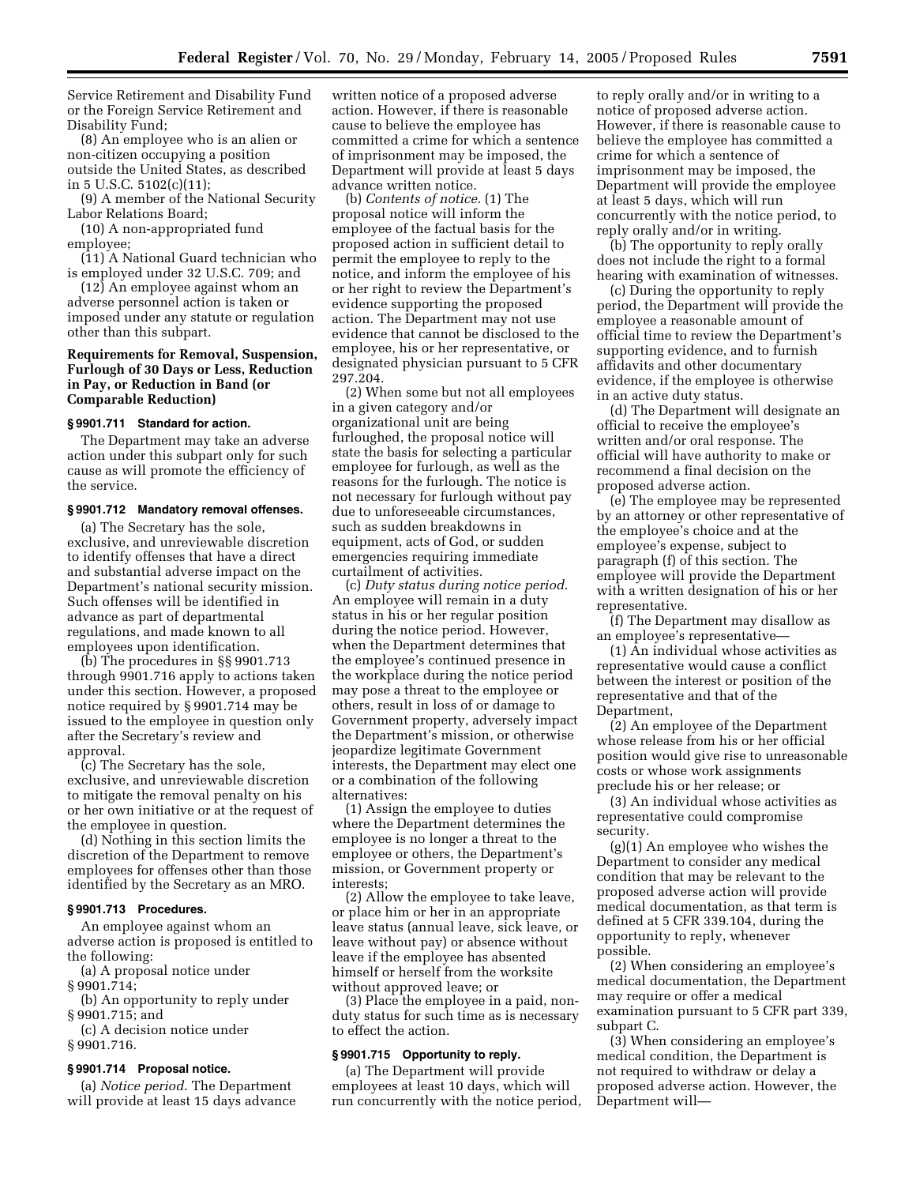Service Retirement and Disability Fund or the Foreign Service Retirement and Disability Fund;

(8) An employee who is an alien or non-citizen occupying a position outside the United States, as described in 5 U.S.C. 5102(c)(11);

(9) A member of the National Security Labor Relations Board;

(10) A non-appropriated fund employee;

(11) A National Guard technician who is employed under 32 U.S.C. 709; and

(12) An employee against whom an adverse personnel action is taken or imposed under any statute or regulation other than this subpart.

**Requirements for Removal, Suspension, Furlough of 30 Days or Less, Reduction in Pay, or Reduction in Band (or Comparable Reduction)**

**§ 9901.711 Standard for action.**

The Department may take an adverse action under this subpart only for such cause as will promote the efficiency of the service.

**§ 9901.712 Mandatory removal offenses.**

(a) The Secretary has the sole, exclusive, and unreviewable discretion to identify offenses that have a direct and substantial adverse impact on the Department's national security mission. Such offenses will be identified in advance as part of departmental regulations, and made known to all employees upon identification.

(b) The procedures in §§ 9901.713 through 9901.716 apply to actions taken under this section. However, a proposed notice required by § 9901.714 may be issued to the employee in question only after the Secretary's review and approval.

(c) The Secretary has the sole, exclusive, and unreviewable discretion to mitigate the removal penalty on his or her own initiative or at the request of the employee in question.

(d) Nothing in this section limits the discretion of the Department to remove employees for offenses other than those identified by the Secretary as an MRO.

**§ 9901.713 Procedures.**

An employee against whom an adverse action is proposed is entitled to the following:

(a) A proposal notice under § 9901.714;

(b) An opportunity to reply under § 9901.715; and

(c) A decision notice under § 9901.716.

**§ 9901.714 Proposal notice.**

(a) *Notice period*. The Department will provide at least 15 days advance written notice of a proposed adverse action. However, if there is reasonable cause to believe the employee has committed a crime for which a sentence of imprisonment may be imposed, the Department will provide at least 5 days advance written notice.

(b) *Contents of notice*. (1) The proposal notice will inform the employee of the factual basis for the proposed action in sufficient detail to permit the employee to reply to the notice, and inform the employee of his or her right to review the Department's evidence supporting the proposed action. The Department may not use evidence that cannot be disclosed to the employee, his or her representative, or designated physician pursuant to 5 CFR 297.204.

(2) When some but not all employees in a given category and/or organizational unit are being furloughed, the proposal notice will state the basis for selecting a particular employee for furlough, as well as the reasons for the furlough. The notice is not necessary for furlough without pay due to unforeseeable circumstances, such as sudden breakdowns in equipment, acts of God, or sudden emergencies requiring immediate curtailment of activities.

(c) *Duty status during notice period*. An employee will remain in a duty status in his or her regular position during the notice period. However, when the Department determines that the employee's continued presence in the workplace during the notice period may pose a threat to the employee or others, result in loss of or damage to Government property, adversely impact the Department's mission, or otherwise jeopardize legitimate Government interests, the Department may elect one or a combination of the following alternatives:

(1) Assign the employee to duties where the Department determines the employee is no longer a threat to the employee or others, the Department's mission, or Government property or interests;

(2) Allow the employee to take leave, or place him or her in an appropriate leave status (annual leave, sick leave, or leave without pay) or absence without leave if the employee has absented himself or herself from the worksite without approved leave; or

(3) Place the employee in a paid, non-duty status for such time as is necessary to effect the action.

**§ 9901.715 Opportunity to reply.**

(a) The Department will provide employees at least 10 days, which will run concurrently with the notice period, to reply orally and/or in writing to a notice of proposed adverse action. However, if there is reasonable cause to believe the employee has committed a crime for which a sentence of imprisonment may be imposed, the Department will provide the employee at least 5 days, which will run concurrently with the notice period, to reply orally and/or in writing.

(b) The opportunity to reply orally does not include the right to a formal hearing with examination of witnesses.

(c) During the opportunity to reply period, the Department will provide the employee a reasonable amount of official time to review the Department's supporting evidence, and to furnish affidavits and other documentary evidence, if the employee is otherwise in an active duty status.

(d) The Department will designate an official to receive the employee's written and/or oral response. The official will have authority to make or recommend a final decision on the proposed adverse action.

(e) The employee may be represented by an attorney or other representative of the employee's choice and at the employee's expense, subject to paragraph (f) of this section. The employee will provide the Department with a written designation of his or her representative.

(f) The Department may disallow as an employee's representative—

(1) An individual whose activities as representative would cause a conflict between the interest or position of the representative and that of the Department,

(2) An employee of the Department whose release from his or her official position would give rise to unreasonable costs or whose work assignments preclude his or her release; or

(3) An individual whose activities as representative could compromise security.

(g)(1) An employee who wishes the Department to consider any medical condition that may be relevant to the proposed adverse action will provide medical documentation, as that term is defined at 5 CFR 339.104, during the opportunity to reply, whenever possible.

(2) When considering an employee's medical documentation, the Department may require or offer a medical examination pursuant to 5 CFR part 339, subpart C.

(3) When considering an employee's medical condition, the Department is not required to withdraw or delay a proposed adverse action. However, the Department will—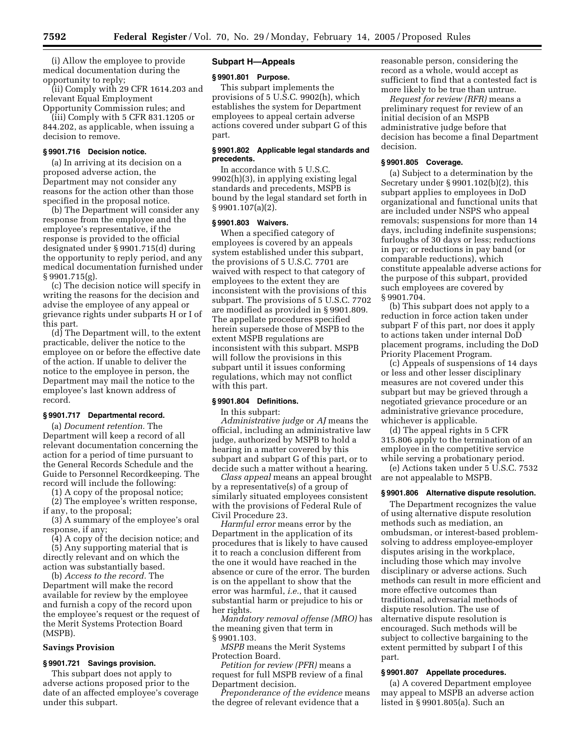(i) Allow the employee to provide medical documentation during the opportunity to reply;

(ii) Comply with 29 CFR 1614.203 and relevant Equal Employment Opportunity Commission rules; and

(iii) Comply with 5 CFR 831.1205 or 844.202, as applicable, when issuing a decision to remove.

**§ 9901.716 Decision notice.**

(a) In arriving at its decision on a proposed adverse action, the Department may not consider any reasons for the action other than those specified in the proposal notice.

(b) The Department will consider any response from the employee and the employee's representative, if the response is provided to the official designated under § 9901.715(d) during the opportunity to reply period, and any medical documentation furnished under § 9901.715(g).

(c) The decision notice will specify in writing the reasons for the decision and advise the employee of any appeal or grievance rights under subparts H or I of this part.

(d) The Department will, to the extent practicable, deliver the notice to the employee on or before the effective date of the action. If unable to deliver the notice to the employee in person, the Department may mail the notice to the employee's last known address of record.

**§ 9901.717 Departmental record.**

(a) *Document retention.* The Department will keep a record of all relevant documentation concerning the action for a period of time pursuant to the General Records Schedule and the Guide to Personnel Recordkeeping. The record will include the following:

(1) A copy of the proposal notice;

(2) The employee's written response, if any, to the proposal;

(3) A summary of the employee's oral response, if any;

(4) A copy of the decision notice; and

(5) Any supporting material that is directly relevant and on which the action was substantially based.

(b) *Access to the record.* The Department will make the record available for review by the employee and furnish a copy of the record upon the employee's request or the request of the Merit Systems Protection Board (MSPB).

### Savings Provision

**§ 9901.721 Savings provision.**

This subpart does not apply to adverse actions proposed prior to the date of an affected employee's coverage under this subpart.

### Subpart H—Appeals

**§ 9901.801 Purpose.**

This subpart implements the provisions of 5 U.S.C. 9902(h), which establishes the system for Department employees to appeal certain adverse actions covered under subpart G of this part.

**§ 9901.802 Applicable legal standards and precedents.**

In accordance with 5 U.S.C. 9902(h)(3), in applying existing legal standards and precedents, MSPB is bound by the legal standard set forth in § 9901.107(a)(2).

**§ 9901.803 Waivers.**

When a specified category of employees is covered by an appeals system established under this subpart, the provisions of 5 U.S.C. 7701 are waived with respect to that category of employees to the extent they are inconsistent with the provisions of this subpart. The provisions of 5 U.S.C. 7702 are modified as provided in § 9901.809. The appellate procedures specified herein supersede those of MSPB to the extent MSPB regulations are inconsistent with this subpart. MSPB will follow the provisions in this subpart until it issues conforming regulations, which may not conflict with this part.

**§ 9901.804 Definitions.**

In this subpart:

*Administrative judge* or *AJ* means the official, including an administrative law judge, authorized by MSPB to hold a hearing in a matter covered by this subpart and subpart G of this part, or to decide such a matter without a hearing.

*Class appeal* means an appeal brought by a representative(s) of a group of similarly situated employees consistent with the provisions of Federal Rule of Civil Procedure 23.

*Harmful error* means error by the Department in the application of its procedures that is likely to have caused it to reach a conclusion different from the one it would have reached in the absence or cure of the error. The burden is on the appellant to show that the error was harmful, *i.e.*, that it caused substantial harm or prejudice to his or her rights.

*Mandatory removal offense (MRO)* has the meaning given that term in § 9901.103.

*MSPB* means the Merit Systems Protection Board.

*Petition for review (PFR)* means a request for full MSPB review of a final Department decision.

*Preponderance of the evidence* means the degree of relevant evidence that a reasonable person, considering the record as a whole, would accept as sufficient to find that a contested fact is more likely to be true than untrue.

*Request for review (RFR)* means a preliminary request for review of an initial decision of an MSPB administrative judge before that decision has become a final Department decision.

**§ 9901.805 Coverage.**

(a) Subject to a determination by the Secretary under § 9901.102(b)(2), this subpart applies to employees in DoD organizational and functional units that are included under NSPS who appeal removals; suspensions for more than 14 days, including indefinite suspensions; furloughs of 30 days or less; reductions in pay; or reductions in pay band (or comparable reductions), which constitute appealable adverse actions for the purpose of this subpart, provided such employees are covered by § 9901.704.

(b) This subpart does not apply to a reduction in force action taken under subpart F of this part, nor does it apply to actions taken under internal DoD placement programs, including the DoD Priority Placement Program.

(c) Appeals of suspensions of 14 days or less and other lesser disciplinary measures are not covered under this subpart but may be grieved through a negotiated grievance procedure or an administrative grievance procedure, whichever is applicable.

(d) The appeal rights in 5 CFR 315.806 apply to the termination of an employee in the competitive service while serving a probationary period.

(e) Actions taken under 5 U.S.C. 7532 are not appealable to MSPB.

**§ 9901.806 Alternative dispute resolution.**

The Department recognizes the value of using alternative dispute resolution methods such as mediation, an ombudsman, or interest-based problem-solving to address employee-employer disputes arising in the workplace, including those which may involve disciplinary or adverse actions. Such methods can result in more efficient and more effective outcomes than traditional, adversarial methods of dispute resolution. The use of alternative dispute resolution is encouraged. Such methods will be subject to collective bargaining to the extent permitted by subpart I of this part.

**§ 9901.807 Appellate procedures.**

(a) A covered Department employee may appeal to MSPB an adverse action listed in § 9901.805(a). Such an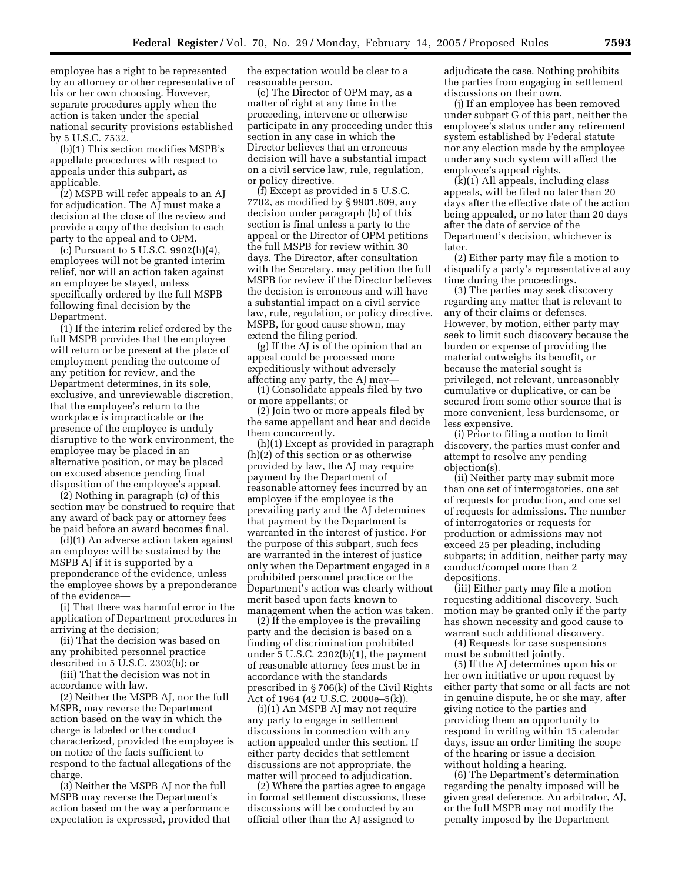employee has a right to be represented by an attorney or other representative of his or her own choosing. However, separate procedures apply when the action is taken under the special national security provisions established by 5 U.S.C. 7532.

(b)(1) This section modifies MSPB's appellate procedures with respect to appeals under this subpart, as applicable.

(2) MSPB will refer appeals to an AJ for adjudication. The AJ must make a decision at the close of the review and provide a copy of the decision to each party to the appeal and to OPM.

(c) Pursuant to 5 U.S.C. 9902(h)(4), employees will not be granted interim relief, nor will an action taken against an employee be stayed, unless specifically ordered by the full MSPB following final decision by the Department.

(1) If the interim relief ordered by the full MSPB provides that the employee will return or be present at the place of employment pending the outcome of any petition for review, and the Department determines, in its sole, exclusive, and unreviewable discretion, that the employee's return to the workplace is impracticable or the presence of the employee is unduly disruptive to the work environment, the employee may be placed in an alternative position, or may be placed on excused absence pending final disposition of the employee's appeal.

(2) Nothing in paragraph (c) of this section may be construed to require that any award of back pay or attorney fees be paid before an award becomes final.

(d)(1) An adverse action taken against an employee will be sustained by the MSPB AJ if it is supported by a preponderance of the evidence, unless the employee shows by a preponderance of the evidence—

(i) That there was harmful error in the application of Department procedures in arriving at the decision;

(ii) That the decision was based on any prohibited personnel practice described in 5 U.S.C. 2302(b); or

(iii) That the decision was not in accordance with law.

(2) Neither the MSPB AJ, nor the full MSPB, may reverse the Department action based on the way in which the charge is labeled or the conduct characterized, provided the employee is on notice of the facts sufficient to respond to the factual allegations of the charge.

(3) Neither the MSPB AJ nor the full MSPB may reverse the Department's action based on the way a performance expectation is expressed, provided that the expectation would be clear to a reasonable person.

(e) The Director of OPM may, as a matter of right at any time in the proceeding, intervene or otherwise participate in any proceeding under this section in any case in which the Director believes that an erroneous decision will have a substantial impact on a civil service law, rule, regulation, or policy directive.

(f) Except as provided in 5 U.S.C. 7702, as modified by § 9901.809, any decision under paragraph (b) of this section is final unless a party to the appeal or the Director of OPM petitions the full MSPB for review within 30 days. The Director, after consultation with the Secretary, may petition the full MSPB for review if the Director believes the decision is erroneous and will have a substantial impact on a civil service law, rule, regulation, or policy directive. MSPB, for good cause shown, may extend the filing period.

(g) If the AJ is of the opinion that an appeal could be processed more expeditiously without adversely affecting any party, the AJ may—

(1) Consolidate appeals filed by two or more appellants; or

(2) Join two or more appeals filed by the same appellant and hear and decide them concurrently.

(h)(1) Except as provided in paragraph (h)(2) of this section or as otherwise provided by law, the AJ may require payment by the Department of reasonable attorney fees incurred by an employee if the employee is the prevailing party and the AJ determines that payment by the Department is warranted in the interest of justice. For the purpose of this subpart, such fees are warranted in the interest of justice only when the Department engaged in a prohibited personnel practice or the Department's action was clearly without merit based upon facts known to management when the action was taken.

(2) If the employee is the prevailing party and the decision is based on a finding of discrimination prohibited under 5 U.S.C. 2302(b)(1), the payment of reasonable attorney fees must be in accordance with the standards prescribed in § 706(k) of the Civil Rights Act of 1964 (42 U.S.C. 2000e–5(k)).

(i)(1) An MSPB AJ may not require any party to engage in settlement discussions in connection with any action appealed under this section. If either party decides that settlement discussions are not appropriate, the matter will proceed to adjudication.

(2) Where the parties agree to engage in formal settlement discussions, these discussions will be conducted by an official other than the AJ assigned to adjudicate the case. Nothing prohibits the parties from engaging in settlement discussions on their own.

(j) If an employee has been removed under subpart G of this part, neither the employee's status under any retirement system established by Federal statute nor any election made by the employee under any such system will affect the employee's appeal rights.

(k)(1) All appeals, including class appeals, will be filed no later than 20 days after the effective date of the action being appealed, or no later than 20 days after the date of service of the Department's decision, whichever is later.

(2) Either party may file a motion to disqualify a party's representative at any time during the proceedings.

(3) The parties may seek discovery regarding any matter that is relevant to any of their claims or defenses. However, by motion, either party may seek to limit such discovery because the burden or expense of providing the material outweighs its benefit, or because the material sought is privileged, not relevant, unreasonably cumulative or duplicative, or can be secured from some other source that is more convenient, less burdensome, or less expensive.

(i) Prior to filing a motion to limit discovery, the parties must confer and attempt to resolve any pending objection(s).

(ii) Neither party may submit more than one set of interrogatories, one set of requests for production, and one set of requests for admissions. The number of interrogatories or requests for production or admissions may not exceed 25 per pleading, including subparts; in addition, neither party may conduct/compel more than 2 depositions.

(iii) Either party may file a motion requesting additional discovery. Such motion may be granted only if the party has shown necessity and good cause to warrant such additional discovery.

(4) Requests for case suspensions must be submitted jointly.

(5) If the AJ determines upon his or her own initiative or upon request by either party that some or all facts are not in genuine dispute, he or she may, after giving notice to the parties and providing them an opportunity to respond in writing within 15 calendar days, issue an order limiting the scope of the hearing or issue a decision without holding a hearing.

(6) The Department's determination regarding the penalty imposed will be given great deference. An arbitrator, AJ, or the full MSPB may not modify the penalty imposed by the Department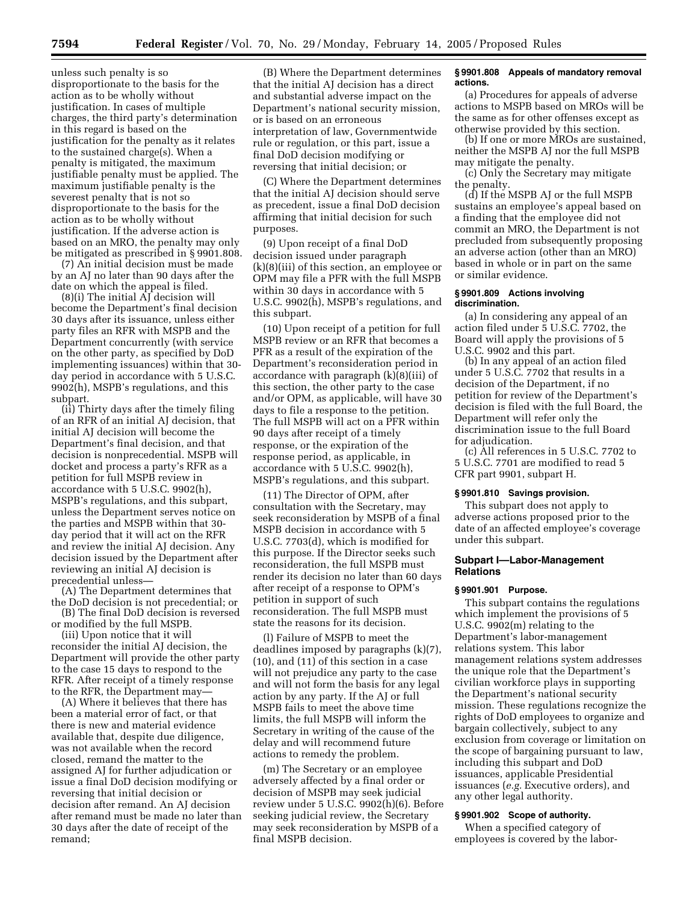unless such penalty is so disproportionate to the basis for the action as to be wholly without justification. In cases of multiple charges, the third party's determination in this regard is based on the justification for the penalty as it relates to the sustained charge(s). When a penalty is mitigated, the maximum justifiable penalty must be applied. The maximum justifiable penalty is the severest penalty that is not so disproportionate to the basis for the action as to be wholly without justification. If the adverse action is based on an MRO, the penalty may only be mitigated as prescribed in § 9901.808.

(7) An initial decision must be made by an AJ no later than 90 days after the date on which the appeal is filed.

(8)(i) The initial AJ decision will become the Department's final decision 30 days after its issuance, unless either party files an RFR with MSPB and the Department concurrently (with service on the other party, as specified by DoD implementing issuances) within that 30-day period in accordance with 5 U.S.C. 9902(h), MSPB's regulations, and this subpart.

(ii) Thirty days after the timely filing of an RFR of an initial AJ decision, that initial AJ decision will become the Department's final decision, and that decision is nonprecedential. MSPB will docket and process a party's RFR as a petition for full MSPB review in accordance with 5 U.S.C. 9902(h), MSPB's regulations, and this subpart, unless the Department serves notice on the parties and MSPB within that 30-day period that it will act on the RFR and review the initial AJ decision. Any decision issued by the Department after reviewing an initial AJ decision is precedential unless—

(A) The Department determines that the DoD decision is not precedential; or

(B) The final DoD decision is reversed or modified by the full MSPB.

(iii) Upon notice that it will reconsider the initial AJ decision, the Department will provide the other party to the case 15 days to respond to the RFR. After receipt of a timely response to the RFR, the Department may—

(A) Where it believes that there has been a material error of fact, or that there is new and material evidence available that, despite due diligence, was not available when the record closed, remand the matter to the assigned AJ for further adjudication or issue a final DoD decision modifying or reversing that initial decision or decision after remand. An AJ decision after remand must be made no later than 30 days after the date of receipt of the remand;

(B) Where the Department determines that the initial AJ decision has a direct and substantial adverse impact on the Department's national security mission, or is based on an erroneous interpretation of law, Governmentwide rule or regulation, or this part, issue a final DoD decision modifying or reversing that initial decision; or

(C) Where the Department determines that the initial AJ decision should serve as precedent, issue a final DoD decision affirming that initial decision for such purposes.

(9) Upon receipt of a final DoD decision issued under paragraph (k)(8)(iii) of this section, an employee or OPM may file a PFR with the full MSPB within 30 days in accordance with 5 U.S.C. 9902(h), MSPB's regulations, and this subpart.

(10) Upon receipt of a petition for full MSPB review or an RFR that becomes a PFR as a result of the expiration of the Department's reconsideration period in accordance with paragraph (k)(8)(iii) of this section, the other party to the case and/or OPM, as applicable, will have 30 days to file a response to the petition. The full MSPB will act on a PFR within 90 days after receipt of a timely response, or the expiration of the response period, as applicable, in accordance with 5 U.S.C. 9902(h), MSPB's regulations, and this subpart.

(11) The Director of OPM, after consultation with the Secretary, may seek reconsideration by MSPB of a final MSPB decision in accordance with 5 U.S.C. 7703(d), which is modified for this purpose. If the Director seeks such reconsideration, the full MSPB must render its decision no later than 60 days after receipt of a response to OPM's petition in support of such reconsideration. The full MSPB must state the reasons for its decision.

(l) Failure of MSPB to meet the deadlines imposed by paragraphs (k)(7), (10), and (11) of this section in a case will not prejudice any party to the case and will not form the basis for any legal action by any party. If the AJ or full MSPB fails to meet the above time limits, the full MSPB will inform the Secretary in writing of the cause of the delay and will recommend future actions to remedy the problem.

(m) The Secretary or an employee adversely affected by a final order or decision of MSPB may seek judicial review under 5 U.S.C. 9902(h)(6). Before seeking judicial review, the Secretary may seek reconsideration by MSPB of a final MSPB decision.

#### § 9901.808 Appeals of mandatory removal actions.

(a) Procedures for appeals of adverse actions to MSPB based on MROs will be the same as for other offenses except as otherwise provided by this section.

(b) If one or more MROs are sustained, neither the MSPB AJ nor the full MSPB may mitigate the penalty.

(c) Only the Secretary may mitigate the penalty.

(d) If the MSPB AJ or the full MSPB sustains an employee's appeal based on a finding that the employee did not commit an MRO, the Department is not precluded from subsequently proposing an adverse action (other than an MRO) based in whole or in part on the same or similar evidence.

#### § 9901.809 Actions involving discrimination.

(a) In considering any appeal of an action filed under 5 U.S.C. 7702, the Board will apply the provisions of 5 U.S.C. 9902 and this part.

(b) In any appeal of an action filed under 5 U.S.C. 7702 that results in a decision of the Department, if no petition for review of the Department's decision is filed with the full Board, the Department will refer only the discrimination issue to the full Board for adjudication.

(c) All references in 5 U.S.C. 7702 to 5 U.S.C. 7701 are modified to read 5 CFR part 9901, subpart H.

#### § 9901.810 Savings provision.

This subpart does not apply to adverse actions proposed prior to the date of an affected employee's coverage under this subpart.

### Subpart I—Labor-Management Relations

#### § 9901.901 Purpose.

This subpart contains the regulations which implement the provisions of 5 U.S.C. 9902(m) relating to the Department's labor-management relations system. This labor management relations system addresses the unique role that the Department's civilian workforce plays in supporting the Department's national security mission. These regulations recognize the rights of DoD employees to organize and bargain collectively, subject to any exclusion from coverage or limitation on the scope of bargaining pursuant to law, including this subpart and DoD issuances, applicable Presidential issuances (*e.g.* Executive orders), and any other legal authority.

#### § 9901.902 Scope of authority.

When a specified category of employees is covered by the labor-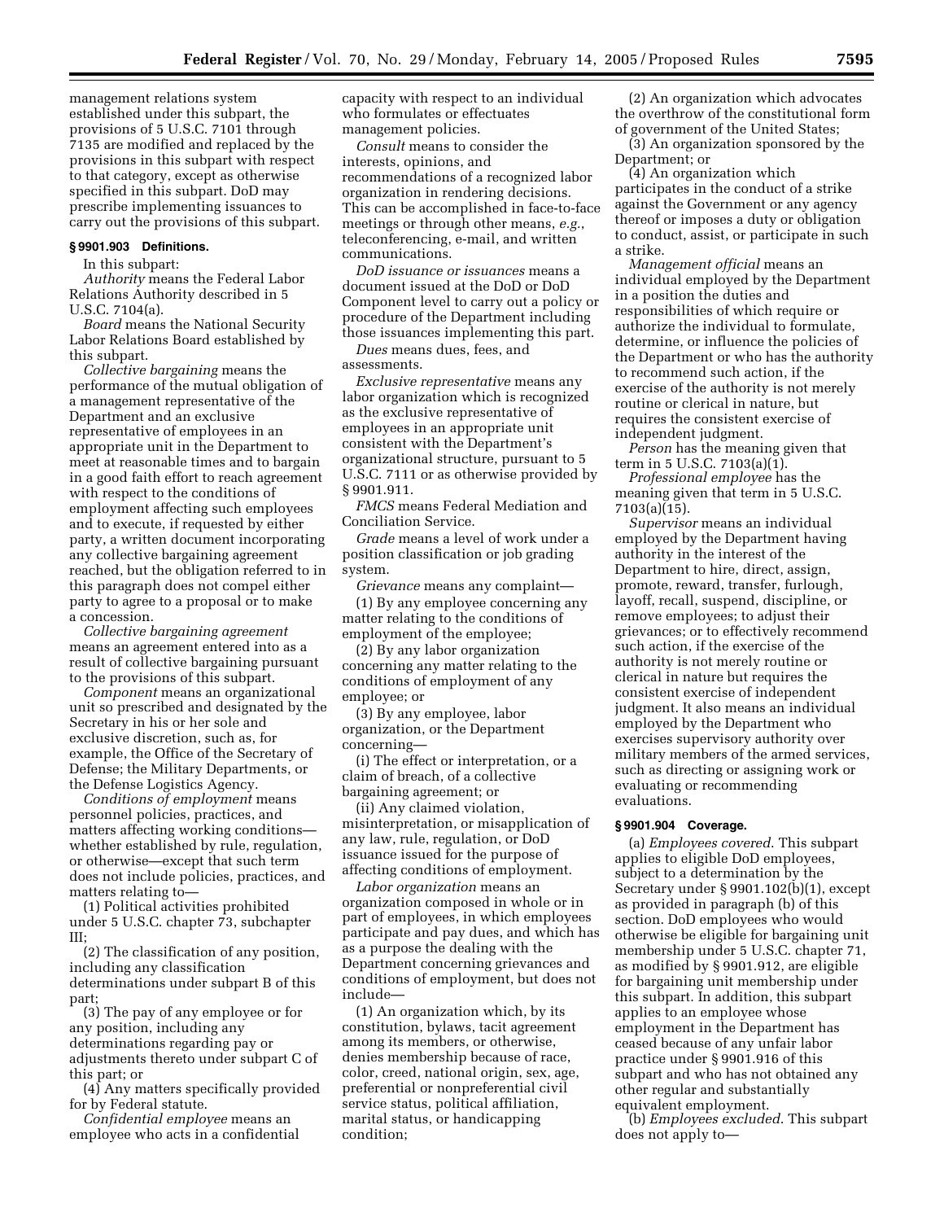management relations system established under this subpart, the provisions of 5 U.S.C. 7101 through 7135 are modified and replaced by the provisions in this subpart with respect to that category, except as otherwise specified in this subpart. DoD may prescribe implementing issuances to carry out the provisions of this subpart.

### § 9901.903 Definitions.

In this subpart:

*Authority* means the Federal Labor Relations Authority described in 5 U.S.C. 7104(a).

*Board* means the National Security Labor Relations Board established by this subpart.

*Collective bargaining* means the performance of the mutual obligation of a management representative of the Department and an exclusive representative of employees in an appropriate unit in the Department to meet at reasonable times and to bargain in a good faith effort to reach agreement with respect to the conditions of employment affecting such employees and to execute, if requested by either party, a written document incorporating any collective bargaining agreement reached, but the obligation referred to in this paragraph does not compel either party to agree to a proposal or to make a concession.

*Collective bargaining agreement* means an agreement entered into as a result of collective bargaining pursuant to the provisions of this subpart.

*Component* means an organizational unit so prescribed and designated by the Secretary in his or her sole and exclusive discretion, such as, for example, the Office of the Secretary of Defense; the Military Departments, or the Defense Logistics Agency.

*Conditions of employment* means personnel policies, practices, and matters affecting working conditions—whether established by rule, regulation, or otherwise—except that such term does not include policies, practices, and matters relating to—

(1) Political activities prohibited under 5 U.S.C. chapter 73, subchapter III;

(2) The classification of any position, including any classification determinations under subpart B of this part;

(3) The pay of any employee or for any position, including any determinations regarding pay or adjustments thereto under subpart C of this part; or

(4) Any matters specifically provided for by Federal statute.

*Confidential employee* means an employee who acts in a confidential capacity with respect to an individual who formulates or effectuates management policies.

*Consult* means to consider the interests, opinions, and recommendations of a recognized labor organization in rendering decisions. This can be accomplished in face-to-face meetings or through other means, *e.g.*, teleconferencing, e-mail, and written communications.

*DoD issuance or issuances* means a document issued at the DoD or DoD Component level to carry out a policy or procedure of the Department including those issuances implementing this part.

*Dues* means dues, fees, and assessments.

*Exclusive representative* means any labor organization which is recognized as the exclusive representative of employees in an appropriate unit consistent with the Department's organizational structure, pursuant to 5 U.S.C. 7111 or as otherwise provided by § 9901.911.

*FMCS* means Federal Mediation and Conciliation Service.

*Grade* means a level of work under a position classification or job grading system.

*Grievance* means any complaint—

(1) By any employee concerning any matter relating to the conditions of employment of the employee;

(2) By any labor organization concerning any matter relating to the conditions of employment of any employee; or

(3) By any employee, labor organization, or the Department concerning—

(i) The effect or interpretation, or a claim of breach, of a collective bargaining agreement; or

(ii) Any claimed violation, misinterpretation, or misapplication of any law, rule, regulation, or DoD issuance issued for the purpose of affecting conditions of employment.

*Labor organization* means an organization composed in whole or in part of employees, in which employees participate and pay dues, and which has as a purpose the dealing with the Department concerning grievances and conditions of employment, but does not include—

(1) An organization which, by its constitution, bylaws, tacit agreement among its members, or otherwise, denies membership because of race, color, creed, national origin, sex, age, preferential or nonpreferential civil service status, political affiliation, marital status, or handicapping condition;

(2) An organization which advocates the overthrow of the constitutional form of government of the United States;

(3) An organization sponsored by the Department; or

(4) An organization which participates in the conduct of a strike against the Government or any agency thereof or imposes a duty or obligation to conduct, assist, or participate in such a strike.

*Management official* means an individual employed by the Department in a position the duties and responsibilities of which require or authorize the individual to formulate, determine, or influence the policies of the Department or who has the authority to recommend such action, if the exercise of the authority is not merely routine or clerical in nature, but requires the consistent exercise of independent judgment.

*Person* has the meaning given that term in 5 U.S.C. 7103(a)(1).

*Professional employee* has the meaning given that term in 5 U.S.C. 7103(a)(15).

*Supervisor* means an individual employed by the Department having authority in the interest of the Department to hire, direct, assign, promote, reward, transfer, furlough, layoff, recall, suspend, discipline, or remove employees; to adjust their grievances; or to effectively recommend such action, if the exercise of the authority is not merely routine or clerical in nature but requires the consistent exercise of independent judgment. It also means an individual employed by the Department who exercises supervisory authority over military members of the armed services, such as directing or assigning work or evaluating or recommending evaluations.

### § 9901.904 Coverage.

(a) *Employees covered*. This subpart applies to eligible DoD employees, subject to a determination by the Secretary under § 9901.102(b)(1), except as provided in paragraph (b) of this section. DoD employees who would otherwise be eligible for bargaining unit membership under 5 U.S.C. chapter 71, as modified by § 9901.912, are eligible for bargaining unit membership under this subpart. In addition, this subpart applies to an employee whose employment in the Department has ceased because of any unfair labor practice under § 9901.916 of this subpart and who has not obtained any other regular and substantially equivalent employment.

(b) *Employees excluded*. This subpart does not apply to—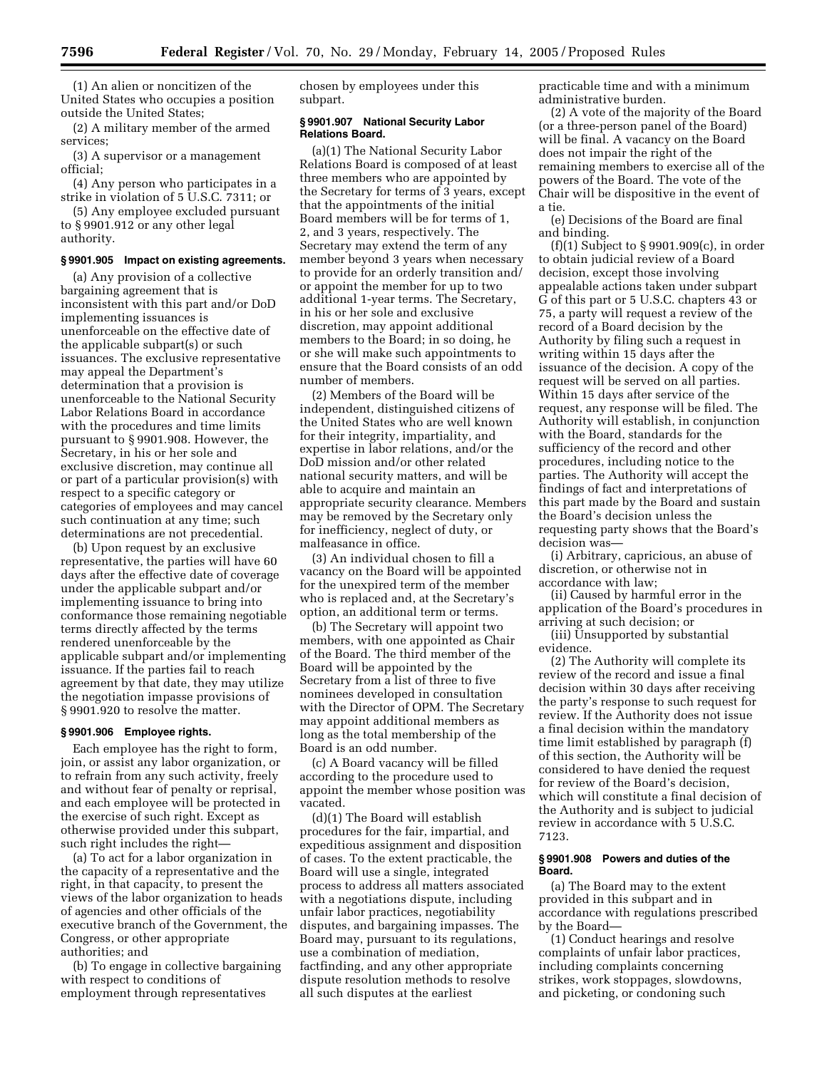(1) An alien or noncitizen of the United States who occupies a position outside the United States;

(2) A military member of the armed services;

(3) A supervisor or a management official;

(4) Any person who participates in a strike in violation of 5 U.S.C. 7311; or

(5) Any employee excluded pursuant to § 9901.912 or any other legal authority.

### § 9901.905 Impact on existing agreements.

(a) Any provision of a collective bargaining agreement that is inconsistent with this part and/or DoD implementing issuances is unenforceable on the effective date of the applicable subpart(s) or such issuances. The exclusive representative may appeal the Department's determination that a provision is unenforceable to the National Security Labor Relations Board in accordance with the procedures and time limits pursuant to § 9901.908. However, the Secretary, in his or her sole and exclusive discretion, may continue all or part of a particular provision(s) with respect to a specific category or categories of employees and may cancel such continuation at any time; such determinations are not precedential.

(b) Upon request by an exclusive representative, the parties will have 60 days after the effective date of coverage under the applicable subpart and/or implementing issuance to bring into conformance those remaining negotiable terms directly affected by the terms rendered unenforceable by the applicable subpart and/or implementing issuance. If the parties fail to reach agreement by that date, they may utilize the negotiation impasse provisions of § 9901.920 to resolve the matter.

### § 9901.906 Employee rights.

Each employee has the right to form, join, or assist any labor organization, or to refrain from any such activity, freely and without fear of penalty or reprisal, and each employee will be protected in the exercise of such right. Except as otherwise provided under this subpart, such right includes the right—

(a) To act for a labor organization in the capacity of a representative and the right, in that capacity, to present the views of the labor organization to heads of agencies and other officials of the executive branch of the Government, the Congress, or other appropriate authorities; and

(b) To engage in collective bargaining with respect to conditions of employment through representatives chosen by employees under this subpart.

### § 9901.907 National Security Labor Relations Board.

(a)(1) The National Security Labor Relations Board is composed of at least three members who are appointed by the Secretary for terms of 3 years, except that the appointments of the initial Board members will be for terms of 1, 2, and 3 years, respectively. The Secretary may extend the term of any member beyond 3 years when necessary to provide for an orderly transition and/or appoint the member for up to two additional 1-year terms. The Secretary, in his or her sole and exclusive discretion, may appoint additional members to the Board; in so doing, he or she will make such appointments to ensure that the Board consists of an odd number of members.

(2) Members of the Board will be independent, distinguished citizens of the United States who are well known for their integrity, impartiality, and expertise in labor relations, and/or the DoD mission and/or other related national security matters, and will be able to acquire and maintain an appropriate security clearance. Members may be removed by the Secretary only for inefficiency, neglect of duty, or malfeasance in office.

(3) An individual chosen to fill a vacancy on the Board will be appointed for the unexpired term of the member who is replaced and, at the Secretary's option, an additional term or terms.

(b) The Secretary will appoint two members, with one appointed as Chair of the Board. The third member of the Board will be appointed by the Secretary from a list of three to five nominees developed in consultation with the Director of OPM. The Secretary may appoint additional members as long as the total membership of the Board is an odd number.

(c) A Board vacancy will be filled according to the procedure used to appoint the member whose position was vacated.

(d)(1) The Board will establish procedures for the fair, impartial, and expeditious assignment and disposition of cases. To the extent practicable, the Board will use a single, integrated process to address all matters associated with a negotiations dispute, including unfair labor practices, negotiability disputes, and bargaining impasses. The Board may, pursuant to its regulations, use a combination of mediation, factfinding, and any other appropriate dispute resolution methods to resolve all such disputes at the earliest practicable time and with a minimum administrative burden.

(2) A vote of the majority of the Board (or a three-person panel of the Board) will be final. A vacancy on the Board does not impair the right of the remaining members to exercise all of the powers of the Board. The vote of the Chair will be dispositive in the event of a tie.

(e) Decisions of the Board are final and binding.

(f)(1) Subject to § 9901.909(c), in order to obtain judicial review of a Board decision, except those involving appealable actions taken under subpart G of this part or 5 U.S.C. chapters 43 or 75, a party will request a review of the record of a Board decision by the Authority by filing such a request in writing within 15 days after the issuance of the decision. A copy of the request will be served on all parties. Within 15 days after service of the request, any response will be filed. The Authority will establish, in conjunction with the Board, standards for the sufficiency of the record and other procedures, including notice to the parties. The Authority will accept the findings of fact and interpretations of this part made by the Board and sustain the Board's decision unless the requesting party shows that the Board's decision was—

(i) Arbitrary, capricious, an abuse of discretion, or otherwise not in accordance with law;

(ii) Caused by harmful error in the application of the Board's procedures in arriving at such decision; or

(iii) Unsupported by substantial evidence.

(2) The Authority will complete its review of the record and issue a final decision within 30 days after receiving the party's response to such request for review. If the Authority does not issue a final decision within the mandatory time limit established by paragraph (f) of this section, the Authority will be considered to have denied the request for review of the Board's decision, which will constitute a final decision of the Authority and is subject to judicial review in accordance with 5 U.S.C. 7123.

### § 9901.908 Powers and duties of the Board.

(a) The Board may to the extent provided in this subpart and in accordance with regulations prescribed by the Board—

(1) Conduct hearings and resolve complaints of unfair labor practices, including complaints concerning strikes, work stoppages, slowdowns, and picketing, or condoning such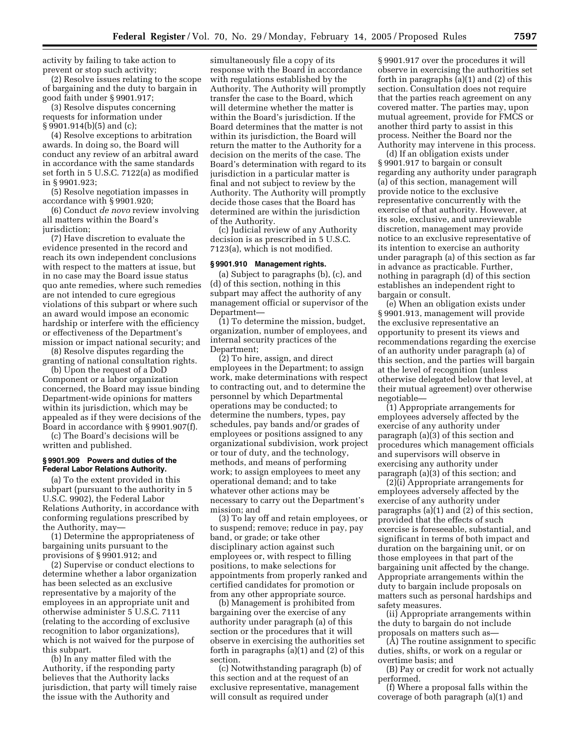activity by failing to take action to prevent or stop such activity;

(2) Resolve issues relating to the scope of bargaining and the duty to bargain in good faith under § 9901.917;

(3) Resolve disputes concerning requests for information under § 9901.914(b)(5) and (c);

(4) Resolve exceptions to arbitration awards. In doing so, the Board will conduct any review of an arbitral award in accordance with the same standards set forth in 5 U.S.C. 7122(a) as modified in § 9901.923;

(5) Resolve negotiation impasses in accordance with § 9901.920;

(6) Conduct *de novo* review involving all matters within the Board's jurisdiction;

(7) Have discretion to evaluate the evidence presented in the record and reach its own independent conclusions with respect to the matters at issue, but in no case may the Board issue status quo ante remedies, where such remedies are not intended to cure egregious violations of this subpart or where such an award would impose an economic hardship or interfere with the efficiency or effectiveness of the Department's mission or impact national security; and

(8) Resolve disputes regarding the granting of national consultation rights.

(b) Upon the request of a DoD Component or a labor organization concerned, the Board may issue binding Department-wide opinions for matters within its jurisdiction, which may be appealed as if they were decisions of the Board in accordance with § 9901.907(f).

(c) The Board's decisions will be written and published.

### § 9901.909 Powers and duties of the Federal Labor Relations Authority.

(a) To the extent provided in this subpart (pursuant to the authority in 5 U.S.C. 9902), the Federal Labor Relations Authority, in accordance with conforming regulations prescribed by the Authority, may—

(1) Determine the appropriateness of bargaining units pursuant to the provisions of § 9901.912; and

(2) Supervise or conduct elections to determine whether a labor organization has been selected as an exclusive representative by a majority of the employees in an appropriate unit and otherwise administer 5 U.S.C. 7111 (relating to the according of exclusive recognition to labor organizations), which is not waived for the purpose of this subpart.

(b) In any matter filed with the Authority, if the responding party believes that the Authority lacks jurisdiction, that party will timely raise the issue with the Authority and simultaneously file a copy of its response with the Board in accordance with regulations established by the Authority. The Authority will promptly transfer the case to the Board, which will determine whether the matter is within the Board's jurisdiction. If the Board determines that the matter is not within its jurisdiction, the Board will return the matter to the Authority for a decision on the merits of the case. The Board's determination with regard to its jurisdiction in a particular matter is final and not subject to review by the Authority. The Authority will promptly decide those cases that the Board has determined are within the jurisdiction of the Authority.

(c) Judicial review of any Authority decision is as prescribed in 5 U.S.C. 7123(a), which is not modified.

### § 9901.910 Management rights.

(a) Subject to paragraphs (b), (c), and (d) of this section, nothing in this subpart may affect the authority of any management official or supervisor of the Department—

(1) To determine the mission, budget, organization, number of employees, and internal security practices of the Department;

(2) To hire, assign, and direct employees in the Department; to assign work, make determinations with respect to contracting out, and to determine the personnel by which Departmental operations may be conducted; to determine the numbers, types, pay schedules, pay bands and/or grades of employees or positions assigned to any organizational subdivision, work project or tour of duty, and the technology, methods, and means of performing work; to assign employees to meet any operational demand; and to take whatever other actions may be necessary to carry out the Department's mission; and

(3) To lay off and retain employees, or to suspend; remove; reduce in pay, pay band, or grade; or take other disciplinary action against such employees or, with respect to filling positions, to make selections for appointments from properly ranked and certified candidates for promotion or from any other appropriate source.

(b) Management is prohibited from bargaining over the exercise of any authority under paragraph (a) of this section or the procedures that it will observe in exercising the authorities set forth in paragraphs (a)(1) and (2) of this section.

(c) Notwithstanding paragraph (b) of this section and at the request of an exclusive representative, management will consult as required under § 9901.917 over the procedures it will observe in exercising the authorities set forth in paragraphs (a)(1) and (2) of this section. Consultation does not require that the parties reach agreement on any covered matter. The parties may, upon mutual agreement, provide for FMCS or another third party to assist in this process. Neither the Board nor the Authority may intervene in this process.

(d) If an obligation exists under § 9901.917 to bargain or consult regarding any authority under paragraph (a) of this section, management will provide notice to the exclusive representative concurrently with the exercise of that authority. However, at its sole, exclusive, and unreviewable discretion, management may provide notice to an exclusive representative of its intention to exercise an authority under paragraph (a) of this section as far in advance as practicable. Further, nothing in paragraph (d) of this section establishes an independent right to bargain or consult.

(e) When an obligation exists under § 9901.913, management will provide the exclusive representative an opportunity to present its views and recommendations regarding the exercise of an authority under paragraph (a) of this section, and the parties will bargain at the level of recognition (unless otherwise delegated below that level, at their mutual agreement) over otherwise negotiable—

(1) Appropriate arrangements for employees adversely affected by the exercise of any authority under paragraph (a)(3) of this section and procedures which management officials and supervisors will observe in exercising any authority under paragraph (a)(3) of this section; and

(2)(i) Appropriate arrangements for employees adversely affected by the exercise of any authority under paragraphs (a)(1) and (2) of this section, provided that the effects of such exercise is foreseeable, substantial, and significant in terms of both impact and duration on the bargaining unit, or on those employees in that part of the bargaining unit affected by the change. Appropriate arrangements within the duty to bargain include proposals on matters such as personal hardships and safety measures.

(ii) Appropriate arrangements within the duty to bargain do not include proposals on matters such as—

(A) The routine assignment to specific duties, shifts, or work on a regular or overtime basis; and

(B) Pay or credit for work not actually performed.

(f) Where a proposal falls within the coverage of both paragraph (a)(1) and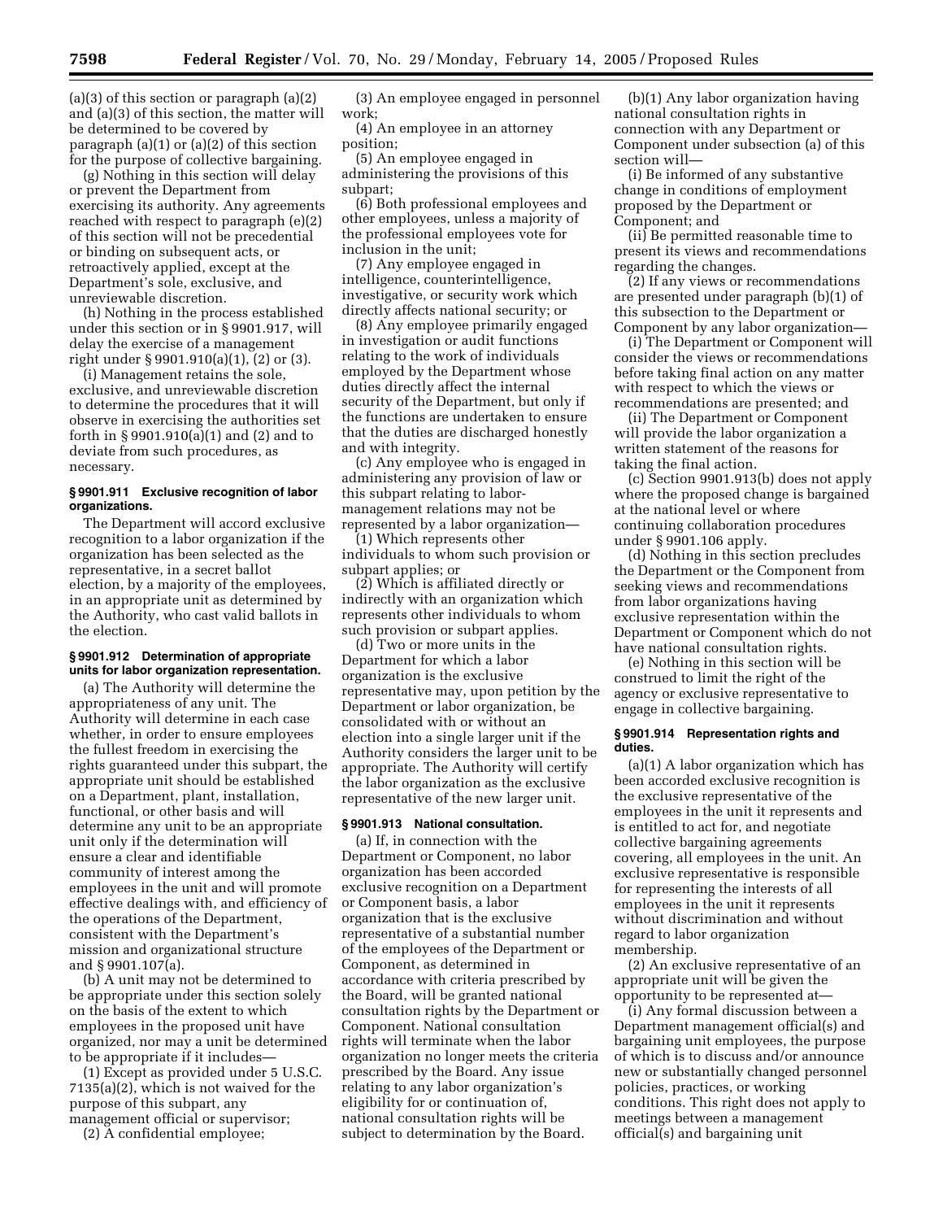(a)(3) of this section or paragraph (a)(2) and (a)(3) of this section, the matter will be determined to be covered by paragraph (a)(1) or (a)(2) of this section for the purpose of collective bargaining.

(g) Nothing in this section will delay or prevent the Department from exercising its authority. Any agreements reached with respect to paragraph (e)(2) of this section will not be precedential or binding on subsequent acts, or retroactively applied, except at the Department's sole, exclusive, and unreviewable discretion.

(h) Nothing in the process established under this section or in § 9901.917, will delay the exercise of a management right under § 9901.910(a)(1), (2) or (3).

(i) Management retains the sole, exclusive, and unreviewable discretion to determine the procedures that it will observe in exercising the authorities set forth in § 9901.910(a)(1) and (2) and to deviate from such procedures, as necessary.

### § 9901.911 Exclusive recognition of labor organizations.

The Department will accord exclusive recognition to a labor organization if the organization has been selected as the representative, in a secret ballot election, by a majority of the employees, in an appropriate unit as determined by the Authority, who cast valid ballots in the election.

### § 9901.912 Determination of appropriate units for labor organization representation.

(a) The Authority will determine the appropriateness of any unit. The Authority will determine in each case whether, in order to ensure employees the fullest freedom in exercising the rights guaranteed under this subpart, the appropriate unit should be established on a Department, plant, installation, functional, or other basis and will determine any unit to be an appropriate unit only if the determination will ensure a clear and identifiable community of interest among the employees in the unit and will promote effective dealings with, and efficiency of the operations of the Department, consistent with the Department's mission and organizational structure and § 9901.107(a).

(b) A unit may not be determined to be appropriate under this section solely on the basis of the extent to which employees in the proposed unit have organized, nor may a unit be determined to be appropriate if it includes—

(1) Except as provided under 5 U.S.C. 7135(a)(2), which is not waived for the purpose of this subpart, any management official or supervisor;

(2) A confidential employee;

(3) An employee engaged in personnel work;

(4) An employee in an attorney position;

(5) An employee engaged in administering the provisions of this subpart;

(6) Both professional employees and other employees, unless a majority of the professional employees vote for inclusion in the unit;

(7) Any employee engaged in intelligence, counterintelligence, investigative, or security work which directly affects national security; or

(8) Any employee primarily engaged in investigation or audit functions relating to the work of individuals employed by the Department whose duties directly affect the internal security of the Department, but only if the functions are undertaken to ensure that the duties are discharged honestly and with integrity.

(c) Any employee who is engaged in administering any provision of law or this subpart relating to labor-management relations may not be represented by a labor organization—

(1) Which represents other individuals to whom such provision or subpart applies; or

(2) Which is affiliated directly or indirectly with an organization which represents other individuals to whom such provision or subpart applies.

(d) Two or more units in the Department for which a labor organization is the exclusive representative may, upon petition by the Department or labor organization, be consolidated with or without an election into a single larger unit if the Authority considers the larger unit to be appropriate. The Authority will certify the labor organization as the exclusive representative of the new larger unit.

### § 9901.913 National consultation.

(a) If, in connection with the Department or Component, no labor organization has been accorded exclusive recognition on a Department or Component basis, a labor organization that is the exclusive representative of a substantial number of the employees of the Department or Component, as determined in accordance with criteria prescribed by the Board, will be granted national consultation rights by the Department or Component. National consultation rights will terminate when the labor organization no longer meets the criteria prescribed by the Board. Any issue relating to any labor organization's eligibility for or continuation of, national consultation rights will be subject to determination by the Board.

(b)(1) Any labor organization having national consultation rights in connection with any Department or Component under subsection (a) of this section will—

(i) Be informed of any substantive change in conditions of employment proposed by the Department or Component; and

(ii) Be permitted reasonable time to present its views and recommendations regarding the changes.

(2) If any views or recommendations are presented under paragraph (b)(1) of this subsection to the Department or Component by any labor organization—

(i) The Department or Component will consider the views or recommendations before taking final action on any matter with respect to which the views or recommendations are presented; and

(ii) The Department or Component will provide the labor organization a written statement of the reasons for taking the final action.

(c) Section 9901.913(b) does not apply where the proposed change is bargained at the national level or where continuing collaboration procedures under § 9901.106 apply.

(d) Nothing in this section precludes the Department or the Component from seeking views and recommendations from labor organizations having exclusive representation within the Department or Component which do not have national consultation rights.

(e) Nothing in this section will be construed to limit the right of the agency or exclusive representative to engage in collective bargaining.

### § 9901.914 Representation rights and duties.

(a)(1) A labor organization which has been accorded exclusive recognition is the exclusive representative of the employees in the unit it represents and is entitled to act for, and negotiate collective bargaining agreements covering, all employees in the unit. An exclusive representative is responsible for representing the interests of all employees in the unit it represents without discrimination and without regard to labor organization membership.

(2) An exclusive representative of an appropriate unit will be given the opportunity to be represented at—

(i) Any formal discussion between a Department management official(s) and bargaining unit employees, the purpose of which is to discuss and/or announce new or substantially changed personnel policies, practices, or working conditions. This right does not apply to meetings between a management official(s) and bargaining unit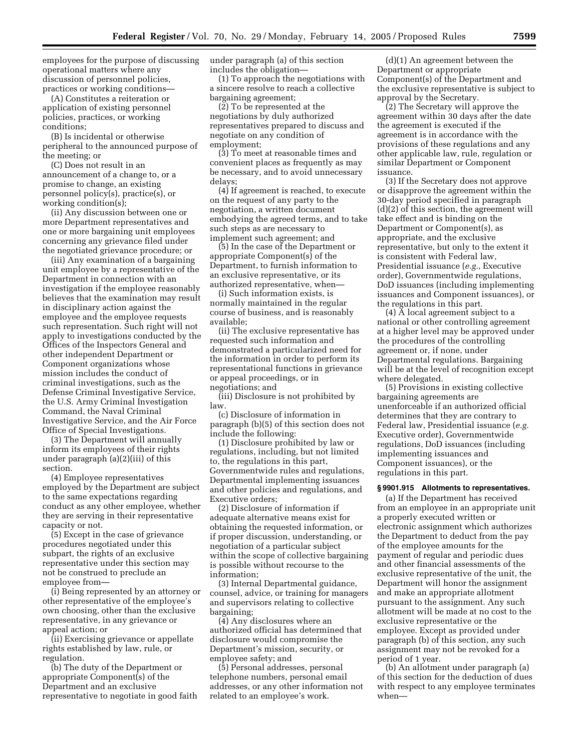employees for the purpose of discussing operational matters where any discussion of personnel policies, practices or working conditions—

(A) Constitutes a reiteration or application of existing personnel policies, practices, or working conditions;

(B) Is incidental or otherwise peripheral to the announced purpose of the meeting; or

(C) Does not result in an announcement of a change to, or a promise to change, an existing personnel policy(s), practice(s), or working condition(s);

(ii) Any discussion between one or more Department representatives and one or more bargaining unit employees concerning any grievance filed under the negotiated grievance procedure; or

(iii) Any examination of a bargaining unit employee by a representative of the Department in connection with an investigation if the employee reasonably believes that the examination may result in disciplinary action against the employee and the employee requests such representation. Such right will not apply to investigations conducted by the Offices of the Inspectors General and other independent Department or Component organizations whose mission includes the conduct of criminal investigations, such as the Defense Criminal Investigative Service, the U.S. Army Criminal Investigation Command, the Naval Criminal Investigative Service, and the Air Force Office of Special Investigations.

(3) The Department will annually inform its employees of their rights under paragraph (a)(2)(iii) of this section.

(4) Employee representatives employed by the Department are subject to the same expectations regarding conduct as any other employee, whether they are serving in their representative capacity or not.

(5) Except in the case of grievance procedures negotiated under this subpart, the rights of an exclusive representative under this section may not be construed to preclude an employee from—

(i) Being represented by an attorney or other representative of the employee's own choosing, other than the exclusive representative, in any grievance or appeal action; or

(ii) Exercising grievance or appellate rights established by law, rule, or regulation.

(b) The duty of the Department or appropriate Component(s) of the Department and an exclusive representative to negotiate in good faith under paragraph (a) of this section includes the obligation—

(1) To approach the negotiations with a sincere resolve to reach a collective bargaining agreement;

(2) To be represented at the negotiations by duly authorized representatives prepared to discuss and negotiate on any condition of employment;

(3) To meet at reasonable times and convenient places as frequently as may be necessary, and to avoid unnecessary delays;

(4) If agreement is reached, to execute on the request of any party to the negotiation, a written document embodying the agreed terms, and to take such steps as are necessary to implement such agreement; and

(5) In the case of the Department or appropriate Component(s) of the Department, to furnish information to an exclusive representative, or its authorized representative, when—

(i) Such information exists, is normally maintained in the regular course of business, and is reasonably available;

(ii) The exclusive representative has requested such information and demonstrated a particularized need for the information in order to perform its representational functions in grievance or appeal proceedings, or in negotiations; and

(iii) Disclosure is not prohibited by law.

(c) Disclosure of information in paragraph (b)(5) of this section does not include the following:

(1) Disclosure prohibited by law or regulations, including, but not limited to, the regulations in this part, Governmentwide rules and regulations, Departmental implementing issuances and other policies and regulations, and Executive orders;

(2) Disclosure of information if adequate alternative means exist for obtaining the requested information, or if proper discussion, understanding, or negotiation of a particular subject within the scope of collective bargaining is possible without recourse to the information;

(3) Internal Departmental guidance, counsel, advice, or training for managers and supervisors relating to collective bargaining;

(4) Any disclosures where an authorized official has determined that disclosure would compromise the Department's mission, security, or employee safety; and

(5) Personal addresses, personal telephone numbers, personal email addresses, or any other information not related to an employee's work.

(d)(1) An agreement between the Department or appropriate Component(s) of the Department and the exclusive representative is subject to approval by the Secretary.

(2) The Secretary will approve the agreement within 30 days after the date the agreement is executed if the agreement is in accordance with the provisions of these regulations and any other applicable law, rule, regulation or similar Department or Component issuance.

(3) If the Secretary does not approve or disapprove the agreement within the 30-day period specified in paragraph (d)(2) of this section, the agreement will take effect and is binding on the Department or Component(s), as appropriate, and the exclusive representative, but only to the extent it is consistent with Federal law, Presidential issuance (*e.g.*, Executive order), Governmentwide regulations, DoD issuances (including implementing issuances and Component issuances), or the regulations in this part.

(4) A local agreement subject to a national or other controlling agreement at a higher level may be approved under the procedures of the controlling agreement or, if none, under Departmental regulations. Bargaining will be at the level of recognition except where delegated.

(5) Provisions in existing collective bargaining agreements are unenforceable if an authorized official determines that they are contrary to Federal law, Presidential issuance (*e.g.* Executive order), Governmentwide regulations, DoD issuances (including implementing issuances and Component issuances), or the regulations in this part.

**§ 9901.915 Allotments to representatives.**

(a) If the Department has received from an employee in an appropriate unit a properly executed written or electronic assignment which authorizes the Department to deduct from the pay of the employee amounts for the payment of regular and periodic dues and other financial assessments of the exclusive representative of the unit, the Department will honor the assignment and make an appropriate allotment pursuant to the assignment. Any such allotment will be made at no cost to the exclusive representative or the employee. Except as provided under paragraph (b) of this section, any such assignment may not be revoked for a period of 1 year.

(b) An allotment under paragraph (a) of this section for the deduction of dues with respect to any employee terminates when—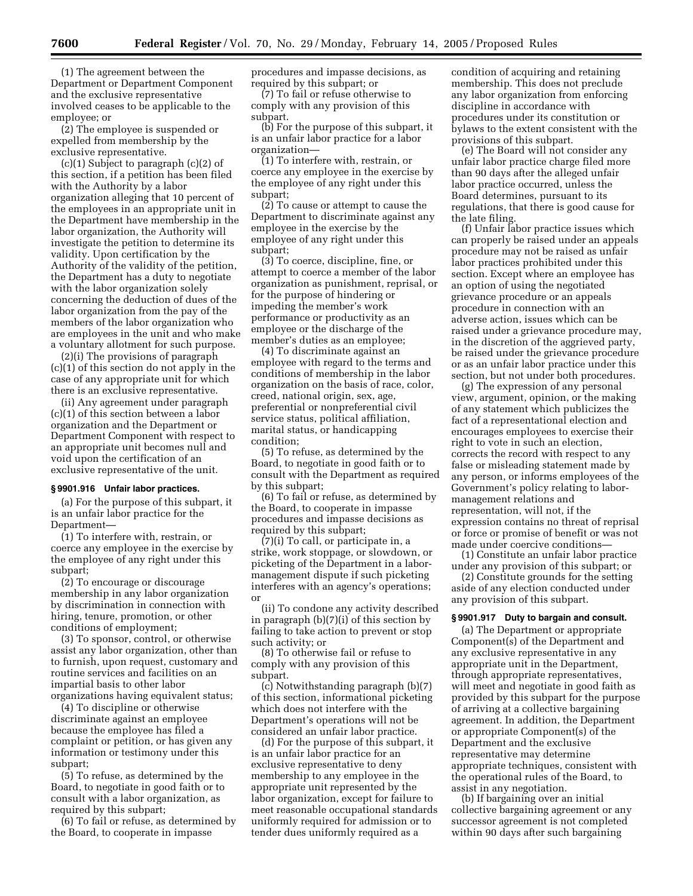(1) The agreement between the Department or Department Component and the exclusive representative involved ceases to be applicable to the employee; or

(2) The employee is suspended or expelled from membership by the exclusive representative.

(c)(1) Subject to paragraph (c)(2) of this section, if a petition has been filed with the Authority by a labor organization alleging that 10 percent of the employees in an appropriate unit in the Department have membership in the labor organization, the Authority will investigate the petition to determine its validity. Upon certification by the Authority of the validity of the petition, the Department has a duty to negotiate with the labor organization solely concerning the deduction of dues of the labor organization from the pay of the members of the labor organization who are employees in the unit and who make a voluntary allotment for such purpose.

(2)(i) The provisions of paragraph (c)(1) of this section do not apply in the case of any appropriate unit for which there is an exclusive representative.

(ii) Any agreement under paragraph (c)(1) of this section between a labor organization and the Department or Department Component with respect to an appropriate unit becomes null and void upon the certification of an exclusive representative of the unit.

**§ 9901.916 Unfair labor practices.**

(a) For the purpose of this subpart, it is an unfair labor practice for the Department—

(1) To interfere with, restrain, or coerce any employee in the exercise by the employee of any right under this subpart;

(2) To encourage or discourage membership in any labor organization by discrimination in connection with hiring, tenure, promotion, or other conditions of employment;

(3) To sponsor, control, or otherwise assist any labor organization, other than to furnish, upon request, customary and routine services and facilities on an impartial basis to other labor organizations having equivalent status;

(4) To discipline or otherwise discriminate against an employee because the employee has filed a complaint or petition, or has given any information or testimony under this subpart;

(5) To refuse, as determined by the Board, to negotiate in good faith or to consult with a labor organization, as required by this subpart;

(6) To fail or refuse, as determined by the Board, to cooperate in impasse procedures and impasse decisions, as required by this subpart; or

(7) To fail or refuse otherwise to comply with any provision of this subpart.

(b) For the purpose of this subpart, it is an unfair labor practice for a labor organization—

(1) To interfere with, restrain, or coerce any employee in the exercise by the employee of any right under this subpart;

(2) To cause or attempt to cause the Department to discriminate against any employee in the exercise by the employee of any right under this subpart;

(3) To coerce, discipline, fine, or attempt to coerce a member of the labor organization as punishment, reprisal, or for the purpose of hindering or impeding the member's work performance or productivity as an employee or the discharge of the member's duties as an employee;

(4) To discriminate against an employee with regard to the terms and conditions of membership in the labor organization on the basis of race, color, creed, national origin, sex, age, preferential or nonpreferential civil service status, political affiliation, marital status, or handicapping condition;

(5) To refuse, as determined by the Board, to negotiate in good faith or to consult with the Department as required by this subpart;

(6) To fail or refuse, as determined by the Board, to cooperate in impasse procedures and impasse decisions as required by this subpart;

(7)(i) To call, or participate in, a strike, work stoppage, or slowdown, or picketing of the Department in a labor-management dispute if such picketing interferes with an agency's operations; or

(ii) To condone any activity described in paragraph (b)(7)(i) of this section by failing to take action to prevent or stop such activity; or

(8) To otherwise fail or refuse to comply with any provision of this subpart.

(c) Notwithstanding paragraph (b)(7) of this section, informational picketing which does not interfere with the Department's operations will not be considered an unfair labor practice.

(d) For the purpose of this subpart, it is an unfair labor practice for an exclusive representative to deny membership to any employee in the appropriate unit represented by the labor organization, except for failure to meet reasonable occupational standards uniformly required for admission or to tender dues uniformly required as a condition of acquiring and retaining membership. This does not preclude any labor organization from enforcing discipline in accordance with procedures under its constitution or bylaws to the extent consistent with the provisions of this subpart.

(e) The Board will not consider any unfair labor practice charge filed more than 90 days after the alleged unfair labor practice occurred, unless the Board determines, pursuant to its regulations, that there is good cause for the late filing.

(f) Unfair labor practice issues which can properly be raised under an appeals procedure may not be raised as unfair labor practices prohibited under this section. Except where an employee has an option of using the negotiated grievance procedure or an appeals procedure in connection with an adverse action, issues which can be raised under a grievance procedure may, in the discretion of the aggrieved party, be raised under the grievance procedure or as an unfair labor practice under this section, but not under both procedures.

(g) The expression of any personal view, argument, opinion, or the making of any statement which publicizes the fact of a representational election and encourages employees to exercise their right to vote in such an election, corrects the record with respect to any false or misleading statement made by any person, or informs employees of the Government's policy relating to labor-management relations and representation, will not, if the expression contains no threat of reprisal or force or promise of benefit or was not made under coercive conditions—

(1) Constitute an unfair labor practice under any provision of this subpart; or

(2) Constitute grounds for the setting aside of any election conducted under any provision of this subpart.

**§ 9901.917 Duty to bargain and consult.**

(a) The Department or appropriate Component(s) of the Department and any exclusive representative in any appropriate unit in the Department, through appropriate representatives, will meet and negotiate in good faith as provided by this subpart for the purpose of arriving at a collective bargaining agreement. In addition, the Department or appropriate Component(s) of the Department and the exclusive representative may determine appropriate techniques, consistent with the operational rules of the Board, to assist in any negotiation.

(b) If bargaining over an initial collective bargaining agreement or any successor agreement is not completed within 90 days after such bargaining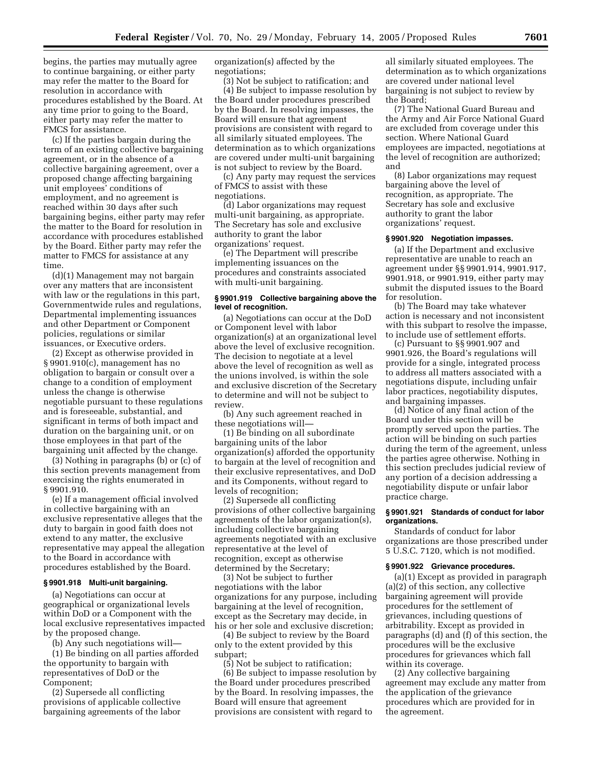begins, the parties may mutually agree to continue bargaining, or either party may refer the matter to the Board for resolution in accordance with procedures established by the Board. At any time prior to going to the Board, either party may refer the matter to FMCS for assistance.

(c) If the parties bargain during the term of an existing collective bargaining agreement, or in the absence of a collective bargaining agreement, over a proposed change affecting bargaining unit employees' conditions of employment, and no agreement is reached within 30 days after such bargaining begins, either party may refer the matter to the Board for resolution in accordance with procedures established by the Board. Either party may refer the matter to FMCS for assistance at any time.

(d)(1) Management may not bargain over any matters that are inconsistent with law or the regulations in this part, Governmentwide rules and regulations, Departmental implementing issuances and other Department or Component policies, regulations or similar issuances, or Executive orders.

(2) Except as otherwise provided in § 9901.910(c), management has no obligation to bargain or consult over a change to a condition of employment unless the change is otherwise negotiable pursuant to these regulations and is foreseeable, substantial, and significant in terms of both impact and duration on the bargaining unit, or on those employees in that part of the bargaining unit affected by the change.

(3) Nothing in paragraphs (b) or (c) of this section prevents management from exercising the rights enumerated in § 9901.910.

(e) If a management official involved in collective bargaining with an exclusive representative alleges that the duty to bargain in good faith does not extend to any matter, the exclusive representative may appeal the allegation to the Board in accordance with procedures established by the Board.

**§ 9901.918 Multi-unit bargaining.**

(a) Negotiations can occur at geographical or organizational levels within DoD or a Component with the local exclusive representatives impacted by the proposed change.

(b) Any such negotiations will—

(1) Be binding on all parties afforded the opportunity to bargain with representatives of DoD or the Component;

(2) Supersede all conflicting provisions of applicable collective bargaining agreements of the labor organization(s) affected by the negotiations;

(3) Not be subject to ratification; and

(4) Be subject to impasse resolution by the Board under procedures prescribed by the Board. In resolving impasses, the Board will ensure that agreement provisions are consistent with regard to all similarly situated employees. The determination as to which organizations are covered under multi-unit bargaining is not subject to review by the Board.

(c) Any party may request the services of FMCS to assist with these negotiations.

(d) Labor organizations may request multi-unit bargaining, as appropriate. The Secretary has sole and exclusive authority to grant the labor organizations' request.

(e) The Department will prescribe implementing issuances on the procedures and constraints associated with multi-unit bargaining.

**§ 9901.919 Collective bargaining above the level of recognition.**

(a) Negotiations can occur at the DoD or Component level with labor organization(s) at an organizational level above the level of exclusive recognition. The decision to negotiate at a level above the level of recognition as well as the unions involved, is within the sole and exclusive discretion of the Secretary to determine and will not be subject to review.

(b) Any such agreement reached in these negotiations will—

(1) Be binding on all subordinate bargaining units of the labor organization(s) afforded the opportunity to bargain at the level of recognition and their exclusive representatives, and DoD and its Components, without regard to levels of recognition;

(2) Supersede all conflicting provisions of other collective bargaining agreements of the labor organization(s), including collective bargaining agreements negotiated with an exclusive representative at the level of recognition, except as otherwise determined by the Secretary;

(3) Not be subject to further negotiations with the labor organizations for any purpose, including bargaining at the level of recognition, except as the Secretary may decide, in his or her sole and exclusive discretion;

(4) Be subject to review by the Board only to the extent provided by this subpart;

(5) Not be subject to ratification;

(6) Be subject to impasse resolution by the Board under procedures prescribed by the Board. In resolving impasses, the Board will ensure that agreement provisions are consistent with regard to all similarly situated employees. The determination as to which organizations are covered under national level bargaining is not subject to review by the Board;

(7) The National Guard Bureau and the Army and Air Force National Guard are excluded from coverage under this section. Where National Guard employees are impacted, negotiations at the level of recognition are authorized; and

(8) Labor organizations may request bargaining above the level of recognition, as appropriate. The Secretary has sole and exclusive authority to grant the labor organizations' request.

**§ 9901.920 Negotiation impasses.**

(a) If the Department and exclusive representative are unable to reach an agreement under §§ 9901.914, 9901.917, 9901.918, or 9901.919, either party may submit the disputed issues to the Board for resolution.

(b) The Board may take whatever action is necessary and not inconsistent with this subpart to resolve the impasse, to include use of settlement efforts.

(c) Pursuant to §§ 9901.907 and 9901.926, the Board's regulations will provide for a single, integrated process to address all matters associated with a negotiations dispute, including unfair labor practices, negotiability disputes, and bargaining impasses.

(d) Notice of any final action of the Board under this section will be promptly served upon the parties. The action will be binding on such parties during the term of the agreement, unless the parties agree otherwise. Nothing in this section precludes judicial review of any portion of a decision addressing a negotiability dispute or unfair labor practice charge.

**§ 9901.921 Standards of conduct for labor organizations.**

Standards of conduct for labor organizations are those prescribed under 5 U.S.C. 7120, which is not modified.

**§ 9901.922 Grievance procedures.**

(a)(1) Except as provided in paragraph (a)(2) of this section, any collective bargaining agreement will provide procedures for the settlement of grievances, including questions of arbitrability. Except as provided in paragraphs (d) and (f) of this section, the procedures will be the exclusive procedures for grievances which fall within its coverage.

(2) Any collective bargaining agreement may exclude any matter from the application of the grievance procedures which are provided for in the agreement.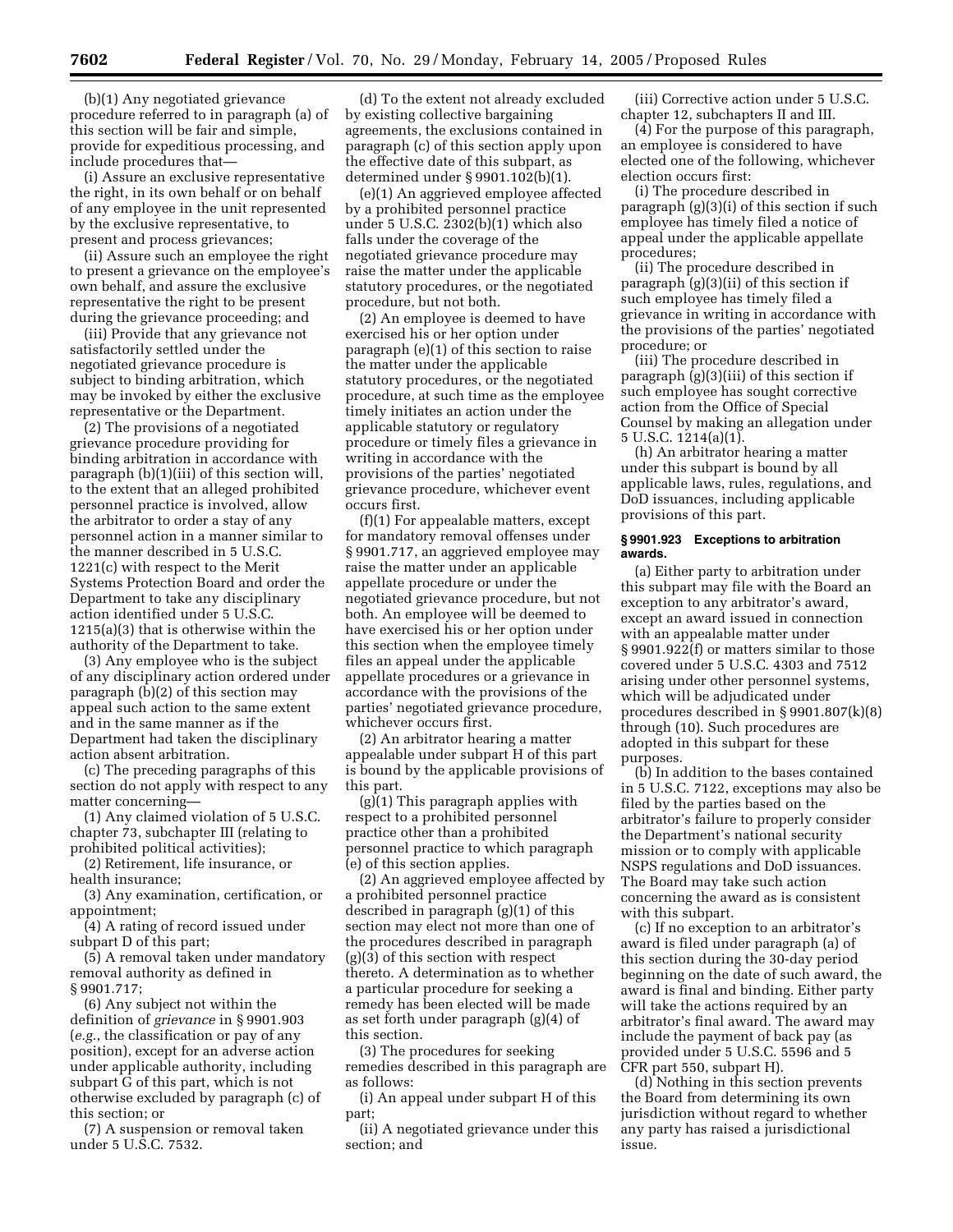(b)(1) Any negotiated grievance procedure referred to in paragraph (a) of this section will be fair and simple, provide for expeditious processing, and include procedures that—

(i) Assure an exclusive representative the right, in its own behalf or on behalf of any employee in the unit represented by the exclusive representative, to present and process grievances;

(ii) Assure such an employee the right to present a grievance on the employee's own behalf, and assure the exclusive representative the right to be present during the grievance proceeding; and

(iii) Provide that any grievance not satisfactorily settled under the negotiated grievance procedure is subject to binding arbitration, which may be invoked by either the exclusive representative or the Department.

(2) The provisions of a negotiated grievance procedure providing for binding arbitration in accordance with paragraph (b)(1)(iii) of this section will, to the extent that an alleged prohibited personnel practice is involved, allow the arbitrator to order a stay of any personnel action in a manner similar to the manner described in 5 U.S.C. 1221(c) with respect to the Merit Systems Protection Board and order the Department to take any disciplinary action identified under 5 U.S.C. 1215(a)(3) that is otherwise within the authority of the Department to take.

(3) Any employee who is the subject of any disciplinary action ordered under paragraph (b)(2) of this section may appeal such action to the same extent and in the same manner as if the Department had taken the disciplinary action absent arbitration.

(c) The preceding paragraphs of this section do not apply with respect to any matter concerning—

(1) Any claimed violation of 5 U.S.C. chapter 73, subchapter III (relating to prohibited political activities);

(2) Retirement, life insurance, or health insurance;

(3) Any examination, certification, or appointment;

(4) A rating of record issued under subpart D of this part;

(5) A removal taken under mandatory removal authority as defined in § 9901.717;

(6) Any subject not within the definition of *grievance* in § 9901.903 (*e.g.*, the classification or pay of any position), except for an adverse action under applicable authority, including subpart G of this part, which is not otherwise excluded by paragraph (c) of this section; or

(7) A suspension or removal taken under 5 U.S.C. 7532.

(d) To the extent not already excluded by existing collective bargaining agreements, the exclusions contained in paragraph (c) of this section apply upon the effective date of this subpart, as determined under § 9901.102(b)(1).

(e)(1) An aggrieved employee affected by a prohibited personnel practice under 5 U.S.C. 2302(b)(1) which also falls under the coverage of the negotiated grievance procedure may raise the matter under the applicable statutory procedures, or the negotiated procedure, but not both.

(2) An employee is deemed to have exercised his or her option under paragraph (e)(1) of this section to raise the matter under the applicable statutory procedures, or the negotiated procedure, at such time as the employee timely initiates an action under the applicable statutory or regulatory procedure or timely files a grievance in writing in accordance with the provisions of the parties' negotiated grievance procedure, whichever event occurs first.

(f)(1) For appealable matters, except for mandatory removal offenses under § 9901.717, an aggrieved employee may raise the matter under an applicable appellate procedure or under the negotiated grievance procedure, but not both. An employee will be deemed to have exercised his or her option under this section when the employee timely files an appeal under the applicable appellate procedures or a grievance in accordance with the provisions of the parties' negotiated grievance procedure, whichever occurs first.

(2) An arbitrator hearing a matter appealable under subpart H of this part is bound by the applicable provisions of this part.

(g)(1) This paragraph applies with respect to a prohibited personnel practice other than a prohibited personnel practice to which paragraph (e) of this section applies.

(2) An aggrieved employee affected by a prohibited personnel practice described in paragraph (g)(1) of this section may elect not more than one of the procedures described in paragraph (g)(3) of this section with respect thereto. A determination as to whether a particular procedure for seeking a remedy has been elected will be made as set forth under paragraph (g)(4) of this section.

(3) The procedures for seeking remedies described in this paragraph are as follows:

(i) An appeal under subpart H of this part;

(ii) A negotiated grievance under this section; and

(iii) Corrective action under 5 U.S.C. chapter 12, subchapters II and III.

(4) For the purpose of this paragraph, an employee is considered to have elected one of the following, whichever election occurs first:

(i) The procedure described in paragraph (g)(3)(i) of this section if such employee has timely filed a notice of appeal under the applicable appellate procedures;

(ii) The procedure described in paragraph (g)(3)(ii) of this section if such employee has timely filed a grievance in writing in accordance with the provisions of the parties' negotiated procedure; or

(iii) The procedure described in paragraph (g)(3)(iii) of this section if such employee has sought corrective action from the Office of Special Counsel by making an allegation under 5 U.S.C. 1214(a)(1).

(h) An arbitrator hearing a matter under this subpart is bound by all applicable laws, rules, regulations, and DoD issuances, including applicable provisions of this part.

#### § 9901.923 Exceptions to arbitration awards.

(a) Either party to arbitration under this subpart may file with the Board an exception to any arbitrator's award, except an award issued in connection with an appealable matter under § 9901.922(f) or matters similar to those covered under 5 U.S.C. 4303 and 7512 arising under other personnel systems, which will be adjudicated under procedures described in § 9901.807(k)(8) through (10). Such procedures are adopted in this subpart for these purposes.

(b) In addition to the bases contained in 5 U.S.C. 7122, exceptions may also be filed by the parties based on the arbitrator's failure to properly consider the Department's national security mission or to comply with applicable NSPS regulations and DoD issuances. The Board may take such action concerning the award as is consistent with this subpart.

(c) If no exception to an arbitrator's award is filed under paragraph (a) of this section during the 30-day period beginning on the date of such award, the award is final and binding. Either party will take the actions required by an arbitrator's final award. The award may include the payment of back pay (as provided under 5 U.S.C. 5596 and 5 CFR part 550, subpart H).

(d) Nothing in this section prevents the Board from determining its own jurisdiction without regard to whether any party has raised a jurisdictional issue.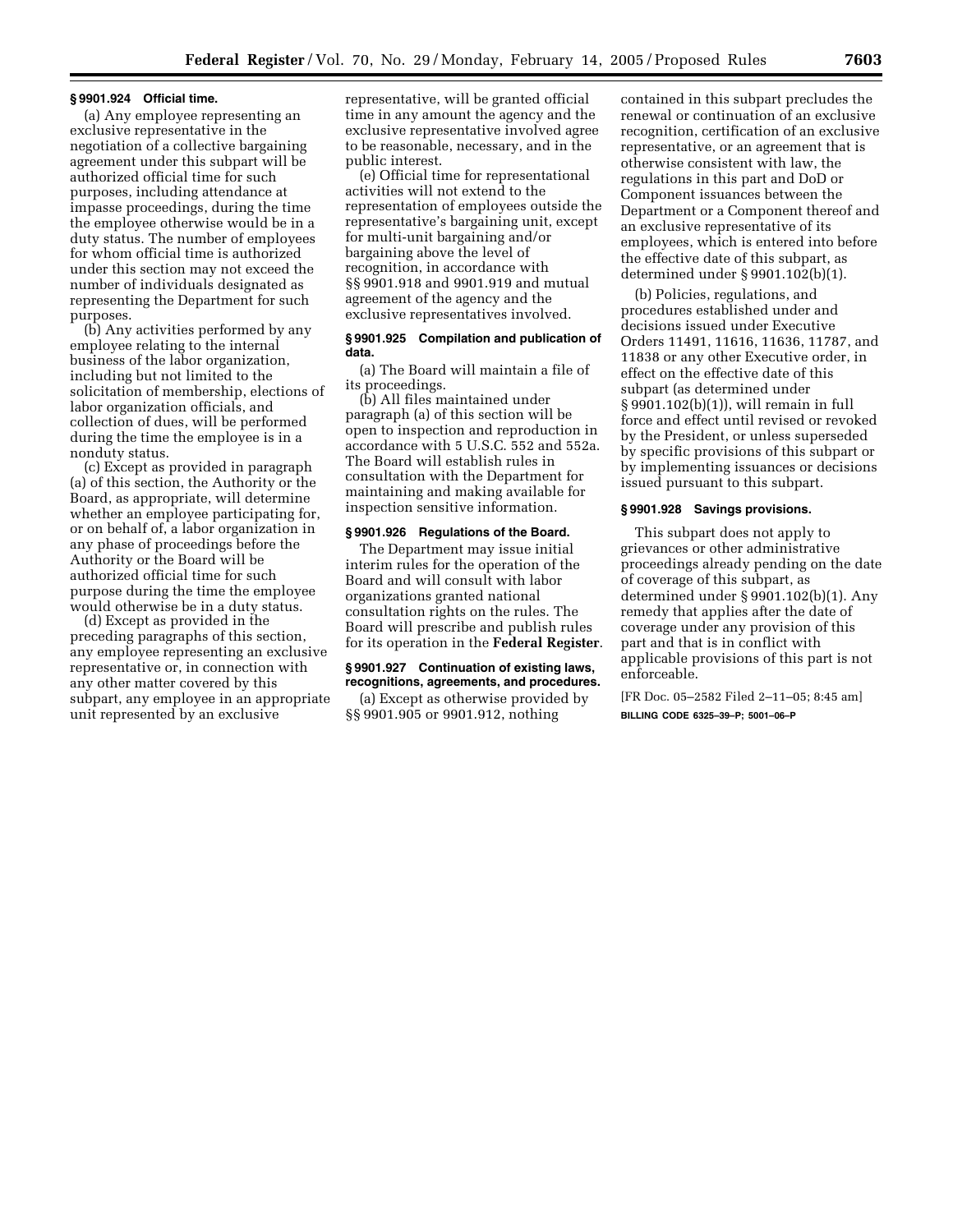### § 9901.924 Official time.

(a) Any employee representing an exclusive representative in the negotiation of a collective bargaining agreement under this subpart will be authorized official time for such purposes, including attendance at impasse proceedings, during the time the employee otherwise would be in a duty status. The number of employees for whom official time is authorized under this section may not exceed the number of individuals designated as representing the Department for such purposes.

(b) Any activities performed by any employee relating to the internal business of the labor organization, including but not limited to the solicitation of membership, elections of labor organization officials, and collection of dues, will be performed during the time the employee is in a nonduty status.

(c) Except as provided in paragraph (a) of this section, the Authority or the Board, as appropriate, will determine whether an employee participating for, or on behalf of, a labor organization in any phase of proceedings before the Authority or the Board will be authorized official time for such purpose during the time the employee would otherwise be in a duty status.

(d) Except as provided in the preceding paragraphs of this section, any employee representing an exclusive representative or, in connection with any other matter covered by this subpart, any employee in an appropriate unit represented by an exclusive representative, will be granted official time in any amount the agency and the exclusive representative involved agree to be reasonable, necessary, and in the public interest.

(e) Official time for representational activities will not extend to the representation of employees outside the representative's bargaining unit, except for multi-unit bargaining and/or bargaining above the level of recognition, in accordance with §§ 9901.918 and 9901.919 and mutual agreement of the agency and the exclusive representatives involved.

### § 9901.925 Compilation and publication of data.

(a) The Board will maintain a file of its proceedings.

(b) All files maintained under paragraph (a) of this section will be open to inspection and reproduction in accordance with 5 U.S.C. 552 and 552a. The Board will establish rules in consultation with the Department for maintaining and making available for inspection sensitive information.

### § 9901.926 Regulations of the Board.

The Department may issue initial interim rules for the operation of the Board and will consult with labor organizations granted national consultation rights on the rules. The Board will prescribe and publish rules for its operation in the **Federal Register**.

### § 9901.927 Continuation of existing laws, recognitions, agreements, and procedures.

(a) Except as otherwise provided by §§ 9901.905 or 9901.912, nothing contained in this subpart precludes the renewal or continuation of an exclusive recognition, certification of an exclusive representative, or an agreement that is otherwise consistent with law, the regulations in this part and DoD or Component issuances between the Department or a Component thereof and an exclusive representative of its employees, which is entered into before the effective date of this subpart, as determined under § 9901.102(b)(1).

(b) Policies, regulations, and procedures established under and decisions issued under Executive Orders 11491, 11616, 11636, 11787, and 11838 or any other Executive order, in effect on the effective date of this subpart (as determined under § 9901.102(b)(1)), will remain in full force and effect until revised or revoked by the President, or unless superseded by specific provisions of this subpart or by implementing issuances or decisions issued pursuant to this subpart.

### § 9901.928 Savings provisions.

This subpart does not apply to grievances or other administrative proceedings already pending on the date of coverage of this subpart, as determined under § 9901.102(b)(1). Any remedy that applies after the date of coverage under any provision of this part and that is in conflict with applicable provisions of this part is not enforceable.

[FR Doc. 05–2582 Filed 2–11–05; 8:45 am]

**BILLING CODE 6325–39–P; 5001–06–P**